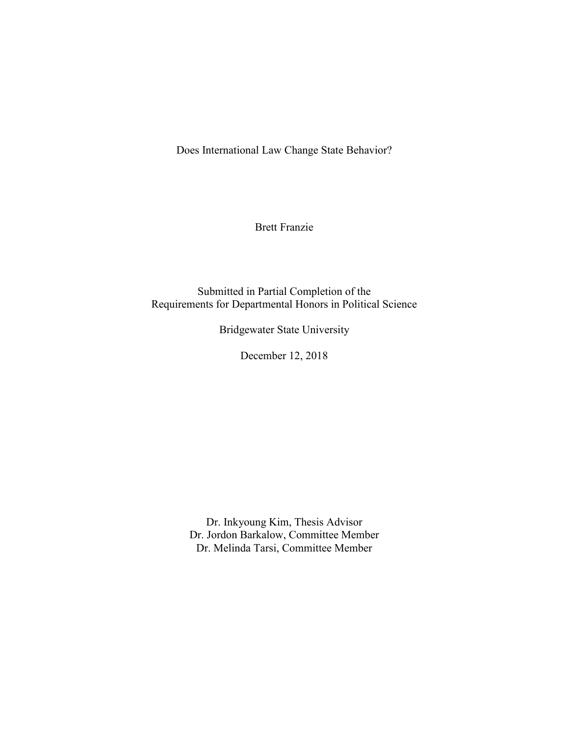# Does International Law Change State Behavior?

Brett Franzie

Submitted in Partial Completion of the
Requirements for Departmental Honors in Political Science

Bridgewater State University

December 12, 2018

Dr. Inkyoung Kim, Thesis Advisor
Dr. Jordon Barkalow, Committee Member
Dr. Melinda Tarsi, Committee Member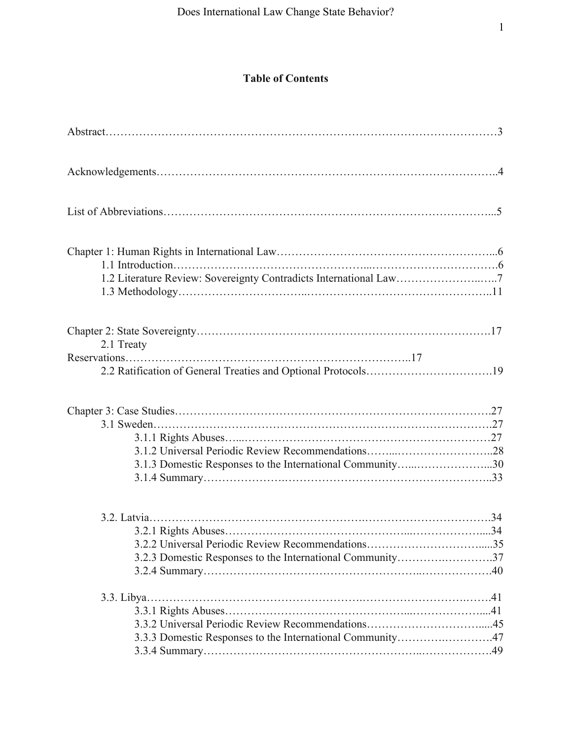## Table of Contents

Abstract…………………………………………………………………………………………3

Acknowledgements……………………………………………………………………………..4

List of Abbreviations…………………………………………………………………………...5

Chapter 1: Human Rights in International Law………………………………………………...6
- 1.1 Introduction………………………………………………………………………….6
- 1.2 Literature Review: Sovereignty Contradicts International Law……………………..7
- 1.3 Methodology………………………………………………………………………..11

Chapter 2: State Sovereignty…………………………………………………………………….17
- 2.1 Treaty Reservations…………………………………………………………………..17
- 2.2 Ratification of General Treaties and Optional Protocols…………………………….19

Chapter 3: Case Studies………………………………………………………………………….27
- 3.1 Sweden……………………………………………………………………………….27
  - 3.1.1 Rights Abuses………………………………………………………………27
  - 3.1.2 Universal Periodic Review Recommendations………………………………..28
  - 3.1.3 Domestic Responses to the International Community………………………...30
  - 3.1.4 Summary……………………………………………………………………..33
- 3.2. Latvia……………………………………………………………………………….34
  - 3.2.1 Rights Abuses………………………………………………………………....34
  - 3.2.2 Universal Periodic Review Recommendations…………………………….....35
  - 3.2.3 Domestic Responses to the International Community…………………….37
  - 3.2.4 Summary………………………………………………………………….40
- 3.3. Libya………………………………………………………………………………….41
  - 3.3.1 Rights Abuses………………………………………………………………....41
  - 3.3.2 Universal Periodic Review Recommendations…………………………….....45
  - 3.3.3 Domestic Responses to the International Community…………………….47
  - 3.3.4 Summary………………………………………………………………….49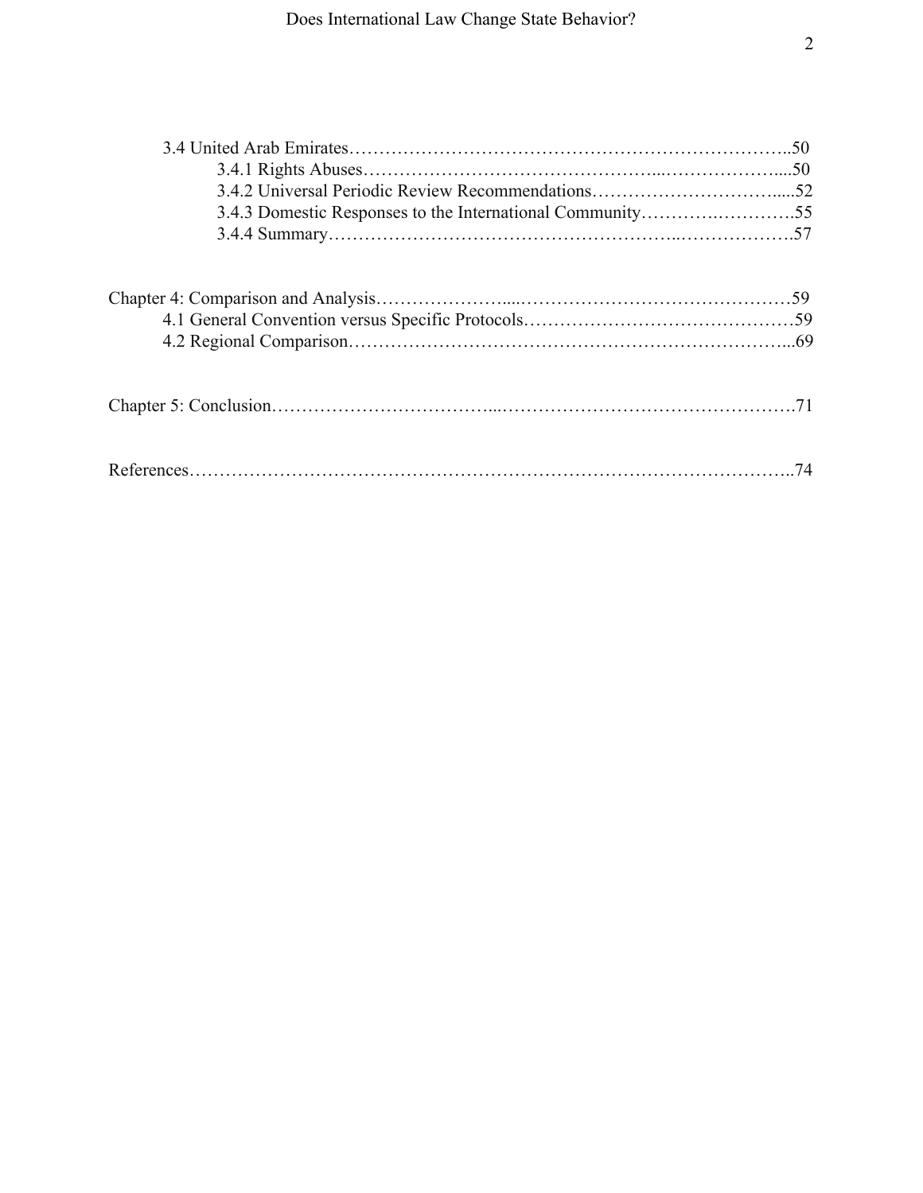3.4 United Arab Emirates……………………………………………………………..50

3.4.1 Rights Abuses…………………………………………...………………....50

3.4.2 Universal Periodic Review Recommendations………………………….....52

3.4.3 Domestic Responses to the International Community………….………….55

3.4.4 Summary……………………………………………..……………….57

Chapter 4: Comparison and Analysis………………....………………………………………59

4.1 General Convention versus Specific Protocols………………………………………59

4.2 Regional Comparison…………………………………………………………….....69

Chapter 5: Conclusion……………………………...…………………………………………71

References……………………………………………………………………………………..74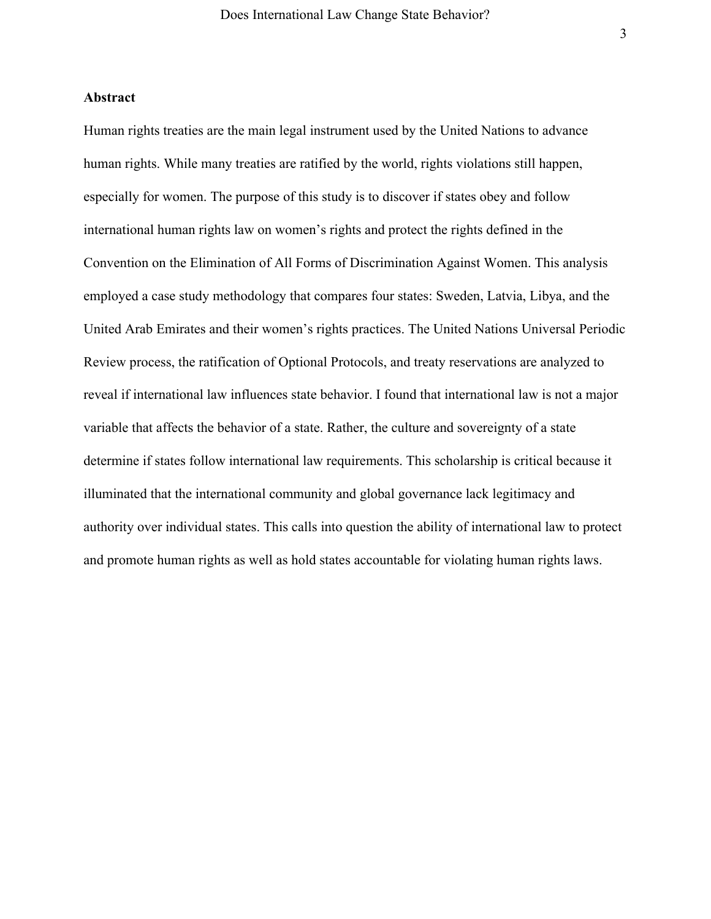**Abstract**

Human rights treaties are the main legal instrument used by the United Nations to advance human rights. While many treaties are ratified by the world, rights violations still happen, especially for women. The purpose of this study is to discover if states obey and follow international human rights law on women's rights and protect the rights defined in the Convention on the Elimination of All Forms of Discrimination Against Women. This analysis employed a case study methodology that compares four states: Sweden, Latvia, Libya, and the United Arab Emirates and their women's rights practices. The United Nations Universal Periodic Review process, the ratification of Optional Protocols, and treaty reservations are analyzed to reveal if international law influences state behavior. I found that international law is not a major variable that affects the behavior of a state. Rather, the culture and sovereignty of a state determine if states follow international law requirements. This scholarship is critical because it illuminated that the international community and global governance lack legitimacy and authority over individual states. This calls into question the ability of international law to protect and promote human rights as well as hold states accountable for violating human rights laws.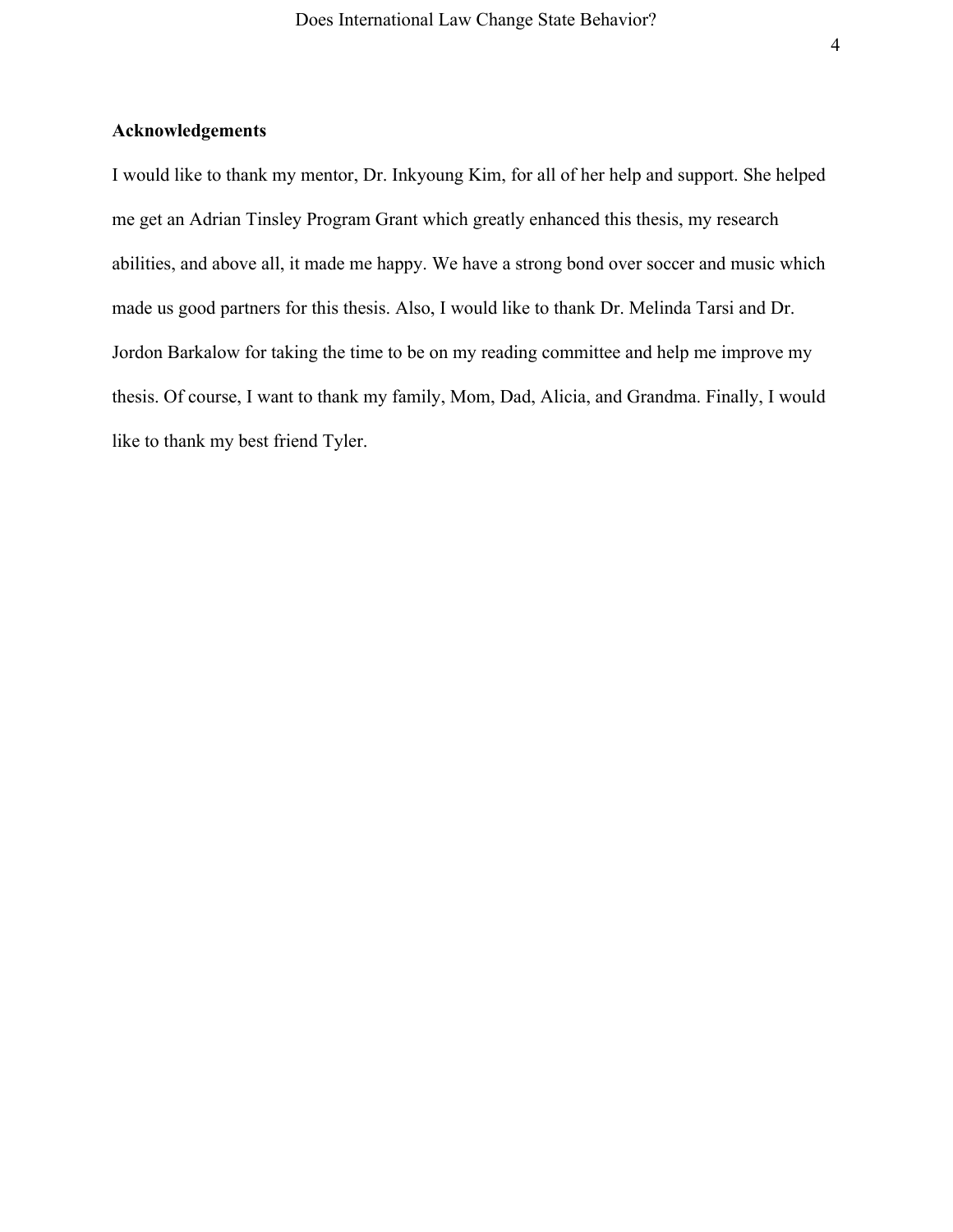**Acknowledgements**

I would like to thank my mentor, Dr. Inkyoung Kim, for all of her help and support. She helped me get an Adrian Tinsley Program Grant which greatly enhanced this thesis, my research abilities, and above all, it made me happy. We have a strong bond over soccer and music which made us good partners for this thesis. Also, I would like to thank Dr. Melinda Tarsi and Dr. Jordon Barkalow for taking the time to be on my reading committee and help me improve my thesis. Of course, I want to thank my family, Mom, Dad, Alicia, and Grandma. Finally, I would like to thank my best friend Tyler.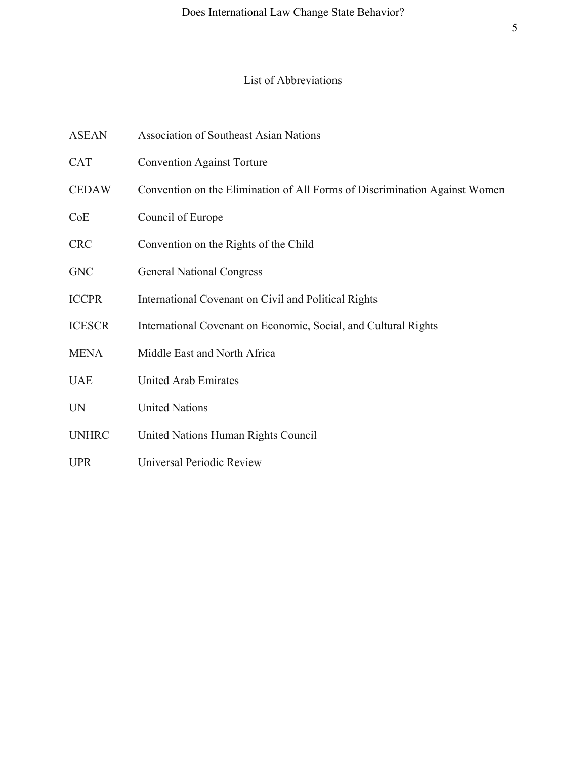# List of Abbreviations

| | |
|---|---|
| ASEAN | Association of Southeast Asian Nations |
| CAT | Convention Against Torture |
| CEDAW | Convention on the Elimination of All Forms of Discrimination Against Women |
| CoE | Council of Europe |
| CRC | Convention on the Rights of the Child |
| GNC | General National Congress |
| ICCPR | International Covenant on Civil and Political Rights |
| ICESCR | International Covenant on Economic, Social, and Cultural Rights |
| MENA | Middle East and North Africa |
| UAE | United Arab Emirates |
| UN | United Nations |
| UNHRC | United Nations Human Rights Council |
| UPR | Universal Periodic Review |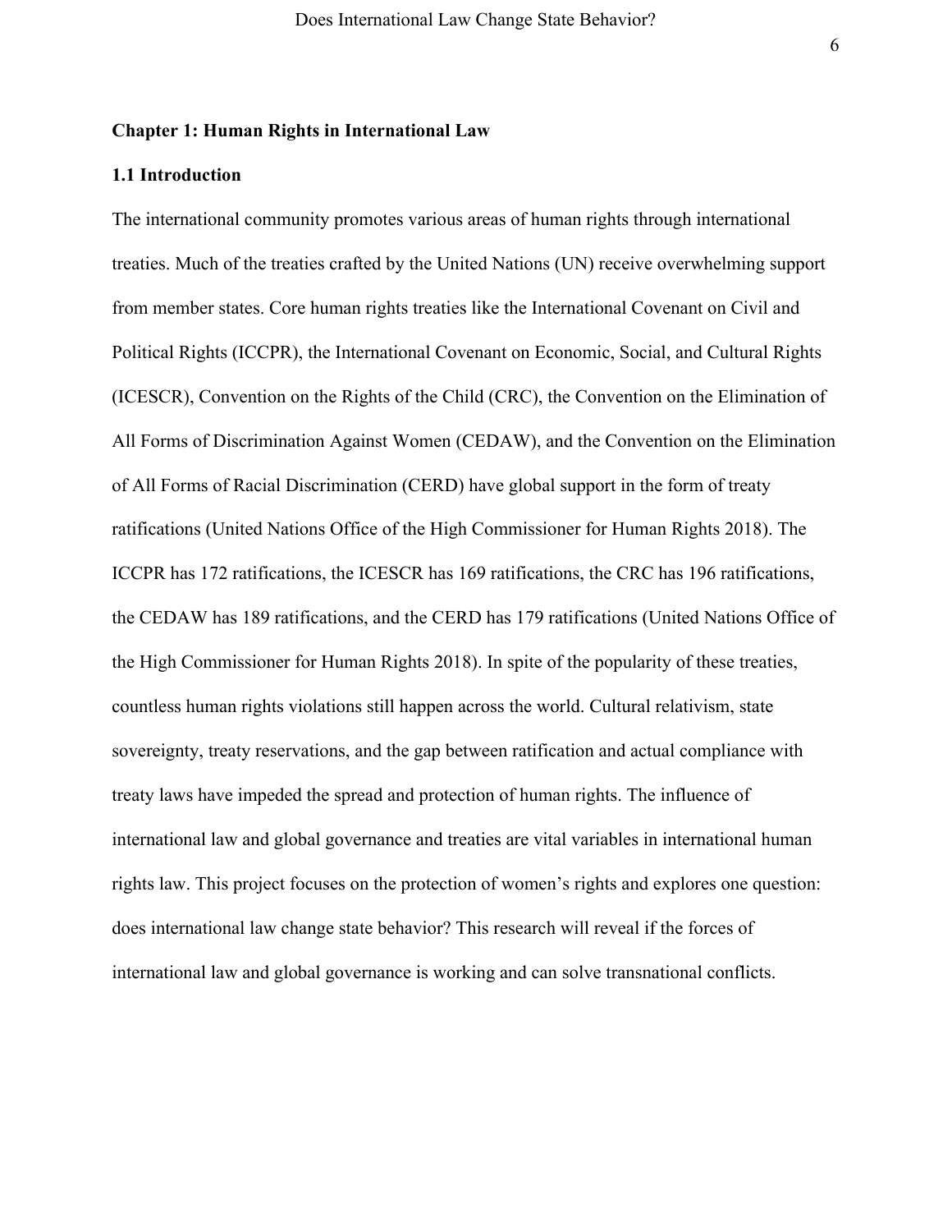# Chapter 1: Human Rights in International Law

## 1.1 Introduction

The international community promotes various areas of human rights through international treaties. Much of the treaties crafted by the United Nations (UN) receive overwhelming support from member states. Core human rights treaties like the International Covenant on Civil and Political Rights (ICCPR), the International Covenant on Economic, Social, and Cultural Rights (ICESCR), Convention on the Rights of the Child (CRC), the Convention on the Elimination of All Forms of Discrimination Against Women (CEDAW), and the Convention on the Elimination of All Forms of Racial Discrimination (CERD) have global support in the form of treaty ratifications (United Nations Office of the High Commissioner for Human Rights 2018). The ICCPR has 172 ratifications, the ICESCR has 169 ratifications, the CRC has 196 ratifications, the CEDAW has 189 ratifications, and the CERD has 179 ratifications (United Nations Office of the High Commissioner for Human Rights 2018). In spite of the popularity of these treaties, countless human rights violations still happen across the world. Cultural relativism, state sovereignty, treaty reservations, and the gap between ratification and actual compliance with treaty laws have impeded the spread and protection of human rights. The influence of international law and global governance and treaties are vital variables in international human rights law. This project focuses on the protection of women's rights and explores one question: does international law change state behavior? This research will reveal if the forces of international law and global governance is working and can solve transnational conflicts.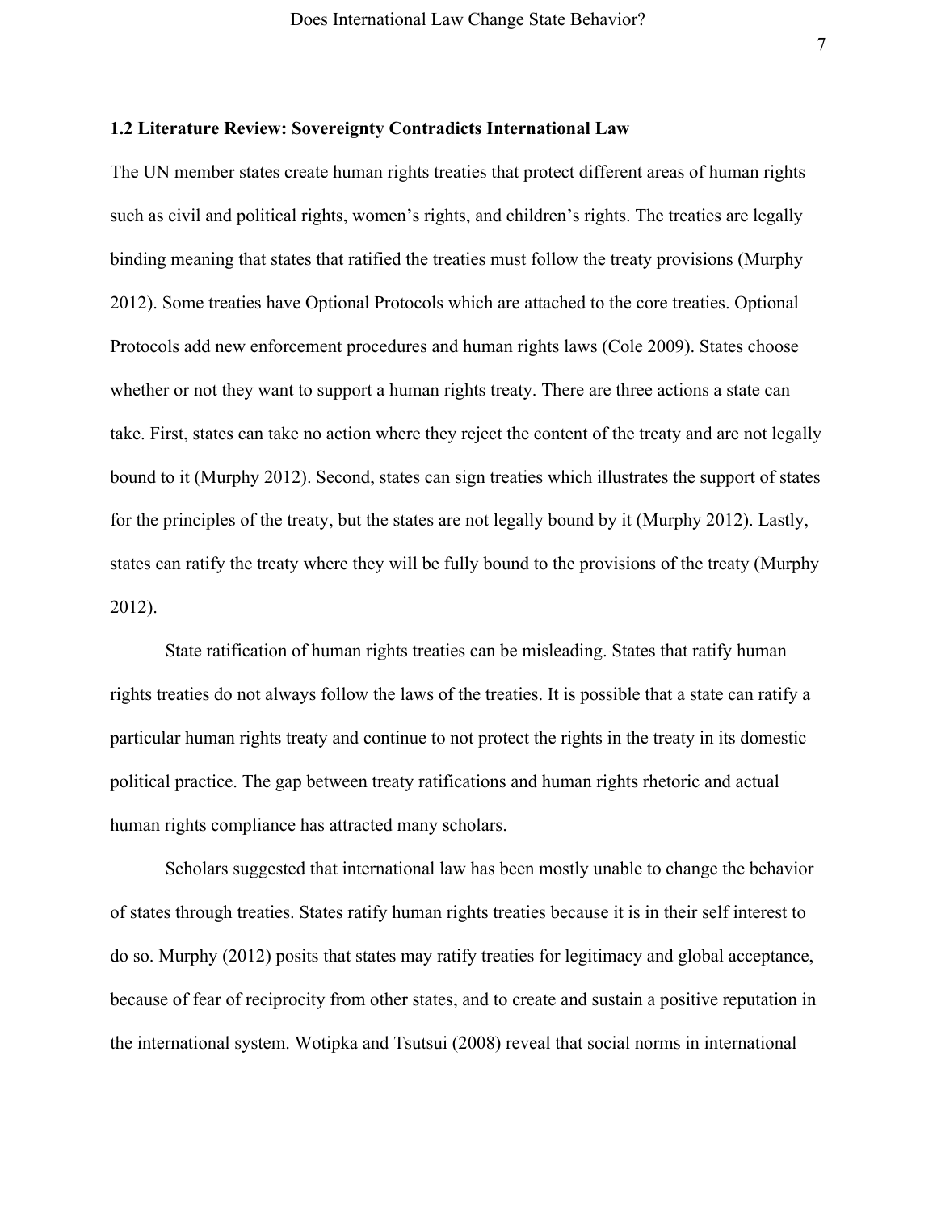### 1.2 Literature Review: Sovereignty Contradicts International Law

The UN member states create human rights treaties that protect different areas of human rights such as civil and political rights, women's rights, and children's rights. The treaties are legally binding meaning that states that ratified the treaties must follow the treaty provisions (Murphy 2012). Some treaties have Optional Protocols which are attached to the core treaties. Optional Protocols add new enforcement procedures and human rights laws (Cole 2009). States choose whether or not they want to support a human rights treaty. There are three actions a state can take. First, states can take no action where they reject the content of the treaty and are not legally bound to it (Murphy 2012). Second, states can sign treaties which illustrates the support of states for the principles of the treaty, but the states are not legally bound by it (Murphy 2012). Lastly, states can ratify the treaty where they will be fully bound to the provisions of the treaty (Murphy 2012).

State ratification of human rights treaties can be misleading. States that ratify human rights treaties do not always follow the laws of the treaties. It is possible that a state can ratify a particular human rights treaty and continue to not protect the rights in the treaty in its domestic political practice. The gap between treaty ratifications and human rights rhetoric and actual human rights compliance has attracted many scholars.

Scholars suggested that international law has been mostly unable to change the behavior of states through treaties. States ratify human rights treaties because it is in their self interest to do so. Murphy (2012) posits that states may ratify treaties for legitimacy and global acceptance, because of fear of reciprocity from other states, and to create and sustain a positive reputation in the international system. Wotipka and Tsutsui (2008) reveal that social norms in international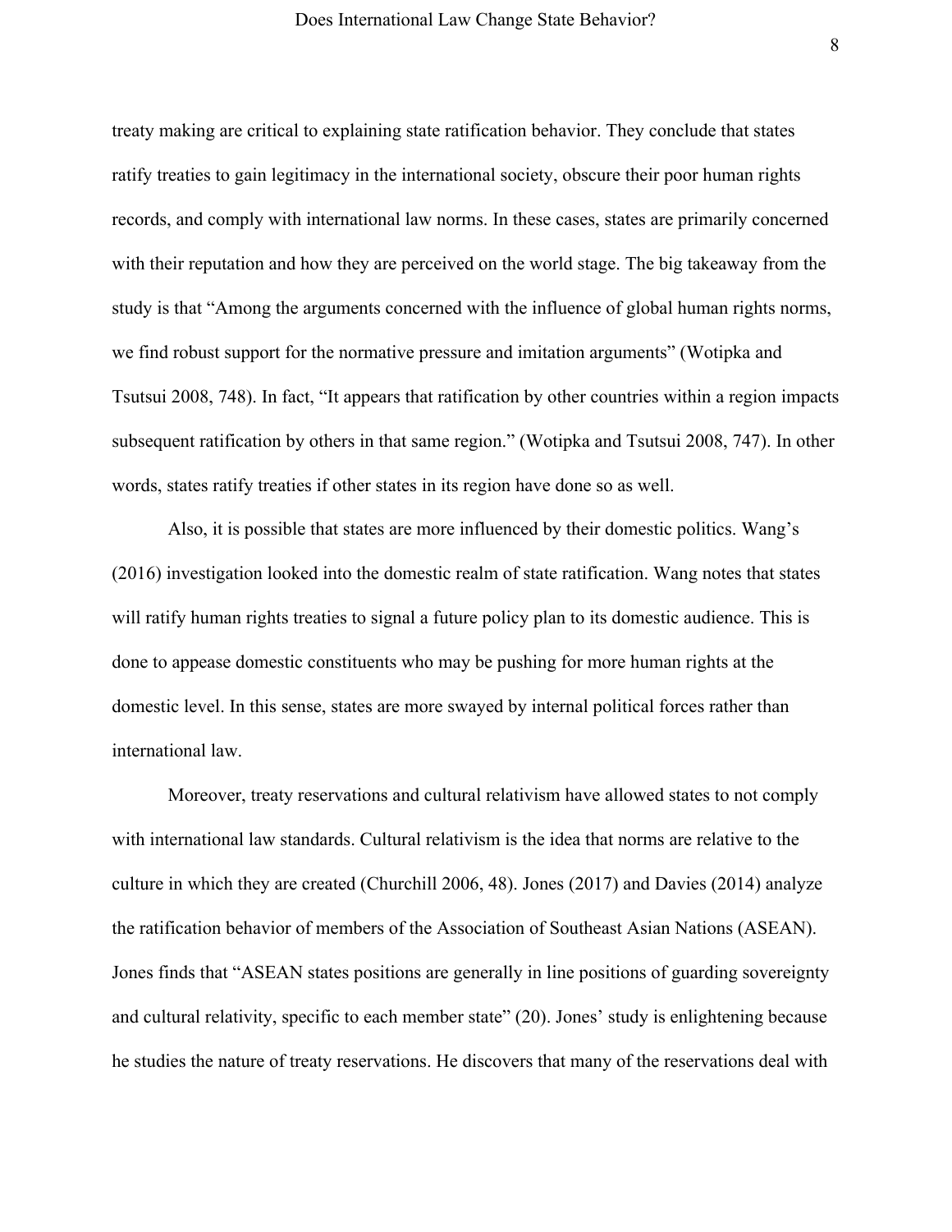treaty making are critical to explaining state ratification behavior. They conclude that states ratify treaties to gain legitimacy in the international society, obscure their poor human rights records, and comply with international law norms. In these cases, states are primarily concerned with their reputation and how they are perceived on the world stage. The big takeaway from the study is that "Among the arguments concerned with the influence of global human rights norms, we find robust support for the normative pressure and imitation arguments" (Wotipka and Tsutsui 2008, 748). In fact, "It appears that ratification by other countries within a region impacts subsequent ratification by others in that same region." (Wotipka and Tsutsui 2008, 747). In other words, states ratify treaties if other states in its region have done so as well.

Also, it is possible that states are more influenced by their domestic politics. Wang's (2016) investigation looked into the domestic realm of state ratification. Wang notes that states will ratify human rights treaties to signal a future policy plan to its domestic audience. This is done to appease domestic constituents who may be pushing for more human rights at the domestic level. In this sense, states are more swayed by internal political forces rather than international law.

Moreover, treaty reservations and cultural relativism have allowed states to not comply with international law standards. Cultural relativism is the idea that norms are relative to the culture in which they are created (Churchill 2006, 48). Jones (2017) and Davies (2014) analyze the ratification behavior of members of the Association of Southeast Asian Nations (ASEAN). Jones finds that "ASEAN states positions are generally in line positions of guarding sovereignty and cultural relativity, specific to each member state" (20). Jones' study is enlightening because he studies the nature of treaty reservations. He discovers that many of the reservations deal with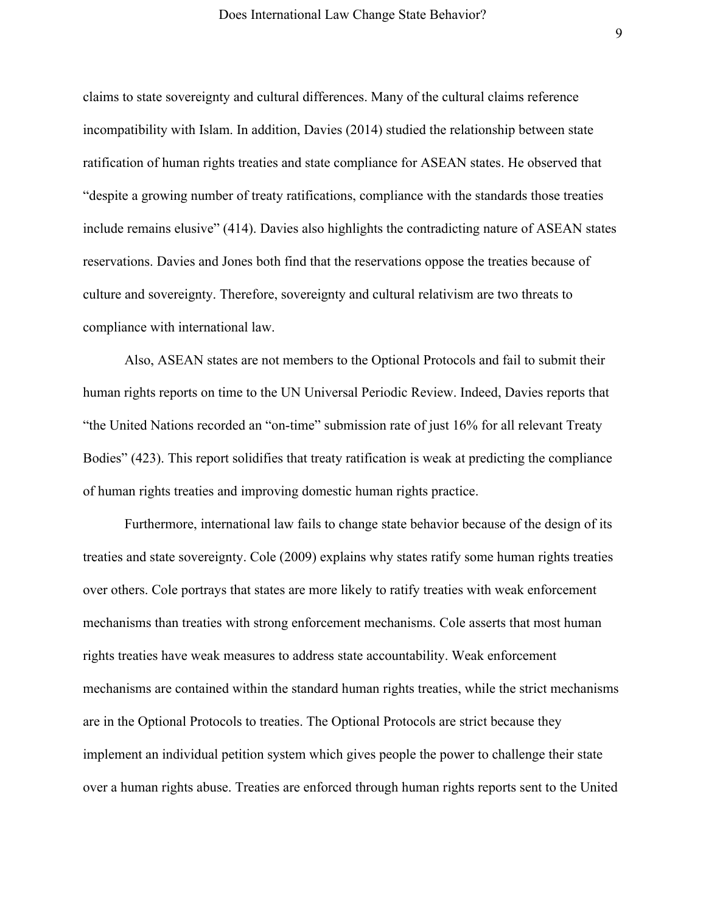claims to state sovereignty and cultural differences. Many of the cultural claims reference incompatibility with Islam. In addition, Davies (2014) studied the relationship between state ratification of human rights treaties and state compliance for ASEAN states. He observed that "despite a growing number of treaty ratifications, compliance with the standards those treaties include remains elusive" (414). Davies also highlights the contradicting nature of ASEAN states reservations. Davies and Jones both find that the reservations oppose the treaties because of culture and sovereignty. Therefore, sovereignty and cultural relativism are two threats to compliance with international law.

Also, ASEAN states are not members to the Optional Protocols and fail to submit their human rights reports on time to the UN Universal Periodic Review. Indeed, Davies reports that "the United Nations recorded an "on-time" submission rate of just 16% for all relevant Treaty Bodies" (423). This report solidifies that treaty ratification is weak at predicting the compliance of human rights treaties and improving domestic human rights practice.

Furthermore, international law fails to change state behavior because of the design of its treaties and state sovereignty. Cole (2009) explains why states ratify some human rights treaties over others. Cole portrays that states are more likely to ratify treaties with weak enforcement mechanisms than treaties with strong enforcement mechanisms. Cole asserts that most human rights treaties have weak measures to address state accountability. Weak enforcement mechanisms are contained within the standard human rights treaties, while the strict mechanisms are in the Optional Protocols to treaties. The Optional Protocols are strict because they implement an individual petition system which gives people the power to challenge their state over a human rights abuse. Treaties are enforced through human rights reports sent to the United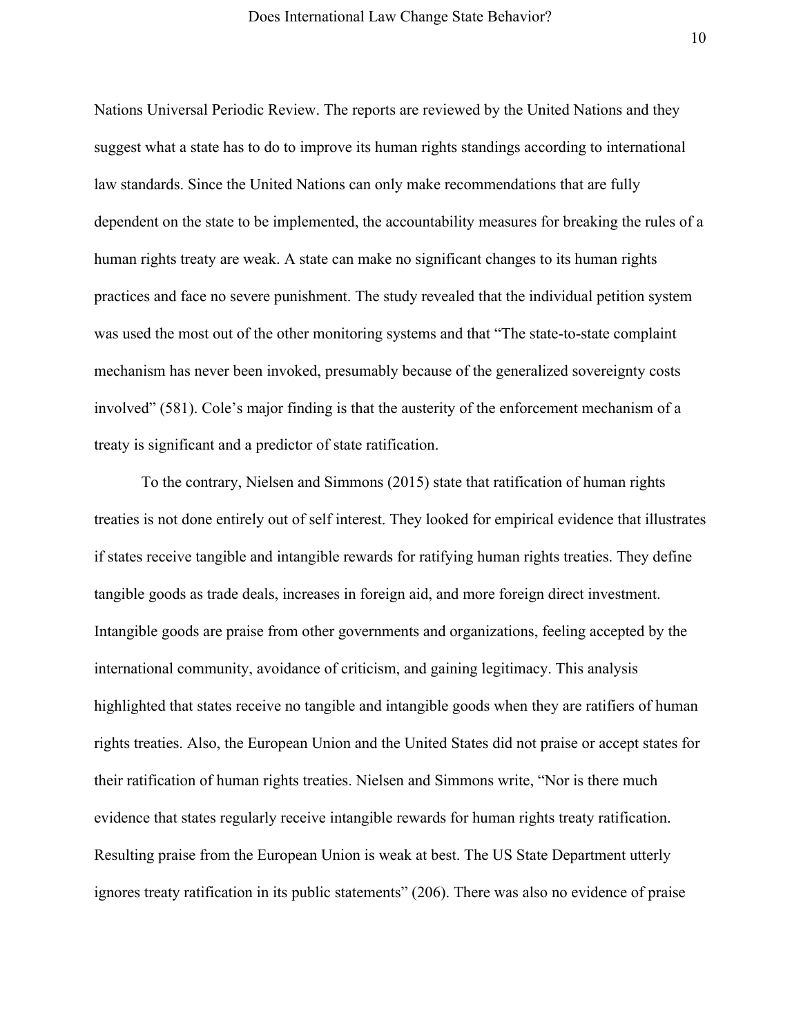Nations Universal Periodic Review. The reports are reviewed by the United Nations and they suggest what a state has to do to improve its human rights standings according to international law standards. Since the United Nations can only make recommendations that are fully dependent on the state to be implemented, the accountability measures for breaking the rules of a human rights treaty are weak. A state can make no significant changes to its human rights practices and face no severe punishment. The study revealed that the individual petition system was used the most out of the other monitoring systems and that "The state-to-state complaint mechanism has never been invoked, presumably because of the generalized sovereignty costs involved" (581). Cole's major finding is that the austerity of the enforcement mechanism of a treaty is significant and a predictor of state ratification.

To the contrary, Nielsen and Simmons (2015) state that ratification of human rights treaties is not done entirely out of self interest. They looked for empirical evidence that illustrates if states receive tangible and intangible rewards for ratifying human rights treaties. They define tangible goods as trade deals, increases in foreign aid, and more foreign direct investment. Intangible goods are praise from other governments and organizations, feeling accepted by the international community, avoidance of criticism, and gaining legitimacy. This analysis highlighted that states receive no tangible and intangible goods when they are ratifiers of human rights treaties. Also, the European Union and the United States did not praise or accept states for their ratification of human rights treaties. Nielsen and Simmons write, "Nor is there much evidence that states regularly receive intangible rewards for human rights treaty ratification. Resulting praise from the European Union is weak at best. The US State Department utterly ignores treaty ratification in its public statements" (206). There was also no evidence of praise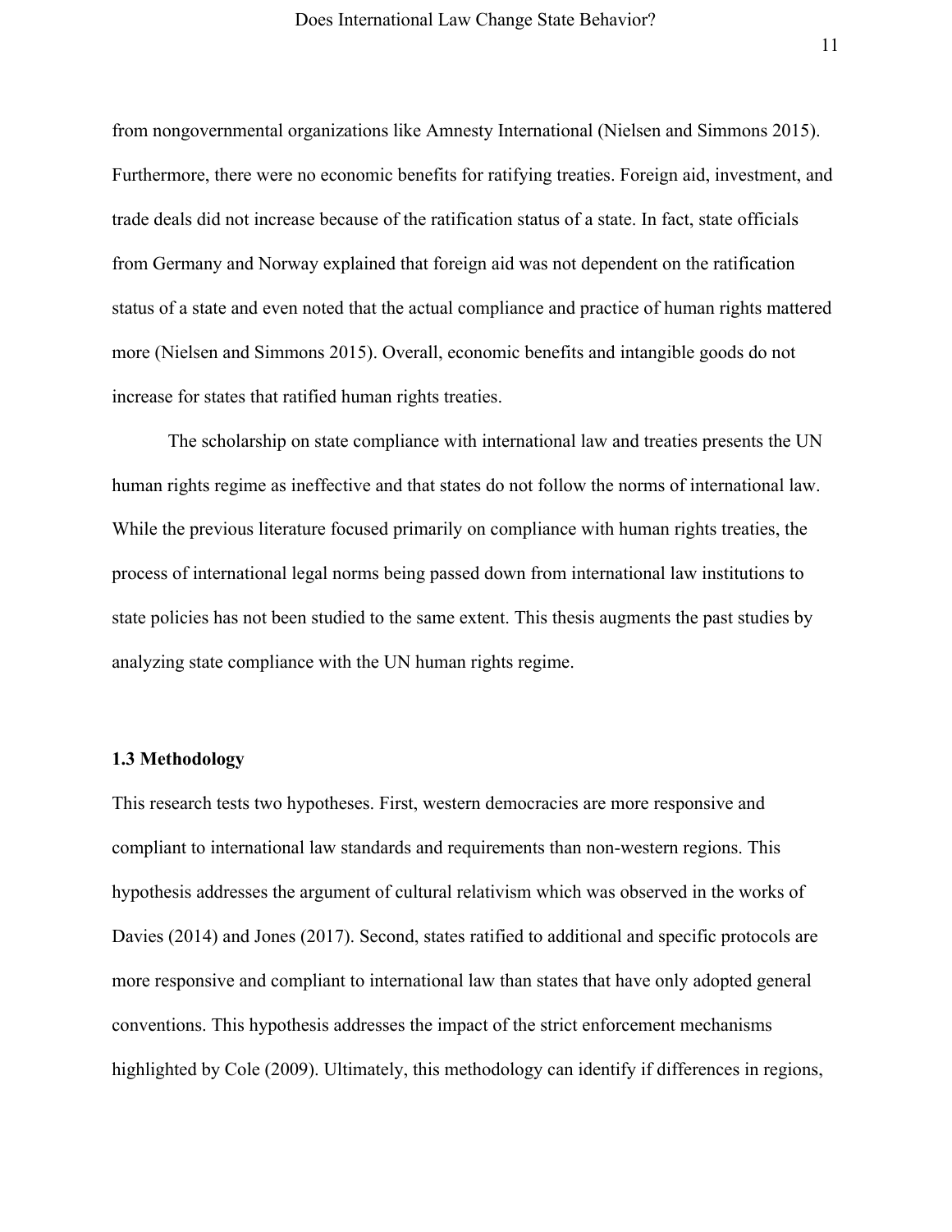from nongovernmental organizations like Amnesty International (Nielsen and Simmons 2015). Furthermore, there were no economic benefits for ratifying treaties. Foreign aid, investment, and trade deals did not increase because of the ratification status of a state. In fact, state officials from Germany and Norway explained that foreign aid was not dependent on the ratification status of a state and even noted that the actual compliance and practice of human rights mattered more (Nielsen and Simmons 2015). Overall, economic benefits and intangible goods do not increase for states that ratified human rights treaties.

The scholarship on state compliance with international law and treaties presents the UN human rights regime as ineffective and that states do not follow the norms of international law. While the previous literature focused primarily on compliance with human rights treaties, the process of international legal norms being passed down from international law institutions to state policies has not been studied to the same extent. This thesis augments the past studies by analyzing state compliance with the UN human rights regime.

### 1.3 Methodology

This research tests two hypotheses. First, western democracies are more responsive and compliant to international law standards and requirements than non-western regions. This hypothesis addresses the argument of cultural relativism which was observed in the works of Davies (2014) and Jones (2017). Second, states ratified to additional and specific protocols are more responsive and compliant to international law than states that have only adopted general conventions. This hypothesis addresses the impact of the strict enforcement mechanisms highlighted by Cole (2009). Ultimately, this methodology can identify if differences in regions,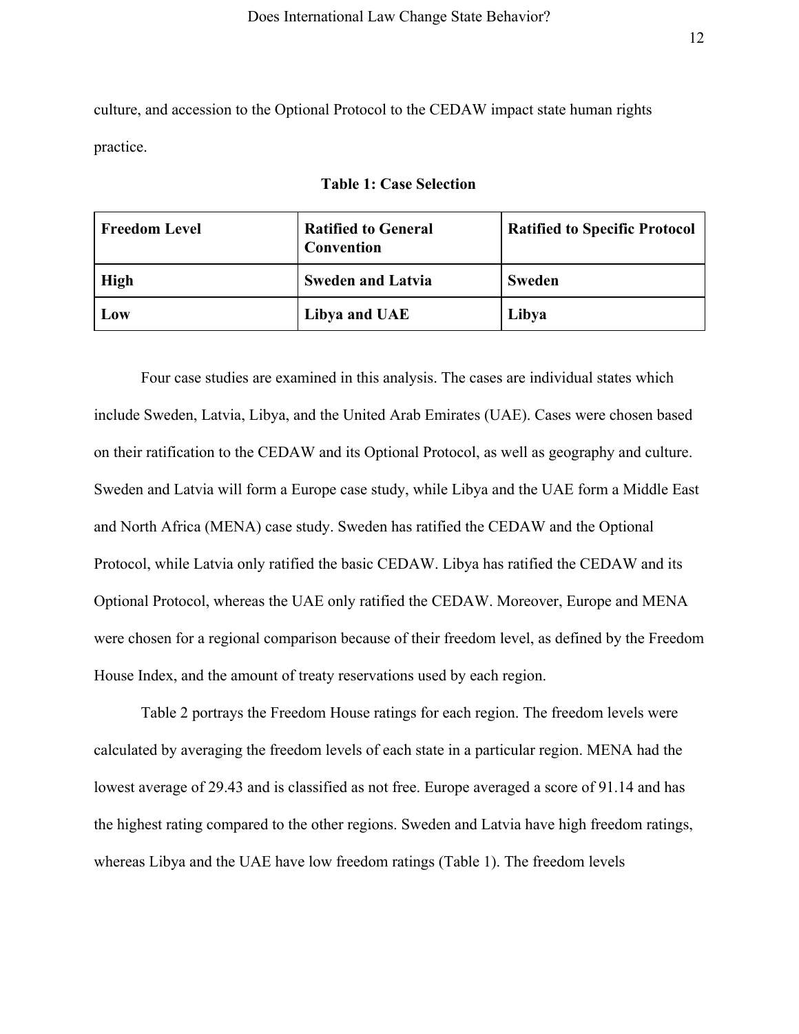culture, and accession to the Optional Protocol to the CEDAW impact state human rights practice.

**Table 1: Case Selection**

| Freedom Level | Ratified to General Convention | Ratified to Specific Protocol |
| --- | --- | --- |
| **High** | **Sweden and Latvia** | **Sweden** |
| **Low** | **Libya and UAE** | **Libya** |

Four case studies are examined in this analysis. The cases are individual states which include Sweden, Latvia, Libya, and the United Arab Emirates (UAE). Cases were chosen based on their ratification to the CEDAW and its Optional Protocol, as well as geography and culture. Sweden and Latvia will form a Europe case study, while Libya and the UAE form a Middle East and North Africa (MENA) case study. Sweden has ratified the CEDAW and the Optional Protocol, while Latvia only ratified the basic CEDAW. Libya has ratified the CEDAW and its Optional Protocol, whereas the UAE only ratified the CEDAW. Moreover, Europe and MENA were chosen for a regional comparison because of their freedom level, as defined by the Freedom House Index, and the amount of treaty reservations used by each region.

Table 2 portrays the Freedom House ratings for each region. The freedom levels were calculated by averaging the freedom levels of each state in a particular region. MENA had the lowest average of 29.43 and is classified as not free. Europe averaged a score of 91.14 and has the highest rating compared to the other regions. Sweden and Latvia have high freedom ratings, whereas Libya and the UAE have low freedom ratings (Table 1). The freedom levels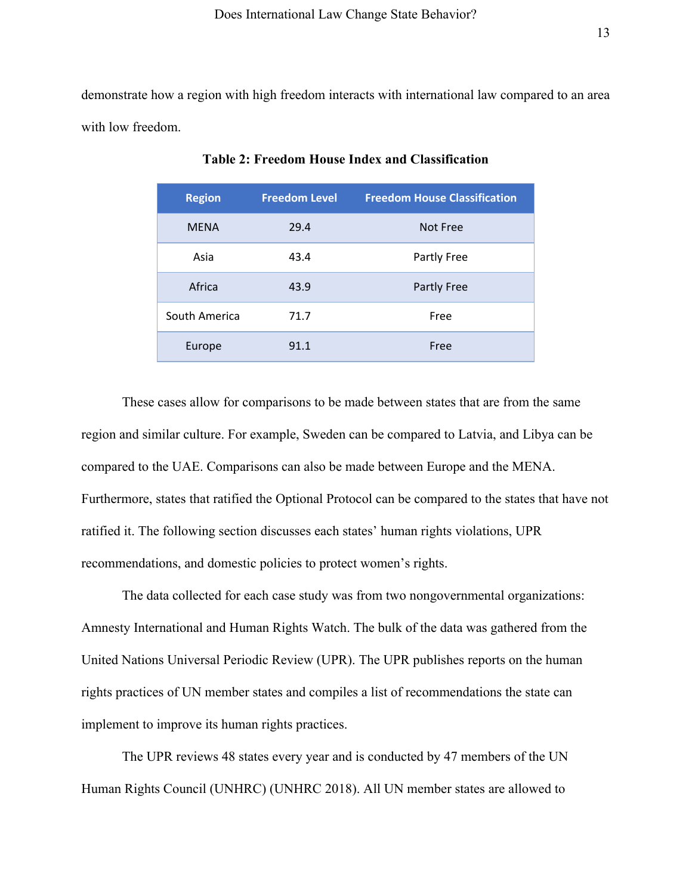demonstrate how a region with high freedom interacts with international law compared to an area with low freedom.

**Table 2: Freedom House Index and Classification**

| Region | Freedom Level | Freedom House Classification |
|---|---|---|
| MENA | 29.4 | Not Free |
| Asia | 43.4 | Partly Free |
| Africa | 43.9 | Partly Free |
| South America | 71.7 | Free |
| Europe | 91.1 | Free |

These cases allow for comparisons to be made between states that are from the same region and similar culture. For example, Sweden can be compared to Latvia, and Libya can be compared to the UAE. Comparisons can also be made between Europe and the MENA. Furthermore, states that ratified the Optional Protocol can be compared to the states that have not ratified it. The following section discusses each states' human rights violations, UPR recommendations, and domestic policies to protect women's rights.

The data collected for each case study was from two nongovernmental organizations: Amnesty International and Human Rights Watch. The bulk of the data was gathered from the United Nations Universal Periodic Review (UPR). The UPR publishes reports on the human rights practices of UN member states and compiles a list of recommendations the state can implement to improve its human rights practices.

The UPR reviews 48 states every year and is conducted by 47 members of the UN Human Rights Council (UNHRC) (UNHRC 2018). All UN member states are allowed to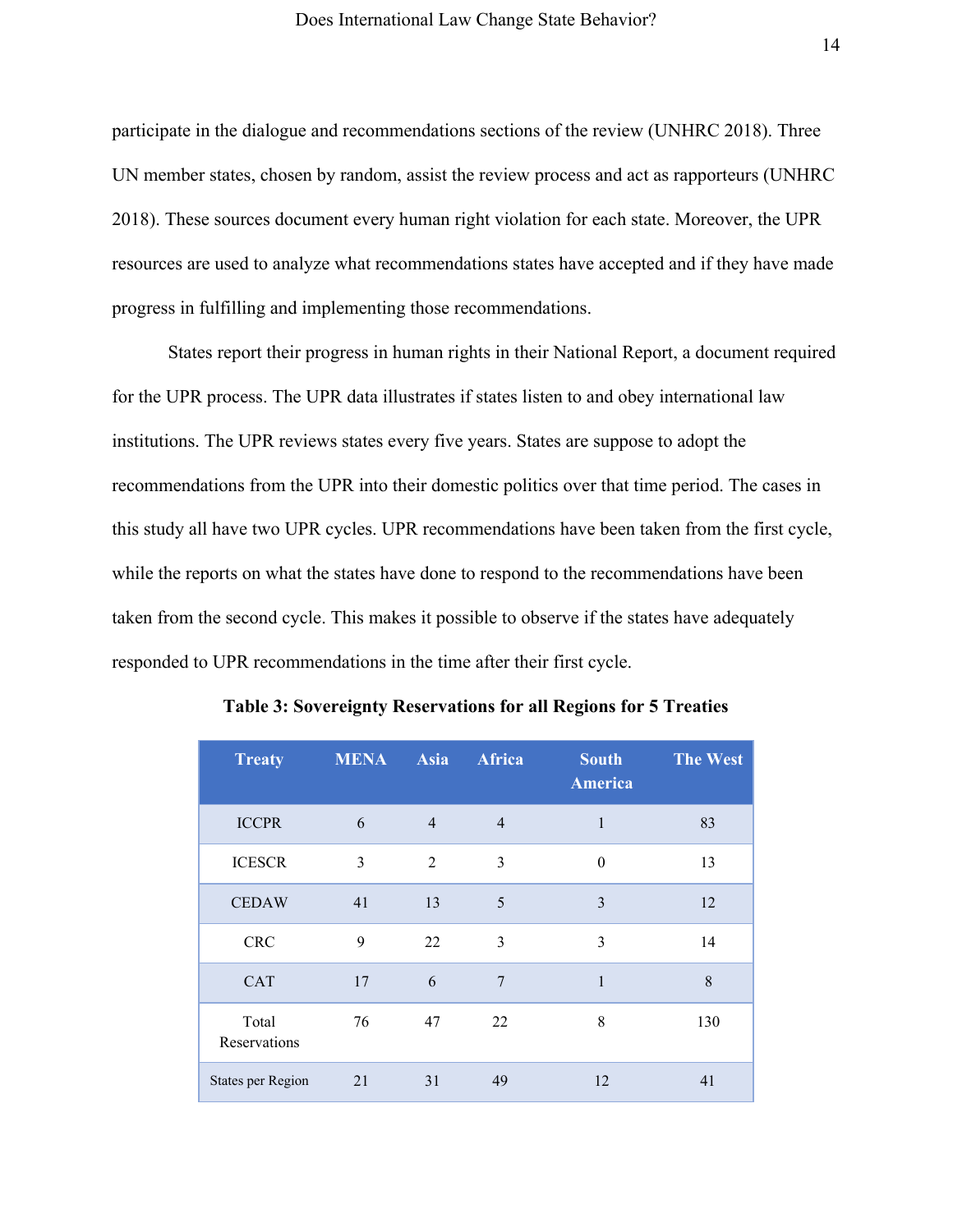participate in the dialogue and recommendations sections of the review (UNHRC 2018). Three UN member states, chosen by random, assist the review process and act as rapporteurs (UNHRC 2018). These sources document every human right violation for each state. Moreover, the UPR resources are used to analyze what recommendations states have accepted and if they have made progress in fulfilling and implementing those recommendations.

States report their progress in human rights in their National Report, a document required for the UPR process. The UPR data illustrates if states listen to and obey international law institutions. The UPR reviews states every five years. States are suppose to adopt the recommendations from the UPR into their domestic politics over that time period. The cases in this study all have two UPR cycles. UPR recommendations have been taken from the first cycle, while the reports on what the states have done to respond to the recommendations have been taken from the second cycle. This makes it possible to observe if the states have adequately responded to UPR recommendations in the time after their first cycle.

**Table 3: Sovereignty Reservations for all Regions for 5 Treaties**

| Treaty | MENA | Asia | Africa | South America | The West |
|---|---|---|---|---|---|
| ICCPR | 6 | 4 | 4 | 1 | 83 |
| ICESCR | 3 | 2 | 3 | 0 | 13 |
| CEDAW | 41 | 13 | 5 | 3 | 12 |
| CRC | 9 | 22 | 3 | 3 | 14 |
| CAT | 17 | 6 | 7 | 1 | 8 |
| Total Reservations | 76 | 47 | 22 | 8 | 130 |
| States per Region | 21 | 31 | 49 | 12 | 41 |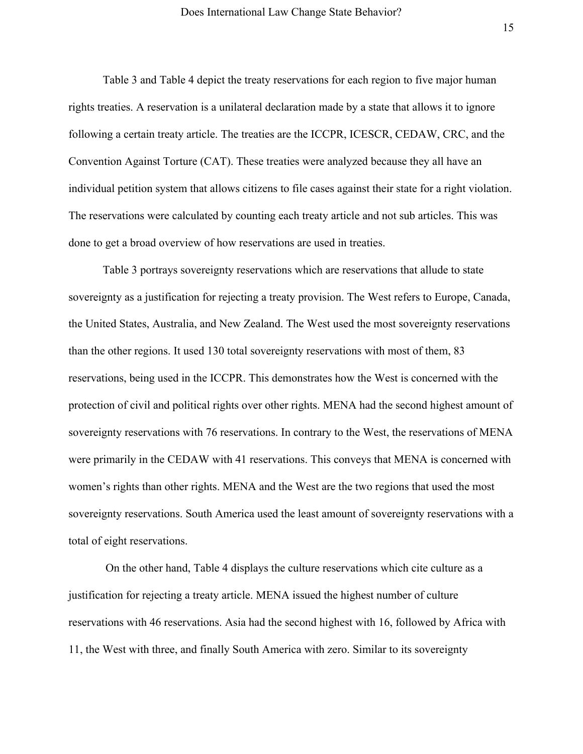Table 3 and Table 4 depict the treaty reservations for each region to five major human rights treaties. A reservation is a unilateral declaration made by a state that allows it to ignore following a certain treaty article. The treaties are the ICCPR, ICESCR, CEDAW, CRC, and the Convention Against Torture (CAT). These treaties were analyzed because they all have an individual petition system that allows citizens to file cases against their state for a right violation. The reservations were calculated by counting each treaty article and not sub articles. This was done to get a broad overview of how reservations are used in treaties.

Table 3 portrays sovereignty reservations which are reservations that allude to state sovereignty as a justification for rejecting a treaty provision. The West refers to Europe, Canada, the United States, Australia, and New Zealand. The West used the most sovereignty reservations than the other regions. It used 130 total sovereignty reservations with most of them, 83 reservations, being used in the ICCPR. This demonstrates how the West is concerned with the protection of civil and political rights over other rights. MENA had the second highest amount of sovereignty reservations with 76 reservations. In contrary to the West, the reservations of MENA were primarily in the CEDAW with 41 reservations. This conveys that MENA is concerned with women's rights than other rights. MENA and the West are the two regions that used the most sovereignty reservations. South America used the least amount of sovereignty reservations with a total of eight reservations.

On the other hand, Table 4 displays the culture reservations which cite culture as a justification for rejecting a treaty article. MENA issued the highest number of culture reservations with 46 reservations. Asia had the second highest with 16, followed by Africa with 11, the West with three, and finally South America with zero. Similar to its sovereignty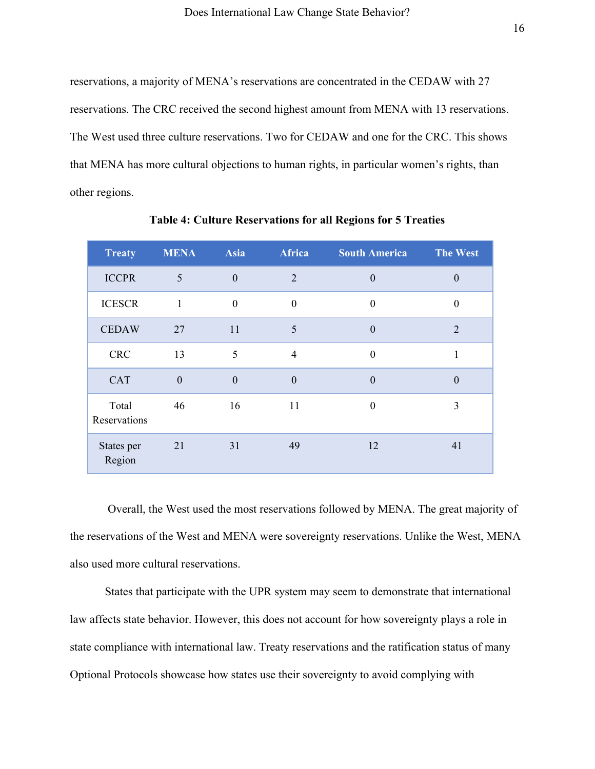reservations, a majority of MENA's reservations are concentrated in the CEDAW with 27 reservations. The CRC received the second highest amount from MENA with 13 reservations. The West used three culture reservations. Two for CEDAW and one for the CRC. This shows that MENA has more cultural objections to human rights, in particular women's rights, than other regions.

**Table 4: Culture Reservations for all Regions for 5 Treaties**

| Treaty | MENA | Asia | Africa | South America | The West |
|---|---|---|---|---|---|
| ICCPR | 5 | 0 | 2 | 0 | 0 |
| ICESCR | 1 | 0 | 0 | 0 | 0 |
| CEDAW | 27 | 11 | 5 | 0 | 2 |
| CRC | 13 | 5 | 4 | 0 | 1 |
| CAT | 0 | 0 | 0 | 0 | 0 |
| Total Reservations | 46 | 16 | 11 | 0 | 3 |
| States per Region | 21 | 31 | 49 | 12 | 41 |

Overall, the West used the most reservations followed by MENA. The great majority of the reservations of the West and MENA were sovereignty reservations. Unlike the West, MENA also used more cultural reservations.

States that participate with the UPR system may seem to demonstrate that international law affects state behavior. However, this does not account for how sovereignty plays a role in state compliance with international law. Treaty reservations and the ratification status of many Optional Protocols showcase how states use their sovereignty to avoid complying with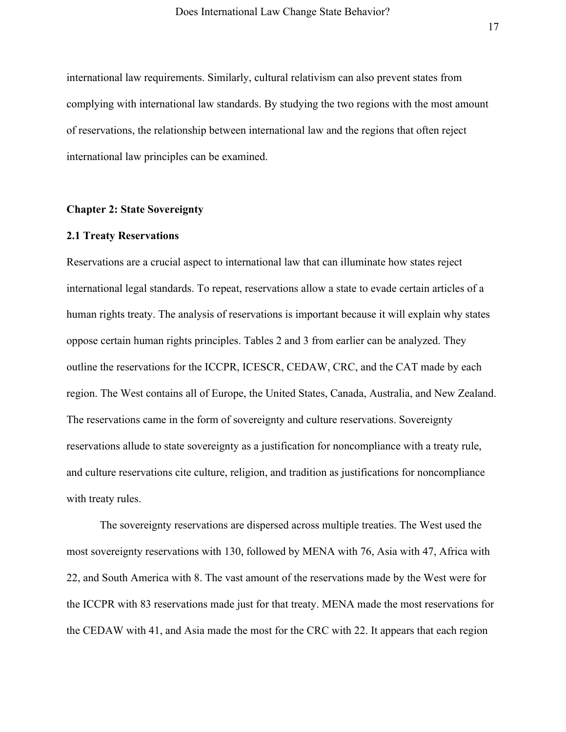international law requirements. Similarly, cultural relativism can also prevent states from complying with international law standards. By studying the two regions with the most amount of reservations, the relationship between international law and the regions that often reject international law principles can be examined.

## Chapter 2: State Sovereignty

### 2.1 Treaty Reservations

Reservations are a crucial aspect to international law that can illuminate how states reject international legal standards. To repeat, reservations allow a state to evade certain articles of a human rights treaty. The analysis of reservations is important because it will explain why states oppose certain human rights principles. Tables 2 and 3 from earlier can be analyzed. They outline the reservations for the ICCPR, ICESCR, CEDAW, CRC, and the CAT made by each region. The West contains all of Europe, the United States, Canada, Australia, and New Zealand. The reservations came in the form of sovereignty and culture reservations. Sovereignty reservations allude to state sovereignty as a justification for noncompliance with a treaty rule, and culture reservations cite culture, religion, and tradition as justifications for noncompliance with treaty rules.

The sovereignty reservations are dispersed across multiple treaties. The West used the most sovereignty reservations with 130, followed by MENA with 76, Asia with 47, Africa with 22, and South America with 8. The vast amount of the reservations made by the West were for the ICCPR with 83 reservations made just for that treaty. MENA made the most reservations for the CEDAW with 41, and Asia made the most for the CRC with 22. It appears that each region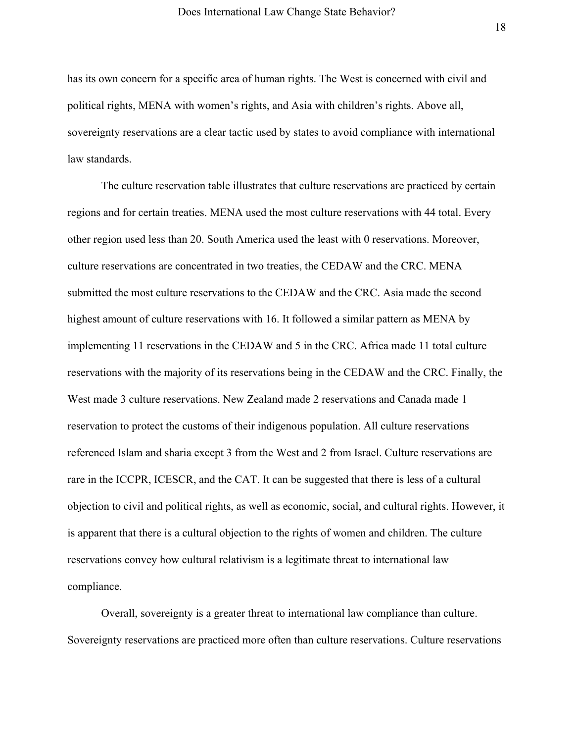has its own concern for a specific area of human rights. The West is concerned with civil and political rights, MENA with women's rights, and Asia with children's rights. Above all, sovereignty reservations are a clear tactic used by states to avoid compliance with international law standards.

The culture reservation table illustrates that culture reservations are practiced by certain regions and for certain treaties. MENA used the most culture reservations with 44 total. Every other region used less than 20. South America used the least with 0 reservations. Moreover, culture reservations are concentrated in two treaties, the CEDAW and the CRC. MENA submitted the most culture reservations to the CEDAW and the CRC. Asia made the second highest amount of culture reservations with 16. It followed a similar pattern as MENA by implementing 11 reservations in the CEDAW and 5 in the CRC. Africa made 11 total culture reservations with the majority of its reservations being in the CEDAW and the CRC. Finally, the West made 3 culture reservations. New Zealand made 2 reservations and Canada made 1 reservation to protect the customs of their indigenous population. All culture reservations referenced Islam and sharia except 3 from the West and 2 from Israel. Culture reservations are rare in the ICCPR, ICESCR, and the CAT. It can be suggested that there is less of a cultural objection to civil and political rights, as well as economic, social, and cultural rights. However, it is apparent that there is a cultural objection to the rights of women and children. The culture reservations convey how cultural relativism is a legitimate threat to international law compliance.

Overall, sovereignty is a greater threat to international law compliance than culture. Sovereignty reservations are practiced more often than culture reservations. Culture reservations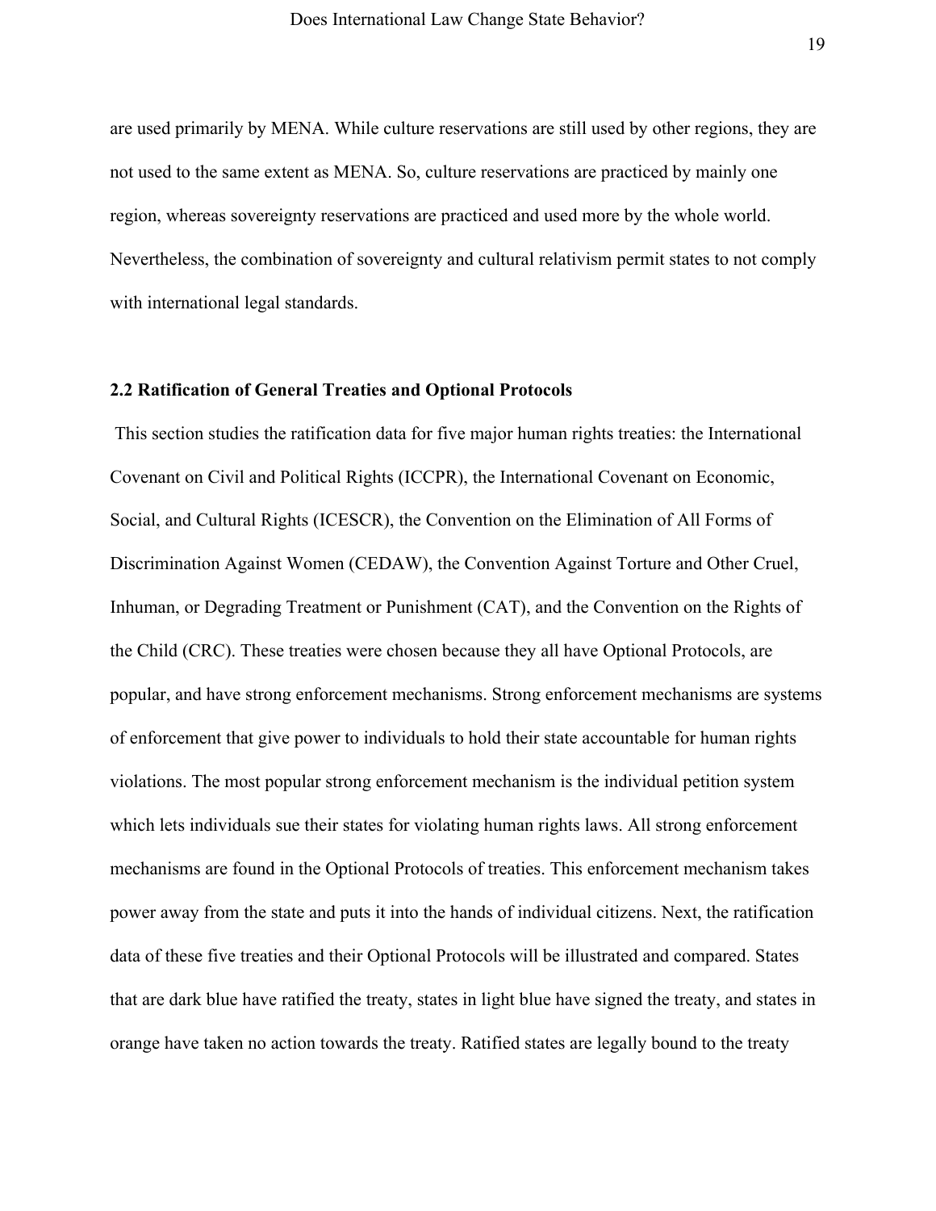are used primarily by MENA. While culture reservations are still used by other regions, they are not used to the same extent as MENA. So, culture reservations are practiced by mainly one region, whereas sovereignty reservations are practiced and used more by the whole world. Nevertheless, the combination of sovereignty and cultural relativism permit states to not comply with international legal standards.

### 2.2 Ratification of General Treaties and Optional Protocols

This section studies the ratification data for five major human rights treaties: the International Covenant on Civil and Political Rights (ICCPR), the International Covenant on Economic, Social, and Cultural Rights (ICESCR), the Convention on the Elimination of All Forms of Discrimination Against Women (CEDAW), the Convention Against Torture and Other Cruel, Inhuman, or Degrading Treatment or Punishment (CAT), and the Convention on the Rights of the Child (CRC). These treaties were chosen because they all have Optional Protocols, are popular, and have strong enforcement mechanisms. Strong enforcement mechanisms are systems of enforcement that give power to individuals to hold their state accountable for human rights violations. The most popular strong enforcement mechanism is the individual petition system which lets individuals sue their states for violating human rights laws. All strong enforcement mechanisms are found in the Optional Protocols of treaties. This enforcement mechanism takes power away from the state and puts it into the hands of individual citizens. Next, the ratification data of these five treaties and their Optional Protocols will be illustrated and compared. States that are dark blue have ratified the treaty, states in light blue have signed the treaty, and states in orange have taken no action towards the treaty. Ratified states are legally bound to the treaty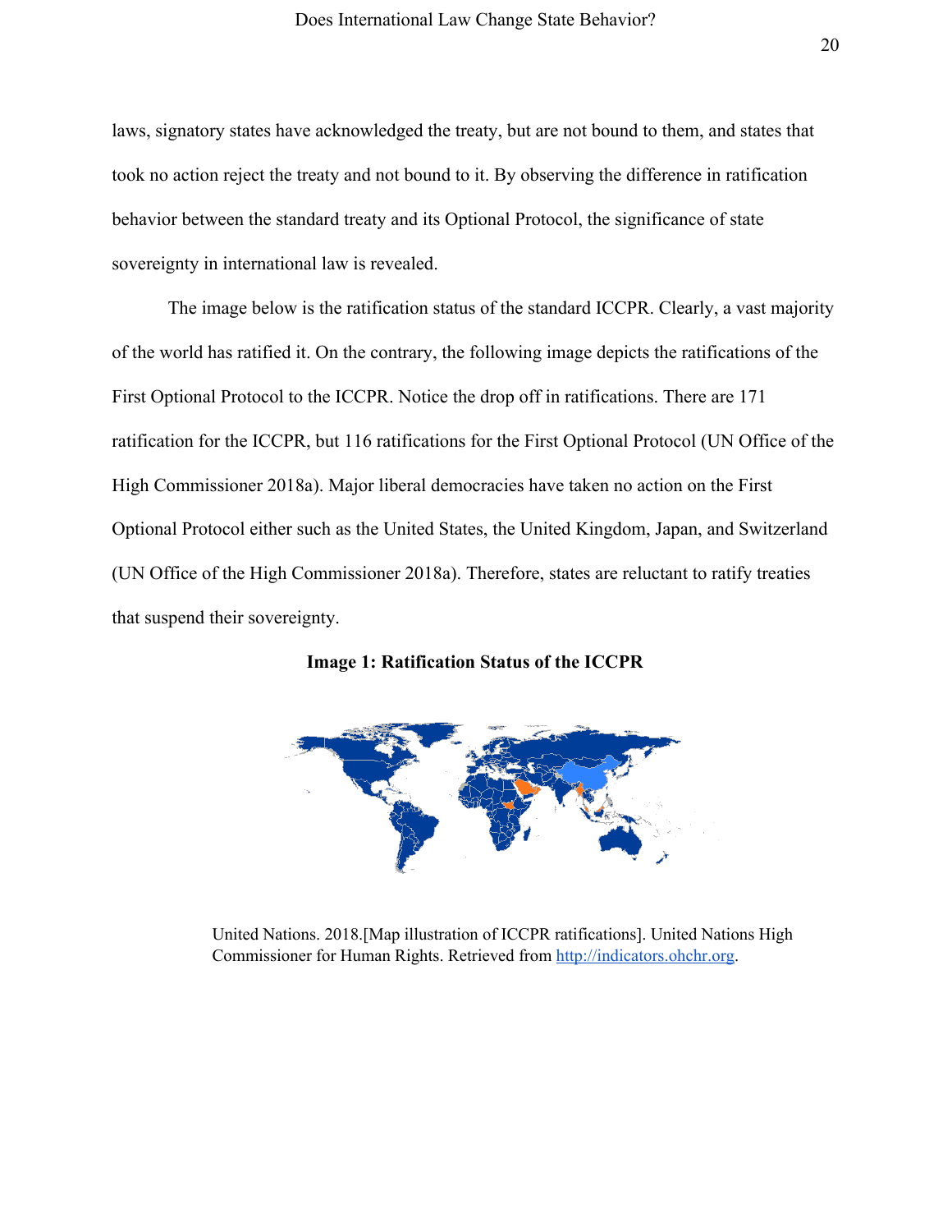laws, signatory states have acknowledged the treaty, but are not bound to them, and states that took no action reject the treaty and not bound to it. By observing the difference in ratification behavior between the standard treaty and its Optional Protocol, the significance of state sovereignty in international law is revealed.

The image below is the ratification status of the standard ICCPR. Clearly, a vast majority of the world has ratified it. On the contrary, the following image depicts the ratifications of the First Optional Protocol to the ICCPR. Notice the drop off in ratifications. There are 171 ratification for the ICCPR, but 116 ratifications for the First Optional Protocol (UN Office of the High Commissioner 2018a). Major liberal democracies have taken no action on the First Optional Protocol either such as the United States, the United Kingdom, Japan, and Switzerland (UN Office of the High Commissioner 2018a). Therefore, states are reluctant to ratify treaties that suspend their sovereignty.

**Image 1: Ratification Status of the ICCPR**

United Nations. 2018.[Map illustration of ICCPR ratifications]. United Nations High Commissioner for Human Rights. Retrieved from [http://indicators.ohchr.org](http://indicators.ohchr.org).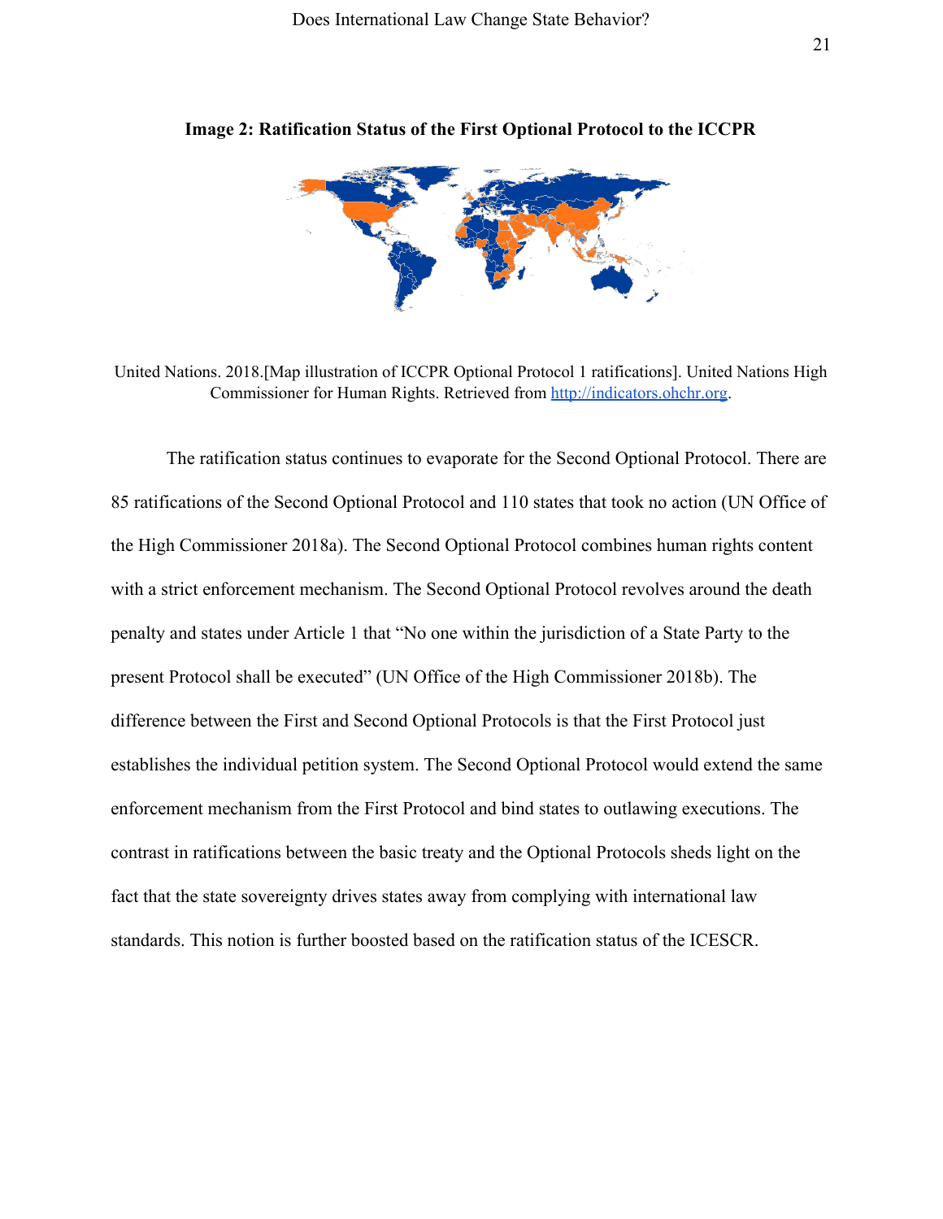**Image 2: Ratification Status of the First Optional Protocol to the ICCPR**

United Nations. 2018.[Map illustration of ICCPR Optional Protocol 1 ratifications]. United Nations High Commissioner for Human Rights. Retrieved from http://indicators.ohchr.org.

The ratification status continues to evaporate for the Second Optional Protocol. There are 85 ratifications of the Second Optional Protocol and 110 states that took no action (UN Office of the High Commissioner 2018a). The Second Optional Protocol combines human rights content with a strict enforcement mechanism. The Second Optional Protocol revolves around the death penalty and states under Article 1 that "No one within the jurisdiction of a State Party to the present Protocol shall be executed" (UN Office of the High Commissioner 2018b). The difference between the First and Second Optional Protocols is that the First Protocol just establishes the individual petition system. The Second Optional Protocol would extend the same enforcement mechanism from the First Protocol and bind states to outlawing executions. The contrast in ratifications between the basic treaty and the Optional Protocols sheds light on the fact that the state sovereignty drives states away from complying with international law standards. This notion is further boosted based on the ratification status of the ICESCR.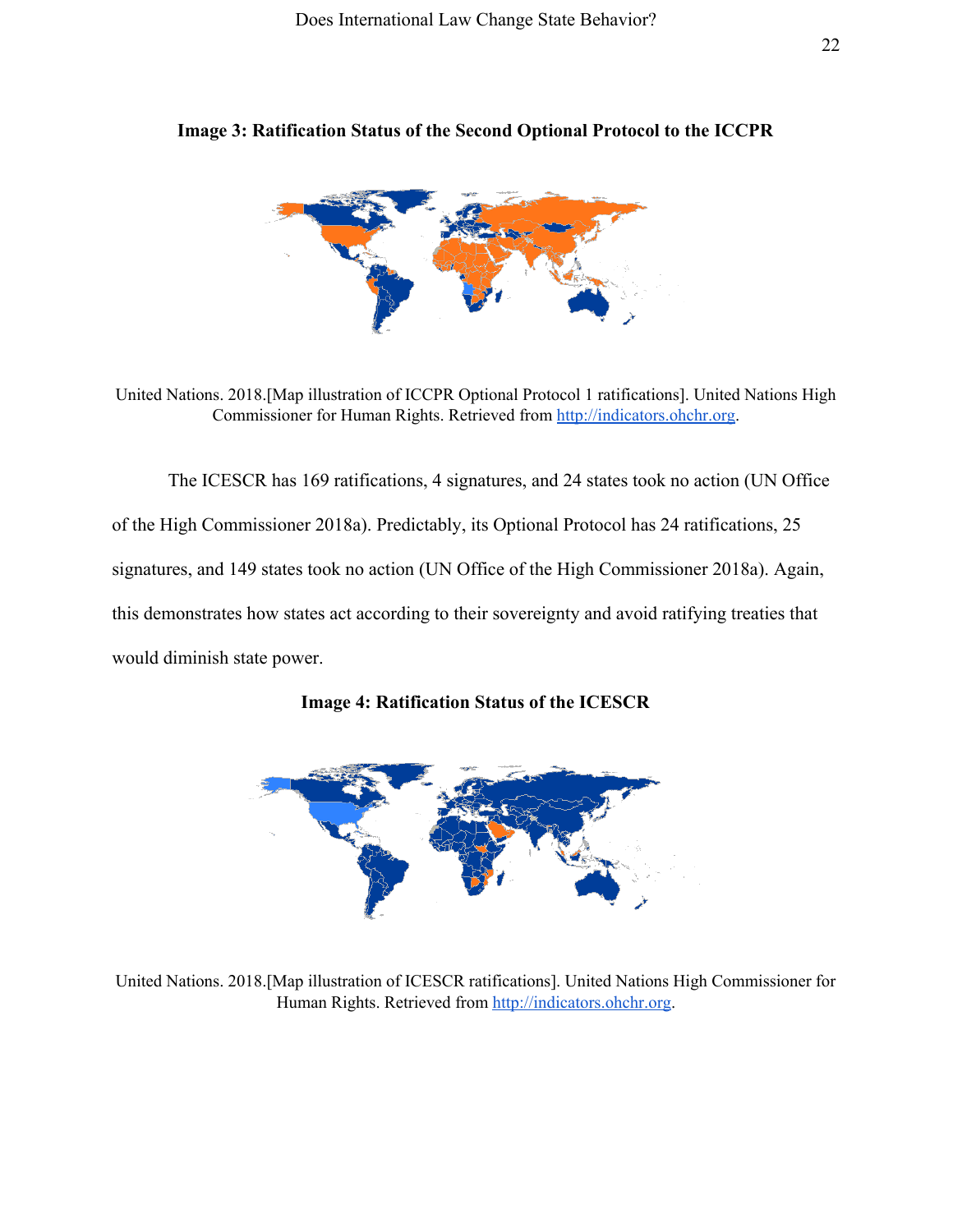**Image 3: Ratification Status of the Second Optional Protocol to the ICCPR**

United Nations. 2018.[Map illustration of ICCPR Optional Protocol 1 ratifications]. United Nations High Commissioner for Human Rights. Retrieved from http://indicators.ohchr.org.

The ICESCR has 169 ratifications, 4 signatures, and 24 states took no action (UN Office of the High Commissioner 2018a). Predictably, its Optional Protocol has 24 ratifications, 25 signatures, and 149 states took no action (UN Office of the High Commissioner 2018a). Again, this demonstrates how states act according to their sovereignty and avoid ratifying treaties that would diminish state power.

**Image 4: Ratification Status of the ICESCR**

United Nations. 2018.[Map illustration of ICESCR ratifications]. United Nations High Commissioner for Human Rights. Retrieved from http://indicators.ohchr.org.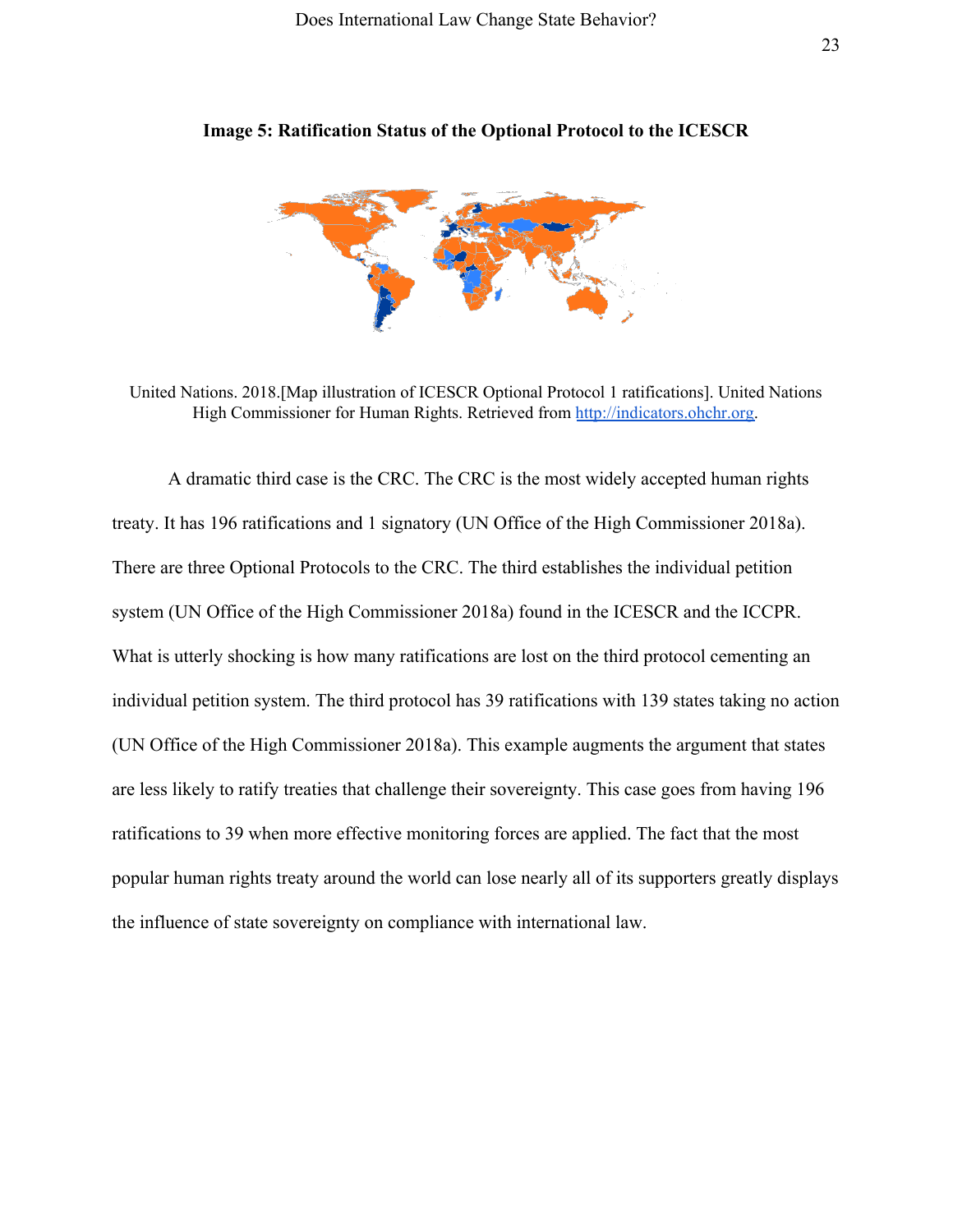**Image 5: Ratification Status of the Optional Protocol to the ICESCR**

United Nations. 2018.[Map illustration of ICESCR Optional Protocol 1 ratifications]. United Nations High Commissioner for Human Rights. Retrieved from http://indicators.ohchr.org.

A dramatic third case is the CRC. The CRC is the most widely accepted human rights treaty. It has 196 ratifications and 1 signatory (UN Office of the High Commissioner 2018a). There are three Optional Protocols to the CRC. The third establishes the individual petition system (UN Office of the High Commissioner 2018a) found in the ICESCR and the ICCPR. What is utterly shocking is how many ratifications are lost on the third protocol cementing an individual petition system. The third protocol has 39 ratifications with 139 states taking no action (UN Office of the High Commissioner 2018a). This example augments the argument that states are less likely to ratify treaties that challenge their sovereignty. This case goes from having 196 ratifications to 39 when more effective monitoring forces are applied. The fact that the most popular human rights treaty around the world can lose nearly all of its supporters greatly displays the influence of state sovereignty on compliance with international law.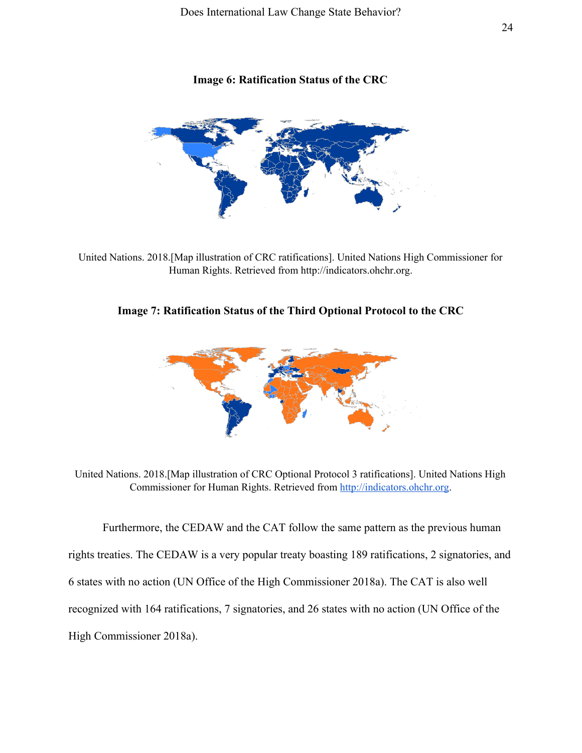**Image 6: Ratification Status of the CRC**

United Nations. 2018.[Map illustration of CRC ratifications]. United Nations High Commissioner for Human Rights. Retrieved from http://indicators.ohchr.org.

**Image 7: Ratification Status of the Third Optional Protocol to the CRC**

United Nations. 2018.[Map illustration of CRC Optional Protocol 3 ratifications]. United Nations High Commissioner for Human Rights. Retrieved from http://indicators.ohchr.org.

Furthermore, the CEDAW and the CAT follow the same pattern as the previous human rights treaties. The CEDAW is a very popular treaty boasting 189 ratifications, 2 signatories, and 6 states with no action (UN Office of the High Commissioner 2018a). The CAT is also well recognized with 164 ratifications, 7 signatories, and 26 states with no action (UN Office of the High Commissioner 2018a).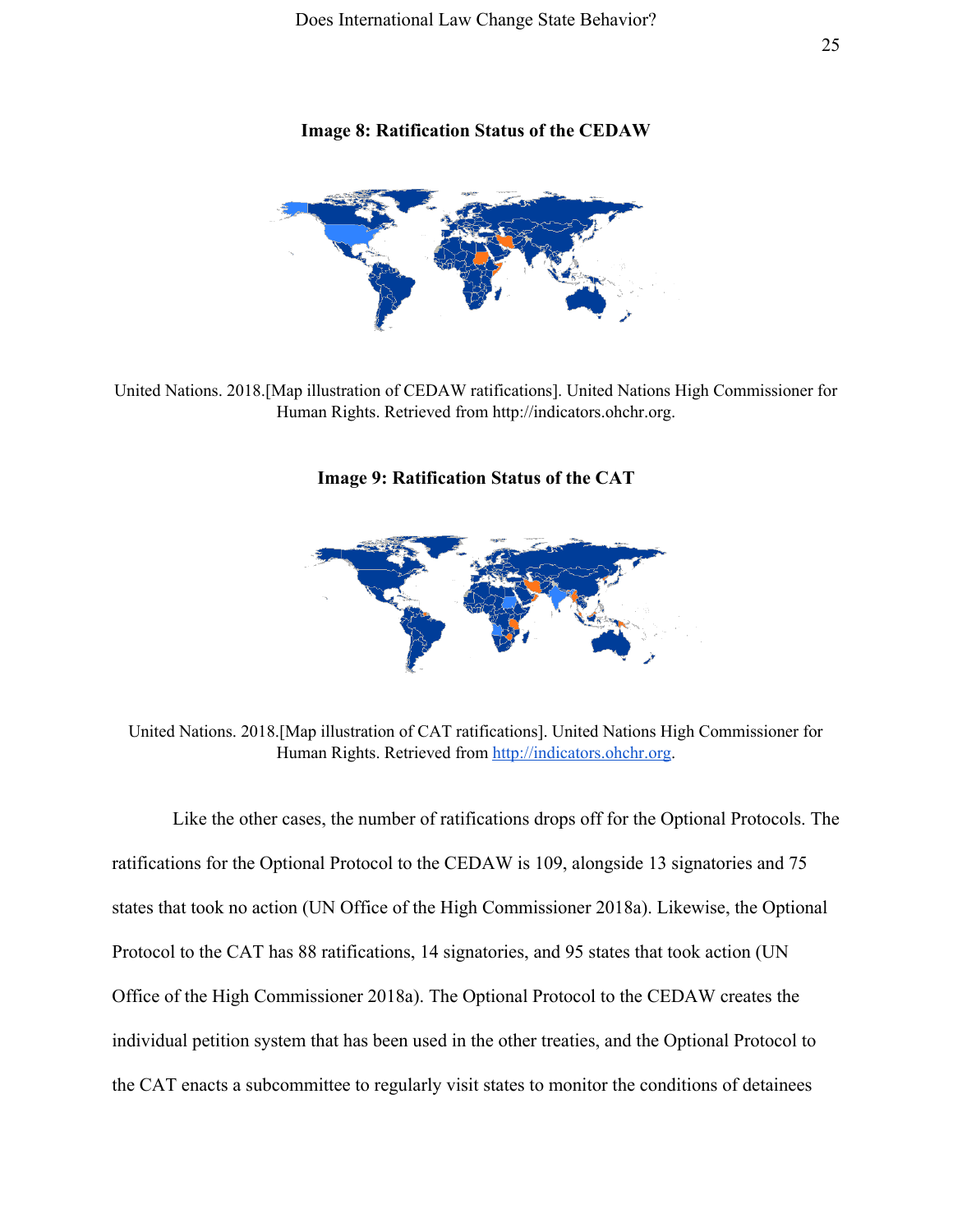**Image 8: Ratification Status of the CEDAW**

United Nations. 2018.[Map illustration of CEDAW ratifications]. United Nations High Commissioner for Human Rights. Retrieved from http://indicators.ohchr.org.

**Image 9: Ratification Status of the CAT**

United Nations. 2018.[Map illustration of CAT ratifications]. United Nations High Commissioner for Human Rights. Retrieved from http://indicators.ohchr.org.

Like the other cases, the number of ratifications drops off for the Optional Protocols. The ratifications for the Optional Protocol to the CEDAW is 109, alongside 13 signatories and 75 states that took no action (UN Office of the High Commissioner 2018a). Likewise, the Optional Protocol to the CAT has 88 ratifications, 14 signatories, and 95 states that took action (UN Office of the High Commissioner 2018a). The Optional Protocol to the CEDAW creates the individual petition system that has been used in the other treaties, and the Optional Protocol to the CAT enacts a subcommittee to regularly visit states to monitor the conditions of detainees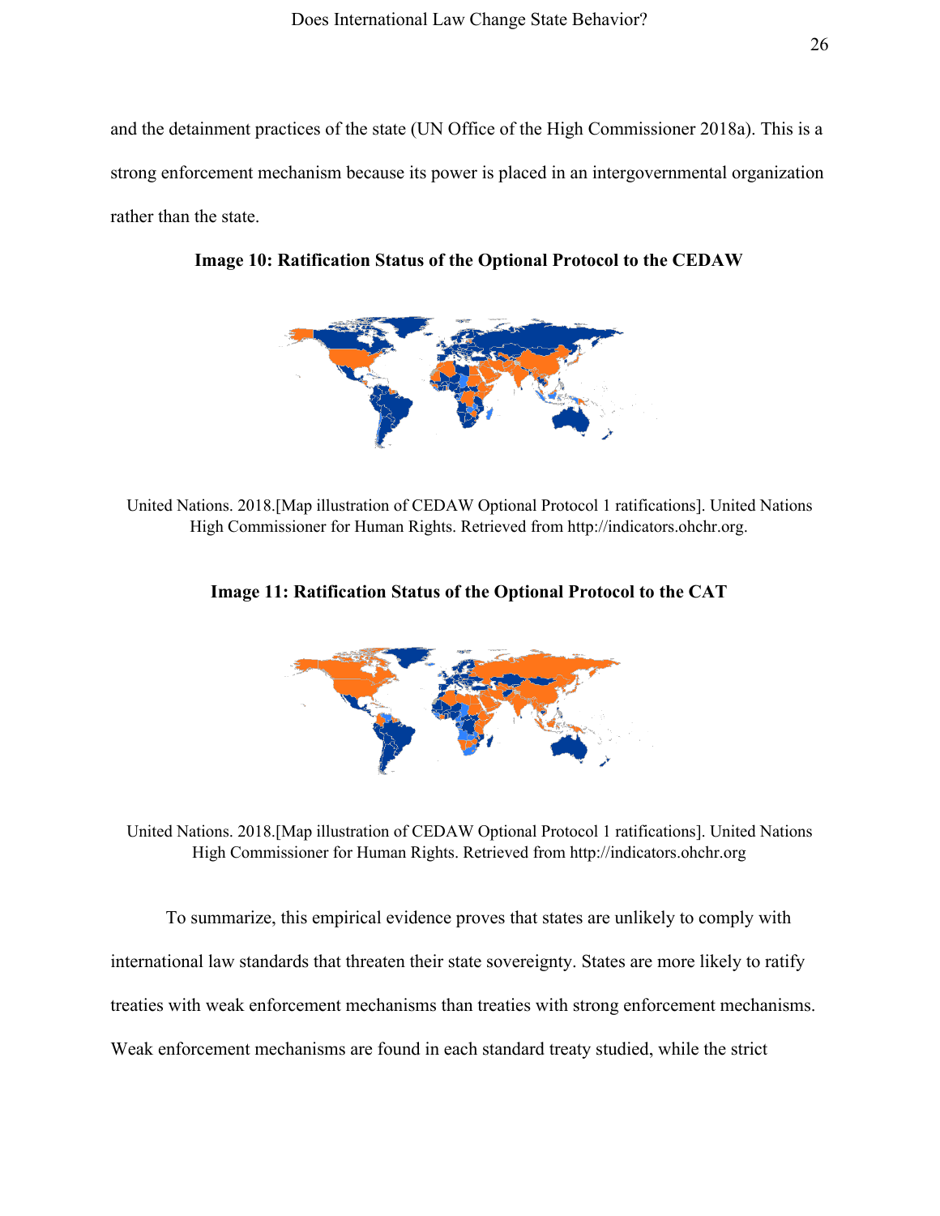and the detainment practices of the state (UN Office of the High Commissioner 2018a). This is a strong enforcement mechanism because its power is placed in an intergovernmental organization rather than the state.

**Image 10: Ratification Status of the Optional Protocol to the CEDAW**

United Nations. 2018.[Map illustration of CEDAW Optional Protocol 1 ratifications]. United Nations High Commissioner for Human Rights. Retrieved from http://indicators.ohchr.org.

**Image 11: Ratification Status of the Optional Protocol to the CAT**

United Nations. 2018.[Map illustration of CEDAW Optional Protocol 1 ratifications]. United Nations High Commissioner for Human Rights. Retrieved from http://indicators.ohchr.org

To summarize, this empirical evidence proves that states are unlikely to comply with international law standards that threaten their state sovereignty. States are more likely to ratify treaties with weak enforcement mechanisms than treaties with strong enforcement mechanisms. Weak enforcement mechanisms are found in each standard treaty studied, while the strict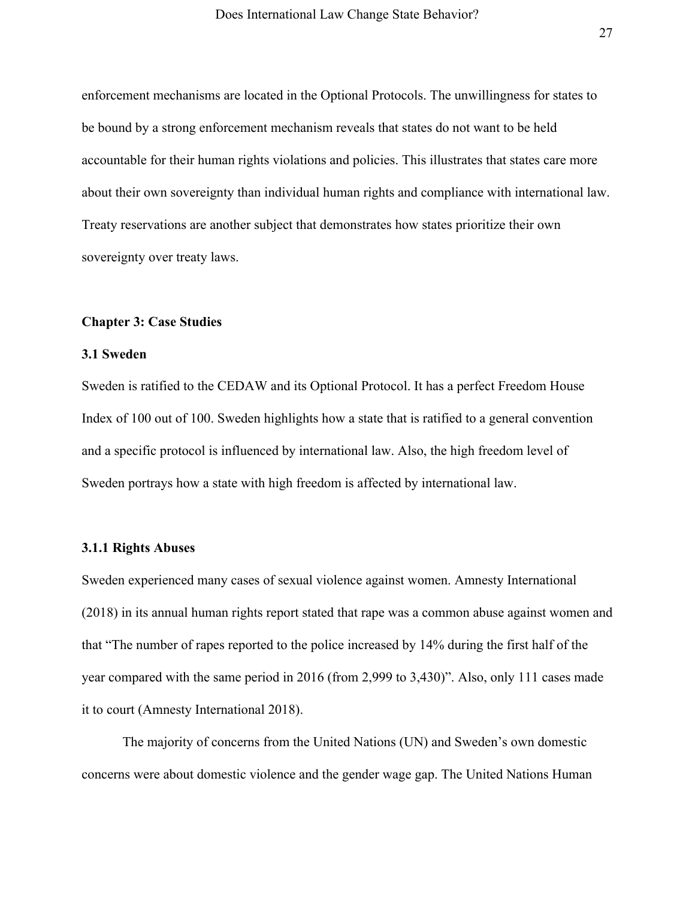enforcement mechanisms are located in the Optional Protocols. The unwillingness for states to be bound by a strong enforcement mechanism reveals that states do not want to be held accountable for their human rights violations and policies. This illustrates that states care more about their own sovereignty than individual human rights and compliance with international law. Treaty reservations are another subject that demonstrates how states prioritize their own sovereignty over treaty laws.

## Chapter 3: Case Studies

### 3.1 Sweden

Sweden is ratified to the CEDAW and its Optional Protocol. It has a perfect Freedom House Index of 100 out of 100. Sweden highlights how a state that is ratified to a general convention and a specific protocol is influenced by international law. Also, the high freedom level of Sweden portrays how a state with high freedom is affected by international law.

#### 3.1.1 Rights Abuses

Sweden experienced many cases of sexual violence against women. Amnesty International (2018) in its annual human rights report stated that rape was a common abuse against women and that "The number of rapes reported to the police increased by 14% during the first half of the year compared with the same period in 2016 (from 2,999 to 3,430)". Also, only 111 cases made it to court (Amnesty International 2018).

The majority of concerns from the United Nations (UN) and Sweden's own domestic concerns were about domestic violence and the gender wage gap. The United Nations Human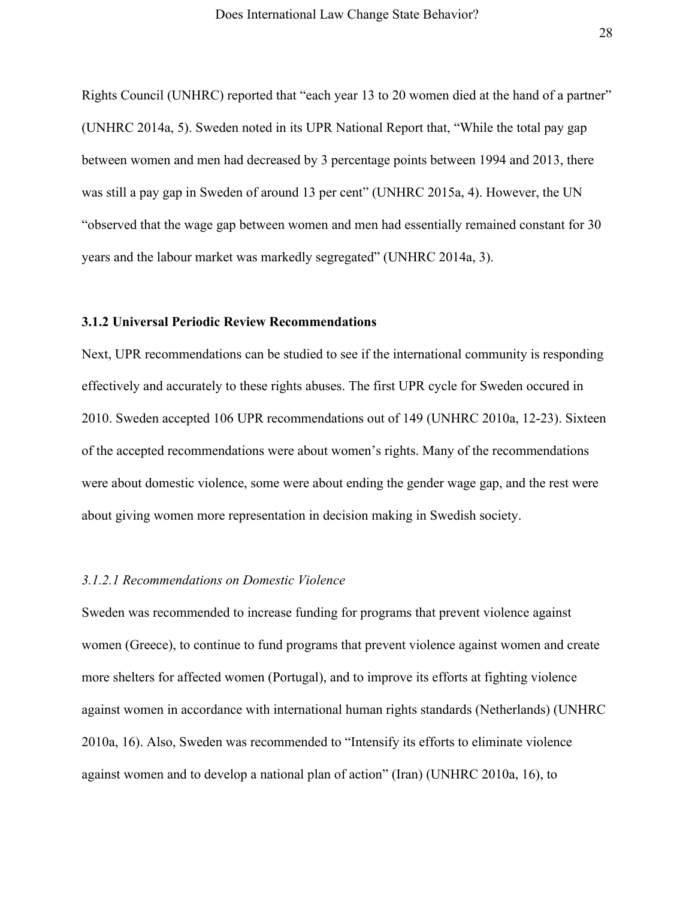Rights Council (UNHRC) reported that "each year 13 to 20 women died at the hand of a partner" (UNHRC 2014a, 5). Sweden noted in its UPR National Report that, "While the total pay gap between women and men had decreased by 3 percentage points between 1994 and 2013, there was still a pay gap in Sweden of around 13 per cent" (UNHRC 2015a, 4). However, the UN "observed that the wage gap between women and men had essentially remained constant for 30 years and the labour market was markedly segregated" (UNHRC 2014a, 3).

### 3.1.2 Universal Periodic Review Recommendations

Next, UPR recommendations can be studied to see if the international community is responding effectively and accurately to these rights abuses. The first UPR cycle for Sweden occured in 2010. Sweden accepted 106 UPR recommendations out of 149 (UNHRC 2010a, 12-23). Sixteen of the accepted recommendations were about women's rights. Many of the recommendations were about domestic violence, some were about ending the gender wage gap, and the rest were about giving women more representation in decision making in Swedish society.

#### *3.1.2.1 Recommendations on Domestic Violence*

Sweden was recommended to increase funding for programs that prevent violence against women (Greece), to continue to fund programs that prevent violence against women and create more shelters for affected women (Portugal), and to improve its efforts at fighting violence against women in accordance with international human rights standards (Netherlands) (UNHRC 2010a, 16). Also, Sweden was recommended to "Intensify its efforts to eliminate violence against women and to develop a national plan of action" (Iran) (UNHRC 2010a, 16), to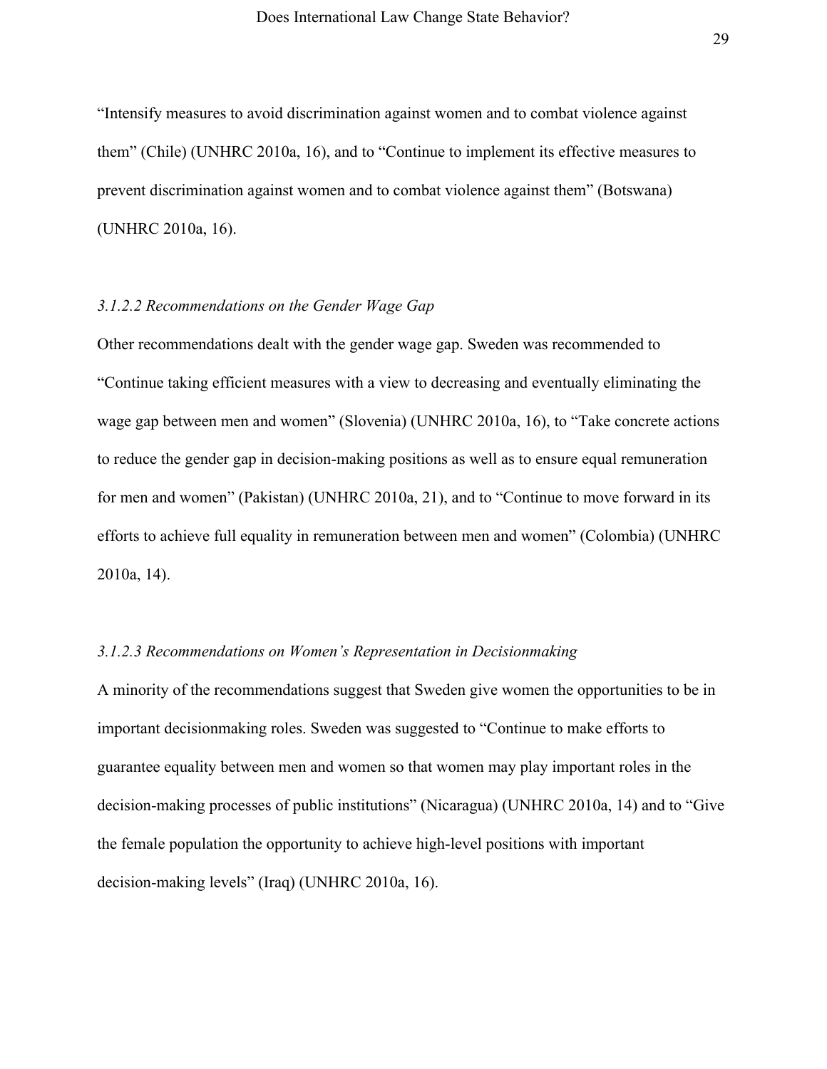"Intensify measures to avoid discrimination against women and to combat violence against them" (Chile) (UNHRC 2010a, 16), and to "Continue to implement its effective measures to prevent discrimination against women and to combat violence against them" (Botswana) (UNHRC 2010a, 16).

#### *3.1.2.2 Recommendations on the Gender Wage Gap*

Other recommendations dealt with the gender wage gap. Sweden was recommended to "Continue taking efficient measures with a view to decreasing and eventually eliminating the wage gap between men and women" (Slovenia) (UNHRC 2010a, 16), to "Take concrete actions to reduce the gender gap in decision-making positions as well as to ensure equal remuneration for men and women" (Pakistan) (UNHRC 2010a, 21), and to "Continue to move forward in its efforts to achieve full equality in remuneration between men and women" (Colombia) (UNHRC 2010a, 14).

#### *3.1.2.3 Recommendations on Women's Representation in Decisionmaking*

A minority of the recommendations suggest that Sweden give women the opportunities to be in important decisionmaking roles. Sweden was suggested to "Continue to make efforts to guarantee equality between men and women so that women may play important roles in the decision-making processes of public institutions" (Nicaragua) (UNHRC 2010a, 14) and to "Give the female population the opportunity to achieve high-level positions with important decision-making levels" (Iraq) (UNHRC 2010a, 16).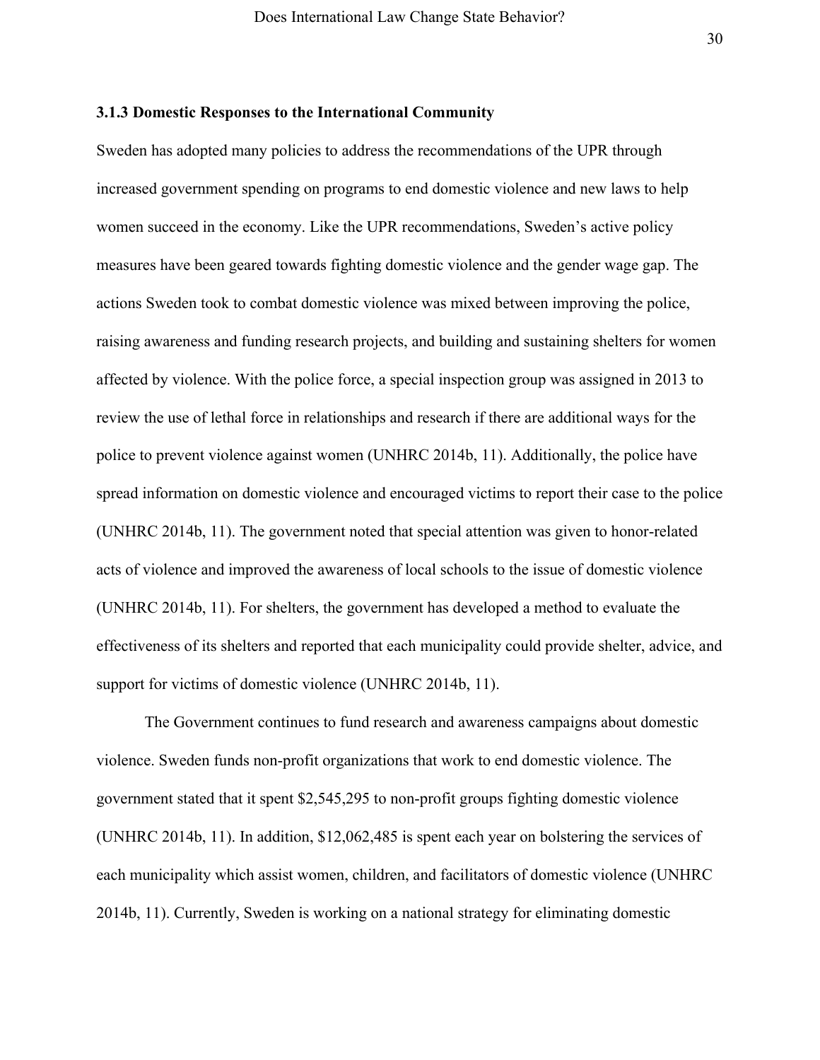### 3.1.3 Domestic Responses to the International Community

Sweden has adopted many policies to address the recommendations of the UPR through increased government spending on programs to end domestic violence and new laws to help women succeed in the economy. Like the UPR recommendations, Sweden's active policy measures have been geared towards fighting domestic violence and the gender wage gap. The actions Sweden took to combat domestic violence was mixed between improving the police, raising awareness and funding research projects, and building and sustaining shelters for women affected by violence. With the police force, a special inspection group was assigned in 2013 to review the use of lethal force in relationships and research if there are additional ways for the police to prevent violence against women (UNHRC 2014b, 11). Additionally, the police have spread information on domestic violence and encouraged victims to report their case to the police (UNHRC 2014b, 11). The government noted that special attention was given to honor-related acts of violence and improved the awareness of local schools to the issue of domestic violence (UNHRC 2014b, 11). For shelters, the government has developed a method to evaluate the effectiveness of its shelters and reported that each municipality could provide shelter, advice, and support for victims of domestic violence (UNHRC 2014b, 11).

The Government continues to fund research and awareness campaigns about domestic violence. Sweden funds non-profit organizations that work to end domestic violence. The government stated that it spent $2,545,295 to non-profit groups fighting domestic violence (UNHRC 2014b, 11). In addition, $12,062,485 is spent each year on bolstering the services of each municipality which assist women, children, and facilitators of domestic violence (UNHRC 2014b, 11). Currently, Sweden is working on a national strategy for eliminating domestic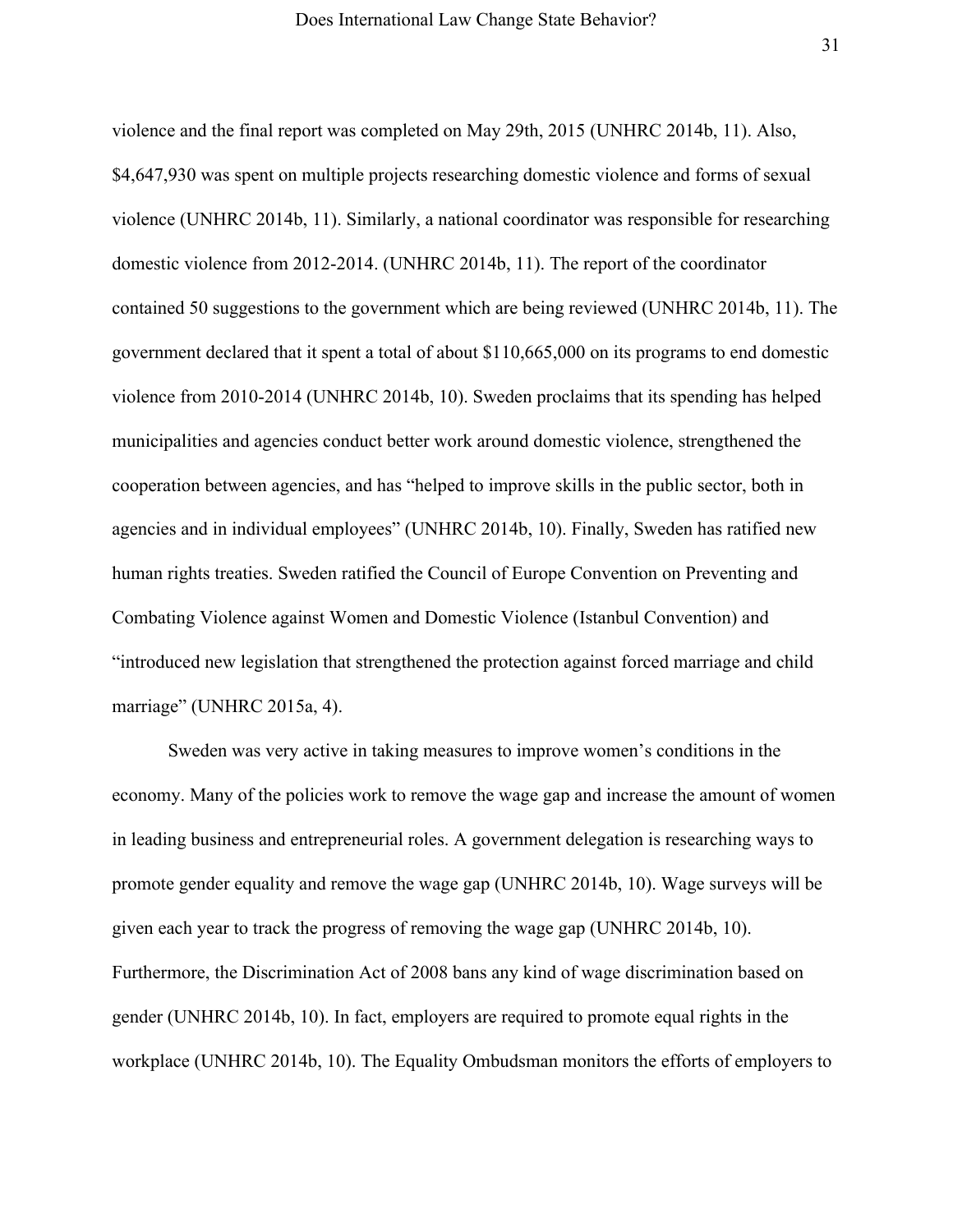violence and the final report was completed on May 29th, 2015 (UNHRC 2014b, 11). Also, $4,647,930 was spent on multiple projects researching domestic violence and forms of sexual violence (UNHRC 2014b, 11). Similarly, a national coordinator was responsible for researching domestic violence from 2012-2014. (UNHRC 2014b, 11). The report of the coordinator contained 50 suggestions to the government which are being reviewed (UNHRC 2014b, 11). The government declared that it spent a total of about $110,665,000 on its programs to end domestic violence from 2010-2014 (UNHRC 2014b, 10). Sweden proclaims that its spending has helped municipalities and agencies conduct better work around domestic violence, strengthened the cooperation between agencies, and has "helped to improve skills in the public sector, both in agencies and in individual employees" (UNHRC 2014b, 10). Finally, Sweden has ratified new human rights treaties. Sweden ratified the Council of Europe Convention on Preventing and Combating Violence against Women and Domestic Violence (Istanbul Convention) and "introduced new legislation that strengthened the protection against forced marriage and child marriage" (UNHRC 2015a, 4).

Sweden was very active in taking measures to improve women's conditions in the economy. Many of the policies work to remove the wage gap and increase the amount of women in leading business and entrepreneurial roles. A government delegation is researching ways to promote gender equality and remove the wage gap (UNHRC 2014b, 10). Wage surveys will be given each year to track the progress of removing the wage gap (UNHRC 2014b, 10). Furthermore, the Discrimination Act of 2008 bans any kind of wage discrimination based on gender (UNHRC 2014b, 10). In fact, employers are required to promote equal rights in the workplace (UNHRC 2014b, 10). The Equality Ombudsman monitors the efforts of employers to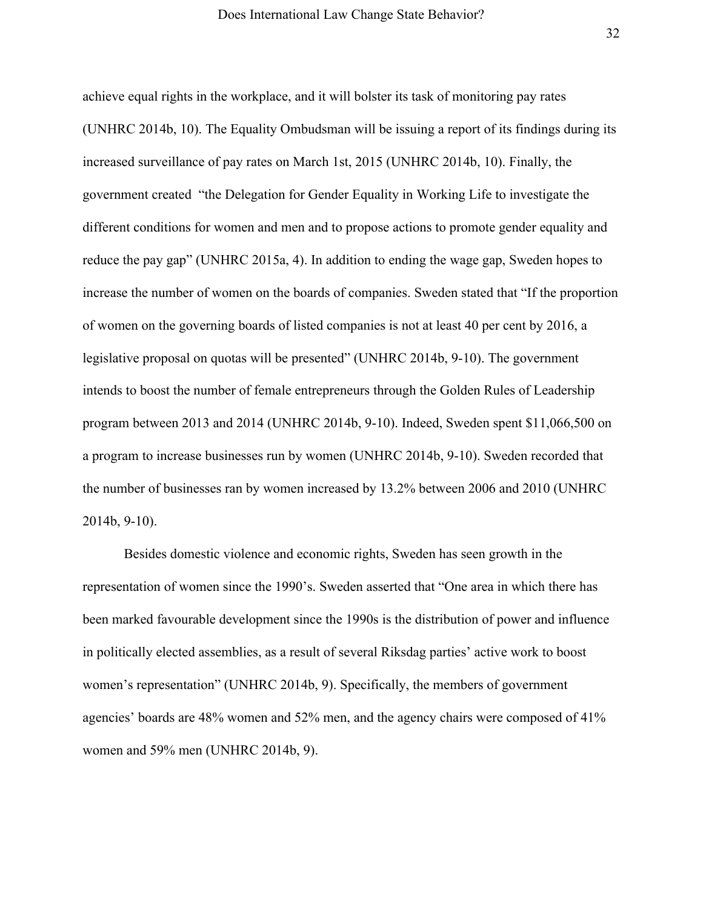achieve equal rights in the workplace, and it will bolster its task of monitoring pay rates (UNHRC 2014b, 10). The Equality Ombudsman will be issuing a report of its findings during its increased surveillance of pay rates on March 1st, 2015 (UNHRC 2014b, 10). Finally, the government created "the Delegation for Gender Equality in Working Life to investigate the different conditions for women and men and to propose actions to promote gender equality and reduce the pay gap" (UNHRC 2015a, 4). In addition to ending the wage gap, Sweden hopes to increase the number of women on the boards of companies. Sweden stated that "If the proportion of women on the governing boards of listed companies is not at least 40 per cent by 2016, a legislative proposal on quotas will be presented" (UNHRC 2014b, 9-10). The government intends to boost the number of female entrepreneurs through the Golden Rules of Leadership program between 2013 and 2014 (UNHRC 2014b, 9-10). Indeed, Sweden spent $11,066,500 on a program to increase businesses run by women (UNHRC 2014b, 9-10). Sweden recorded that the number of businesses ran by women increased by 13.2% between 2006 and 2010 (UNHRC 2014b, 9-10).

Besides domestic violence and economic rights, Sweden has seen growth in the representation of women since the 1990's. Sweden asserted that "One area in which there has been marked favourable development since the 1990s is the distribution of power and influence in politically elected assemblies, as a result of several Riksdag parties' active work to boost women's representation" (UNHRC 2014b, 9). Specifically, the members of government agencies' boards are 48% women and 52% men, and the agency chairs were composed of 41% women and 59% men (UNHRC 2014b, 9).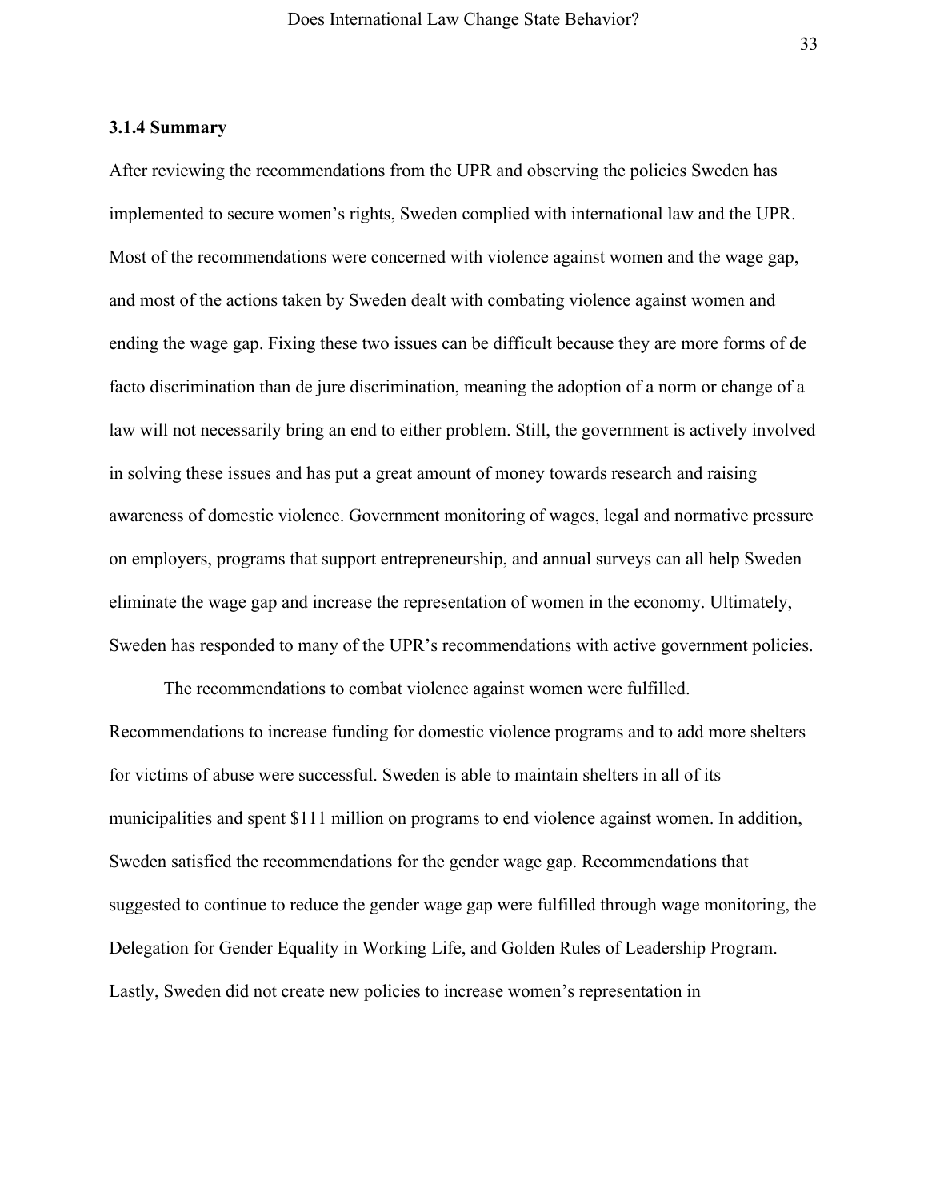### 3.1.4 Summary

After reviewing the recommendations from the UPR and observing the policies Sweden has implemented to secure women's rights, Sweden complied with international law and the UPR. Most of the recommendations were concerned with violence against women and the wage gap, and most of the actions taken by Sweden dealt with combating violence against women and ending the wage gap. Fixing these two issues can be difficult because they are more forms of de facto discrimination than de jure discrimination, meaning the adoption of a norm or change of a law will not necessarily bring an end to either problem. Still, the government is actively involved in solving these issues and has put a great amount of money towards research and raising awareness of domestic violence. Government monitoring of wages, legal and normative pressure on employers, programs that support entrepreneurship, and annual surveys can all help Sweden eliminate the wage gap and increase the representation of women in the economy. Ultimately, Sweden has responded to many of the UPR's recommendations with active government policies.

The recommendations to combat violence against women were fulfilled. Recommendations to increase funding for domestic violence programs and to add more shelters for victims of abuse were successful. Sweden is able to maintain shelters in all of its municipalities and spent $111 million on programs to end violence against women. In addition, Sweden satisfied the recommendations for the gender wage gap. Recommendations that suggested to continue to reduce the gender wage gap were fulfilled through wage monitoring, the Delegation for Gender Equality in Working Life, and Golden Rules of Leadership Program. Lastly, Sweden did not create new policies to increase women's representation in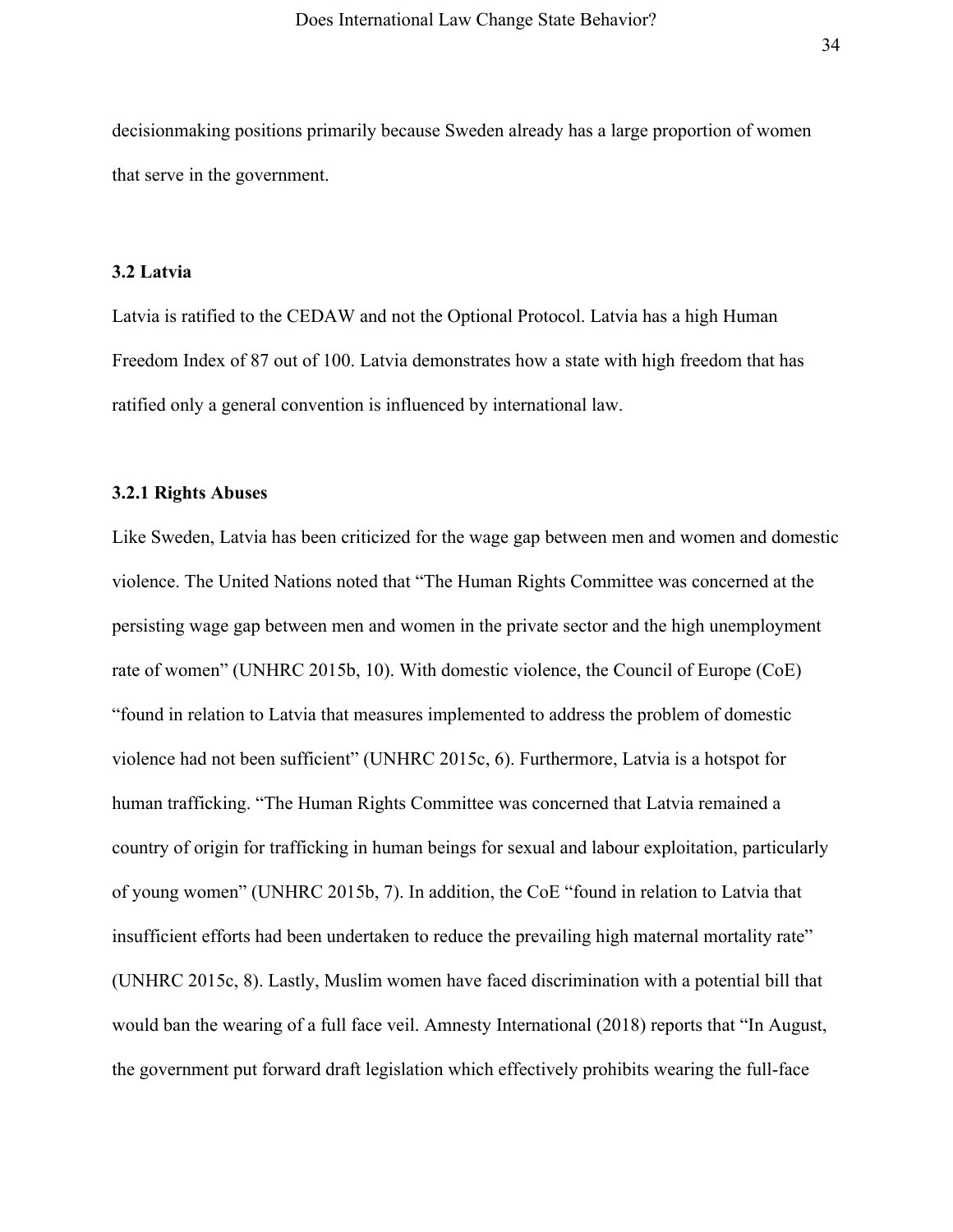decisionmaking positions primarily because Sweden already has a large proportion of women that serve in the government.

### 3.2 Latvia

Latvia is ratified to the CEDAW and not the Optional Protocol. Latvia has a high Human Freedom Index of 87 out of 100. Latvia demonstrates how a state with high freedom that has ratified only a general convention is influenced by international law.

### 3.2.1 Rights Abuses

Like Sweden, Latvia has been criticized for the wage gap between men and women and domestic violence. The United Nations noted that "The Human Rights Committee was concerned at the persisting wage gap between men and women in the private sector and the high unemployment rate of women" (UNHRC 2015b, 10). With domestic violence, the Council of Europe (CoE) "found in relation to Latvia that measures implemented to address the problem of domestic violence had not been sufficient" (UNHRC 2015c, 6). Furthermore, Latvia is a hotspot for human trafficking. "The Human Rights Committee was concerned that Latvia remained a country of origin for trafficking in human beings for sexual and labour exploitation, particularly of young women" (UNHRC 2015b, 7). In addition, the CoE "found in relation to Latvia that insufficient efforts had been undertaken to reduce the prevailing high maternal mortality rate" (UNHRC 2015c, 8). Lastly, Muslim women have faced discrimination with a potential bill that would ban the wearing of a full face veil. Amnesty International (2018) reports that "In August, the government put forward draft legislation which effectively prohibits wearing the full-face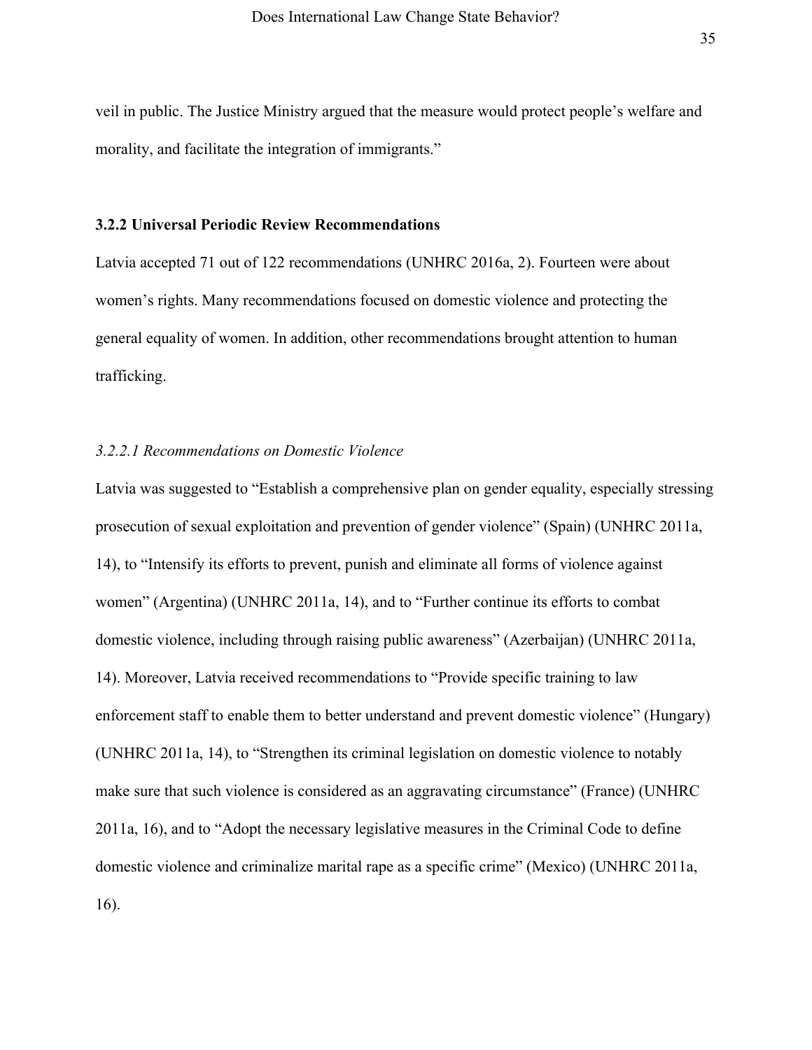veil in public. The Justice Ministry argued that the measure would protect people's welfare and morality, and facilitate the integration of immigrants."

### 3.2.2 Universal Periodic Review Recommendations

Latvia accepted 71 out of 122 recommendations (UNHRC 2016a, 2). Fourteen were about women's rights. Many recommendations focused on domestic violence and protecting the general equality of women. In addition, other recommendations brought attention to human trafficking.

#### *3.2.2.1 Recommendations on Domestic Violence*

Latvia was suggested to "Establish a comprehensive plan on gender equality, especially stressing prosecution of sexual exploitation and prevention of gender violence" (Spain) (UNHRC 2011a, 14), to "Intensify its efforts to prevent, punish and eliminate all forms of violence against women" (Argentina) (UNHRC 2011a, 14), and to "Further continue its efforts to combat domestic violence, including through raising public awareness" (Azerbaijan) (UNHRC 2011a, 14). Moreover, Latvia received recommendations to "Provide specific training to law enforcement staff to enable them to better understand and prevent domestic violence" (Hungary) (UNHRC 2011a, 14), to "Strengthen its criminal legislation on domestic violence to notably make sure that such violence is considered as an aggravating circumstance" (France) (UNHRC 2011a, 16), and to "Adopt the necessary legislative measures in the Criminal Code to define domestic violence and criminalize marital rape as a specific crime" (Mexico) (UNHRC 2011a, 16).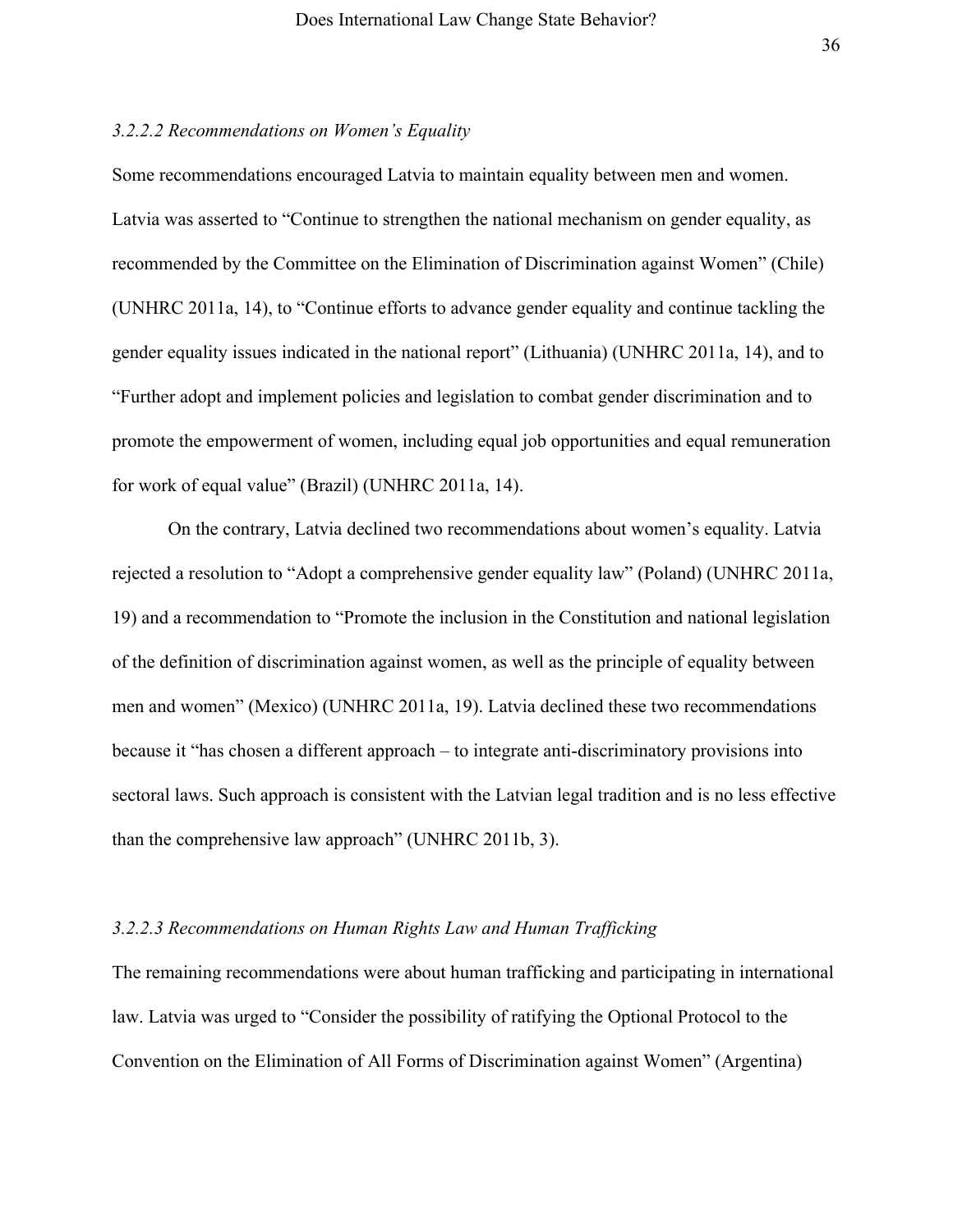#### *3.2.2.2 Recommendations on Women's Equality*

Some recommendations encouraged Latvia to maintain equality between men and women. Latvia was asserted to "Continue to strengthen the national mechanism on gender equality, as recommended by the Committee on the Elimination of Discrimination against Women" (Chile) (UNHRC 2011a, 14), to "Continue efforts to advance gender equality and continue tackling the gender equality issues indicated in the national report" (Lithuania) (UNHRC 2011a, 14), and to "Further adopt and implement policies and legislation to combat gender discrimination and to promote the empowerment of women, including equal job opportunities and equal remuneration for work of equal value" (Brazil) (UNHRC 2011a, 14).

On the contrary, Latvia declined two recommendations about women's equality. Latvia rejected a resolution to "Adopt a comprehensive gender equality law" (Poland) (UNHRC 2011a, 19) and a recommendation to "Promote the inclusion in the Constitution and national legislation of the definition of discrimination against women, as well as the principle of equality between men and women" (Mexico) (UNHRC 2011a, 19). Latvia declined these two recommendations because it "has chosen a different approach – to integrate anti-discriminatory provisions into sectoral laws. Such approach is consistent with the Latvian legal tradition and is no less effective than the comprehensive law approach" (UNHRC 2011b, 3).

#### *3.2.2.3 Recommendations on Human Rights Law and Human Trafficking*

The remaining recommendations were about human trafficking and participating in international law. Latvia was urged to "Consider the possibility of ratifying the Optional Protocol to the Convention on the Elimination of All Forms of Discrimination against Women" (Argentina)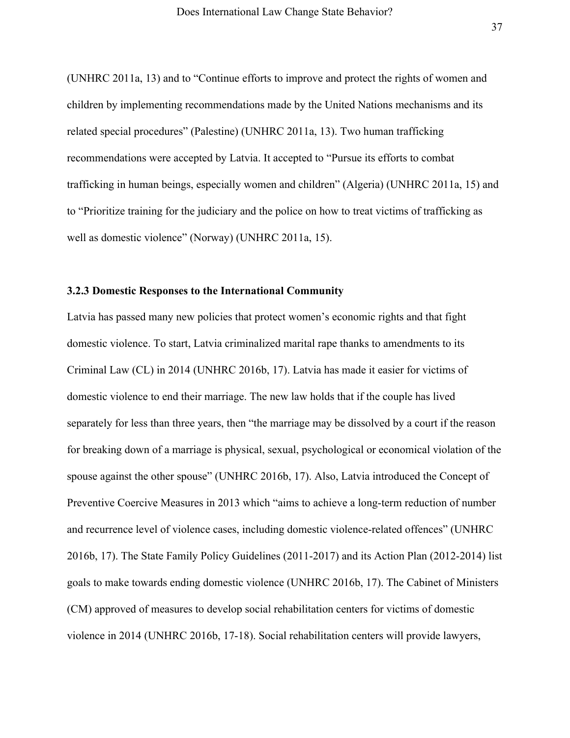(UNHRC 2011a, 13) and to "Continue efforts to improve and protect the rights of women and children by implementing recommendations made by the United Nations mechanisms and its related special procedures" (Palestine) (UNHRC 2011a, 13). Two human trafficking recommendations were accepted by Latvia. It accepted to "Pursue its efforts to combat trafficking in human beings, especially women and children" (Algeria) (UNHRC 2011a, 15) and to "Prioritize training for the judiciary and the police on how to treat victims of trafficking as well as domestic violence" (Norway) (UNHRC 2011a, 15).

### 3.2.3 Domestic Responses to the International Community

Latvia has passed many new policies that protect women's economic rights and that fight domestic violence. To start, Latvia criminalized marital rape thanks to amendments to its Criminal Law (CL) in 2014 (UNHRC 2016b, 17). Latvia has made it easier for victims of domestic violence to end their marriage. The new law holds that if the couple has lived separately for less than three years, then "the marriage may be dissolved by a court if the reason for breaking down of a marriage is physical, sexual, psychological or economical violation of the spouse against the other spouse" (UNHRC 2016b, 17). Also, Latvia introduced the Concept of Preventive Coercive Measures in 2013 which "aims to achieve a long-term reduction of number and recurrence level of violence cases, including domestic violence-related offences" (UNHRC 2016b, 17). The State Family Policy Guidelines (2011-2017) and its Action Plan (2012-2014) list goals to make towards ending domestic violence (UNHRC 2016b, 17). The Cabinet of Ministers (CM) approved of measures to develop social rehabilitation centers for victims of domestic violence in 2014 (UNHRC 2016b, 17-18). Social rehabilitation centers will provide lawyers,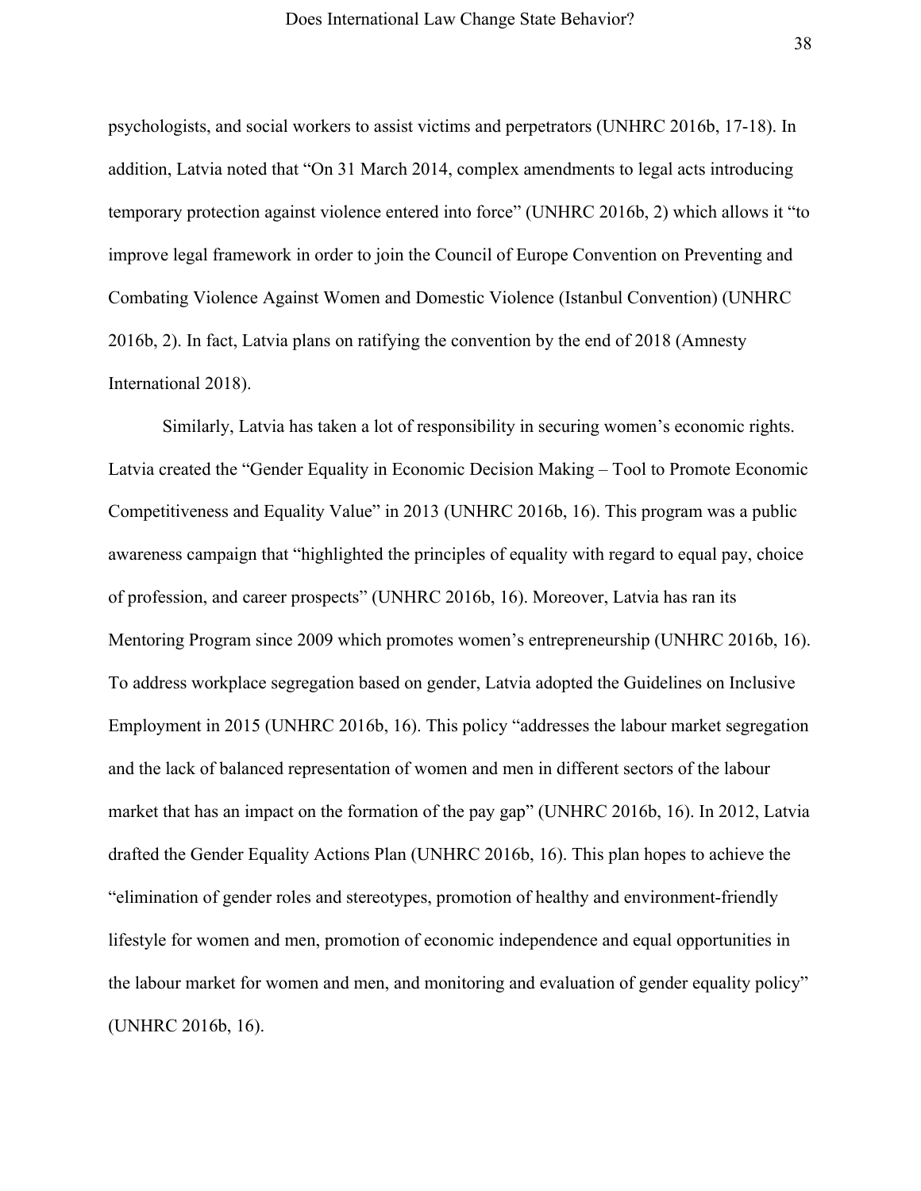psychologists, and social workers to assist victims and perpetrators (UNHRC 2016b, 17-18). In addition, Latvia noted that "On 31 March 2014, complex amendments to legal acts introducing temporary protection against violence entered into force" (UNHRC 2016b, 2) which allows it "to improve legal framework in order to join the Council of Europe Convention on Preventing and Combating Violence Against Women and Domestic Violence (Istanbul Convention) (UNHRC 2016b, 2). In fact, Latvia plans on ratifying the convention by the end of 2018 (Amnesty International 2018).

Similarly, Latvia has taken a lot of responsibility in securing women's economic rights. Latvia created the "Gender Equality in Economic Decision Making – Tool to Promote Economic Competitiveness and Equality Value" in 2013 (UNHRC 2016b, 16). This program was a public awareness campaign that "highlighted the principles of equality with regard to equal pay, choice of profession, and career prospects" (UNHRC 2016b, 16). Moreover, Latvia has ran its Mentoring Program since 2009 which promotes women's entrepreneurship (UNHRC 2016b, 16). To address workplace segregation based on gender, Latvia adopted the Guidelines on Inclusive Employment in 2015 (UNHRC 2016b, 16). This policy "addresses the labour market segregation and the lack of balanced representation of women and men in different sectors of the labour market that has an impact on the formation of the pay gap" (UNHRC 2016b, 16). In 2012, Latvia drafted the Gender Equality Actions Plan (UNHRC 2016b, 16). This plan hopes to achieve the "elimination of gender roles and stereotypes, promotion of healthy and environment-friendly lifestyle for women and men, promotion of economic independence and equal opportunities in the labour market for women and men, and monitoring and evaluation of gender equality policy" (UNHRC 2016b, 16).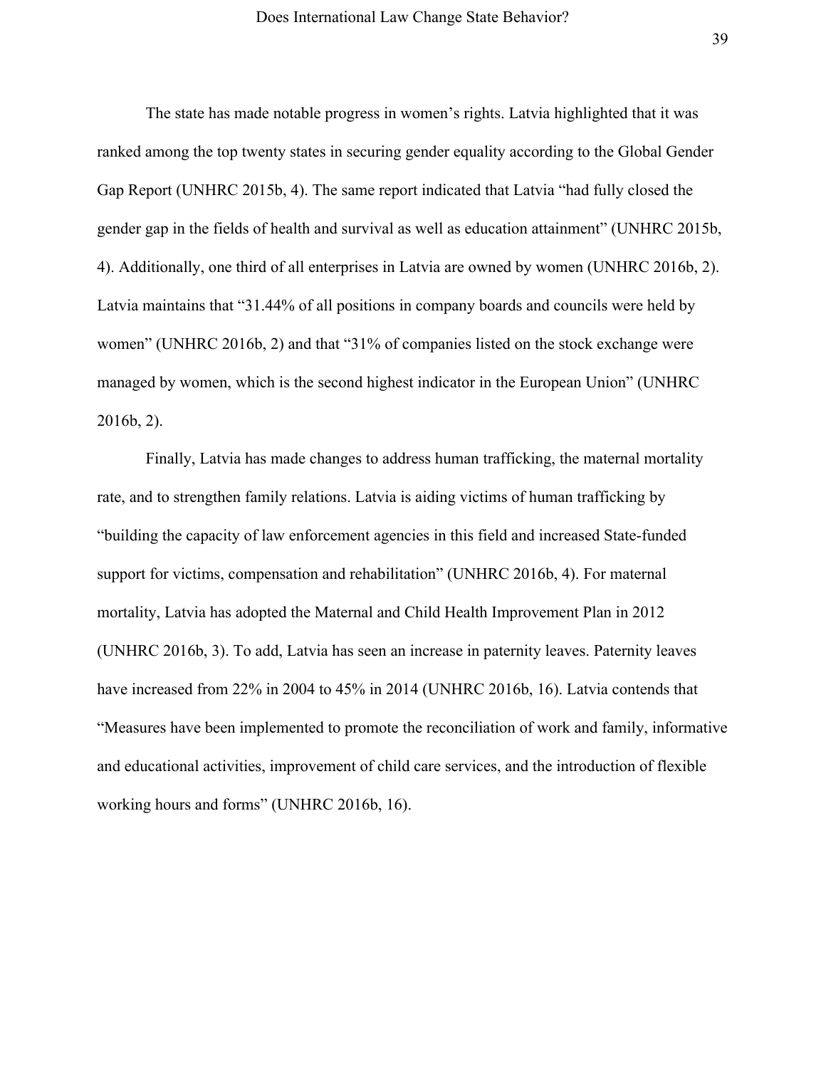The state has made notable progress in women's rights. Latvia highlighted that it was ranked among the top twenty states in securing gender equality according to the Global Gender Gap Report (UNHRC 2015b, 4). The same report indicated that Latvia "had fully closed the gender gap in the fields of health and survival as well as education attainment" (UNHRC 2015b, 4). Additionally, one third of all enterprises in Latvia are owned by women (UNHRC 2016b, 2). Latvia maintains that "31.44% of all positions in company boards and councils were held by women" (UNHRC 2016b, 2) and that "31% of companies listed on the stock exchange were managed by women, which is the second highest indicator in the European Union" (UNHRC 2016b, 2).

Finally, Latvia has made changes to address human trafficking, the maternal mortality rate, and to strengthen family relations. Latvia is aiding victims of human trafficking by "building the capacity of law enforcement agencies in this field and increased State-funded support for victims, compensation and rehabilitation" (UNHRC 2016b, 4). For maternal mortality, Latvia has adopted the Maternal and Child Health Improvement Plan in 2012 (UNHRC 2016b, 3). To add, Latvia has seen an increase in paternity leaves. Paternity leaves have increased from 22% in 2004 to 45% in 2014 (UNHRC 2016b, 16). Latvia contends that "Measures have been implemented to promote the reconciliation of work and family, informative and educational activities, improvement of child care services, and the introduction of flexible working hours and forms" (UNHRC 2016b, 16).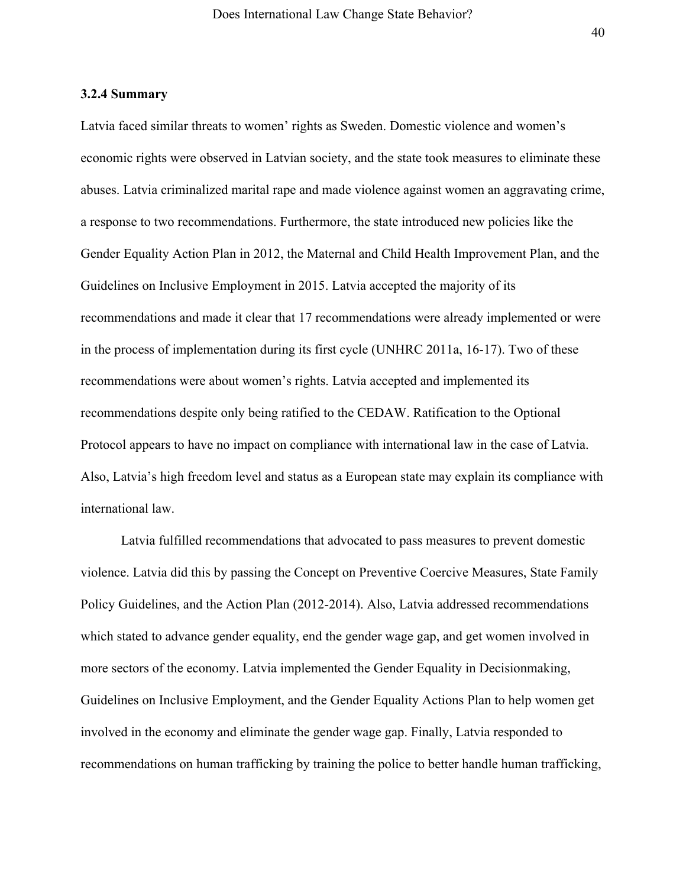### 3.2.4 Summary

Latvia faced similar threats to women' rights as Sweden. Domestic violence and women's economic rights were observed in Latvian society, and the state took measures to eliminate these abuses. Latvia criminalized marital rape and made violence against women an aggravating crime, a response to two recommendations. Furthermore, the state introduced new policies like the Gender Equality Action Plan in 2012, the Maternal and Child Health Improvement Plan, and the Guidelines on Inclusive Employment in 2015. Latvia accepted the majority of its recommendations and made it clear that 17 recommendations were already implemented or were in the process of implementation during its first cycle (UNHRC 2011a, 16-17). Two of these recommendations were about women's rights. Latvia accepted and implemented its recommendations despite only being ratified to the CEDAW. Ratification to the Optional Protocol appears to have no impact on compliance with international law in the case of Latvia. Also, Latvia's high freedom level and status as a European state may explain its compliance with international law.

Latvia fulfilled recommendations that advocated to pass measures to prevent domestic violence. Latvia did this by passing the Concept on Preventive Coercive Measures, State Family Policy Guidelines, and the Action Plan (2012-2014). Also, Latvia addressed recommendations which stated to advance gender equality, end the gender wage gap, and get women involved in more sectors of the economy. Latvia implemented the Gender Equality in Decisionmaking, Guidelines on Inclusive Employment, and the Gender Equality Actions Plan to help women get involved in the economy and eliminate the gender wage gap. Finally, Latvia responded to recommendations on human trafficking by training the police to better handle human trafficking,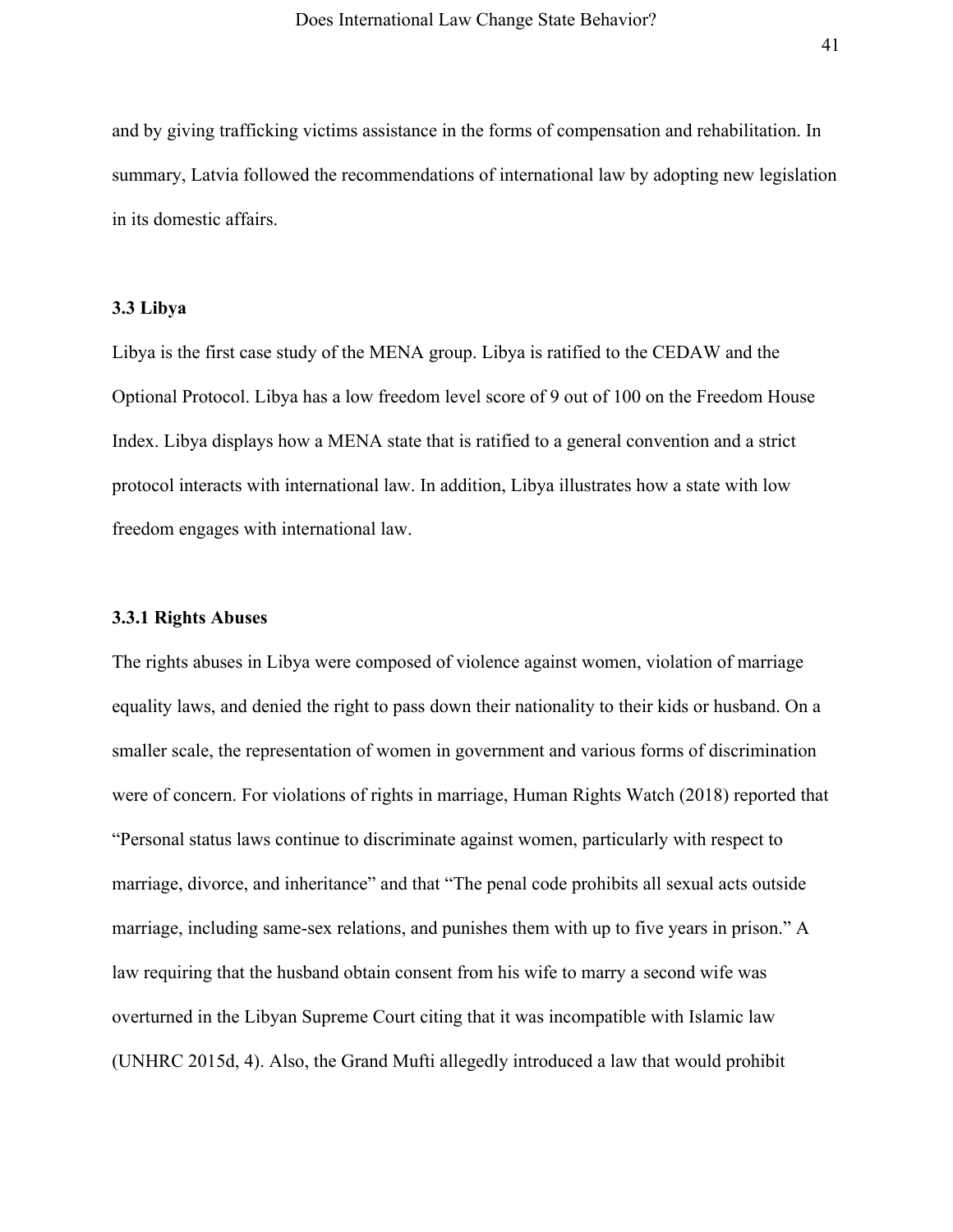and by giving trafficking victims assistance in the forms of compensation and rehabilitation. In summary, Latvia followed the recommendations of international law by adopting new legislation in its domestic affairs.

### 3.3 Libya

Libya is the first case study of the MENA group. Libya is ratified to the CEDAW and the Optional Protocol. Libya has a low freedom level score of 9 out of 100 on the Freedom House Index. Libya displays how a MENA state that is ratified to a general convention and a strict protocol interacts with international law. In addition, Libya illustrates how a state with low freedom engages with international law.

#### 3.3.1 Rights Abuses

The rights abuses in Libya were composed of violence against women, violation of marriage equality laws, and denied the right to pass down their nationality to their kids or husband. On a smaller scale, the representation of women in government and various forms of discrimination were of concern. For violations of rights in marriage, Human Rights Watch (2018) reported that "Personal status laws continue to discriminate against women, particularly with respect to marriage, divorce, and inheritance" and that "The penal code prohibits all sexual acts outside marriage, including same-sex relations, and punishes them with up to five years in prison." A law requiring that the husband obtain consent from his wife to marry a second wife was overturned in the Libyan Supreme Court citing that it was incompatible with Islamic law (UNHRC 2015d, 4). Also, the Grand Mufti allegedly introduced a law that would prohibit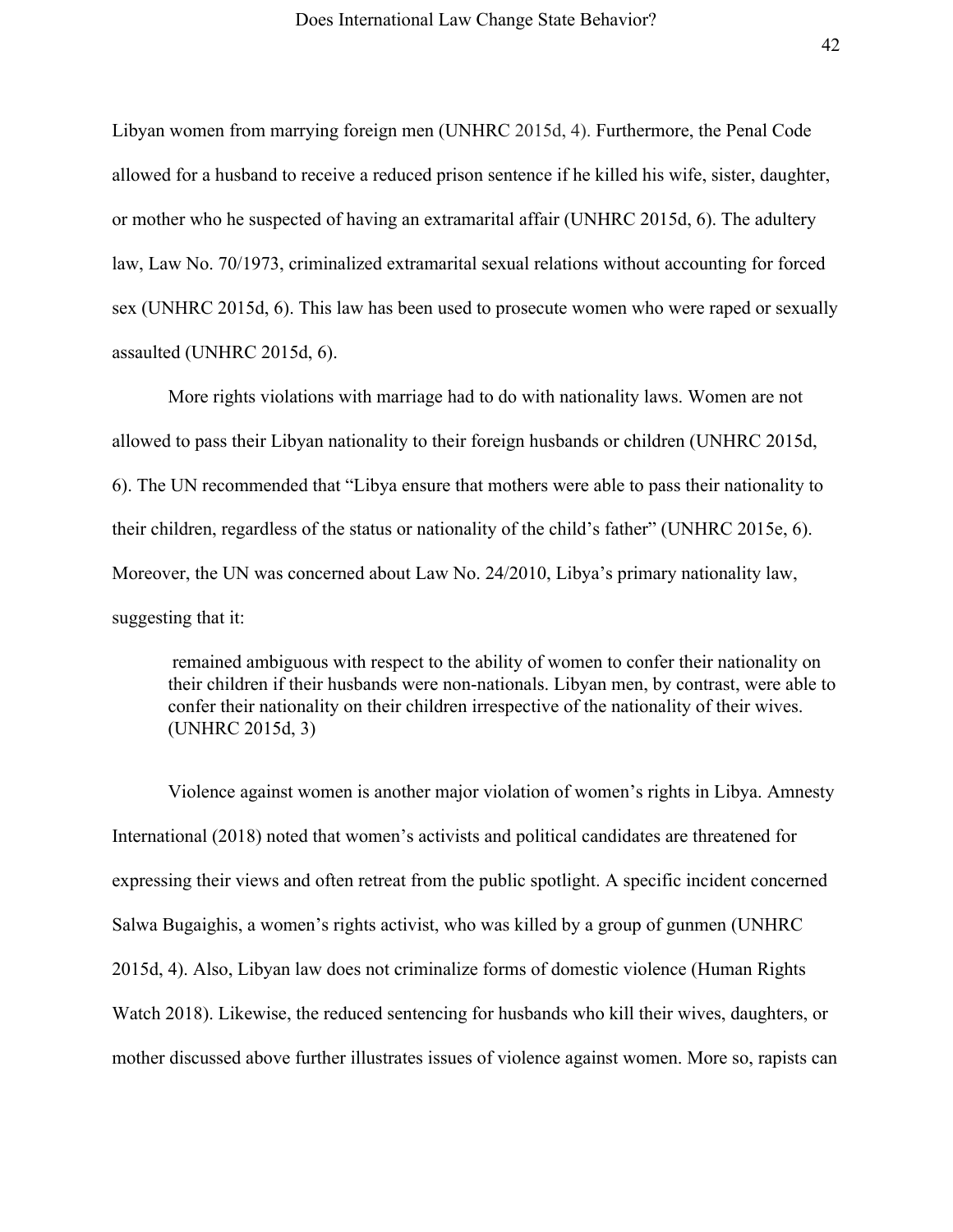Libyan women from marrying foreign men (UNHRC 2015d, 4). Furthermore, the Penal Code allowed for a husband to receive a reduced prison sentence if he killed his wife, sister, daughter, or mother who he suspected of having an extramarital affair (UNHRC 2015d, 6). The adultery law, Law No. 70/1973, criminalized extramarital sexual relations without accounting for forced sex (UNHRC 2015d, 6). This law has been used to prosecute women who were raped or sexually assaulted (UNHRC 2015d, 6).

More rights violations with marriage had to do with nationality laws. Women are not allowed to pass their Libyan nationality to their foreign husbands or children (UNHRC 2015d, 6). The UN recommended that "Libya ensure that mothers were able to pass their nationality to their children, regardless of the status or nationality of the child's father" (UNHRC 2015e, 6). Moreover, the UN was concerned about Law No. 24/2010, Libya's primary nationality law, suggesting that it:

> remained ambiguous with respect to the ability of women to confer their nationality on their children if their husbands were non-nationals. Libyan men, by contrast, were able to confer their nationality on their children irrespective of the nationality of their wives. (UNHRC 2015d, 3)

Violence against women is another major violation of women's rights in Libya. Amnesty International (2018) noted that women's activists and political candidates are threatened for expressing their views and often retreat from the public spotlight. A specific incident concerned Salwa Bugaighis, a women's rights activist, who was killed by a group of gunmen (UNHRC 2015d, 4). Also, Libyan law does not criminalize forms of domestic violence (Human Rights Watch 2018). Likewise, the reduced sentencing for husbands who kill their wives, daughters, or mother discussed above further illustrates issues of violence against women. More so, rapists can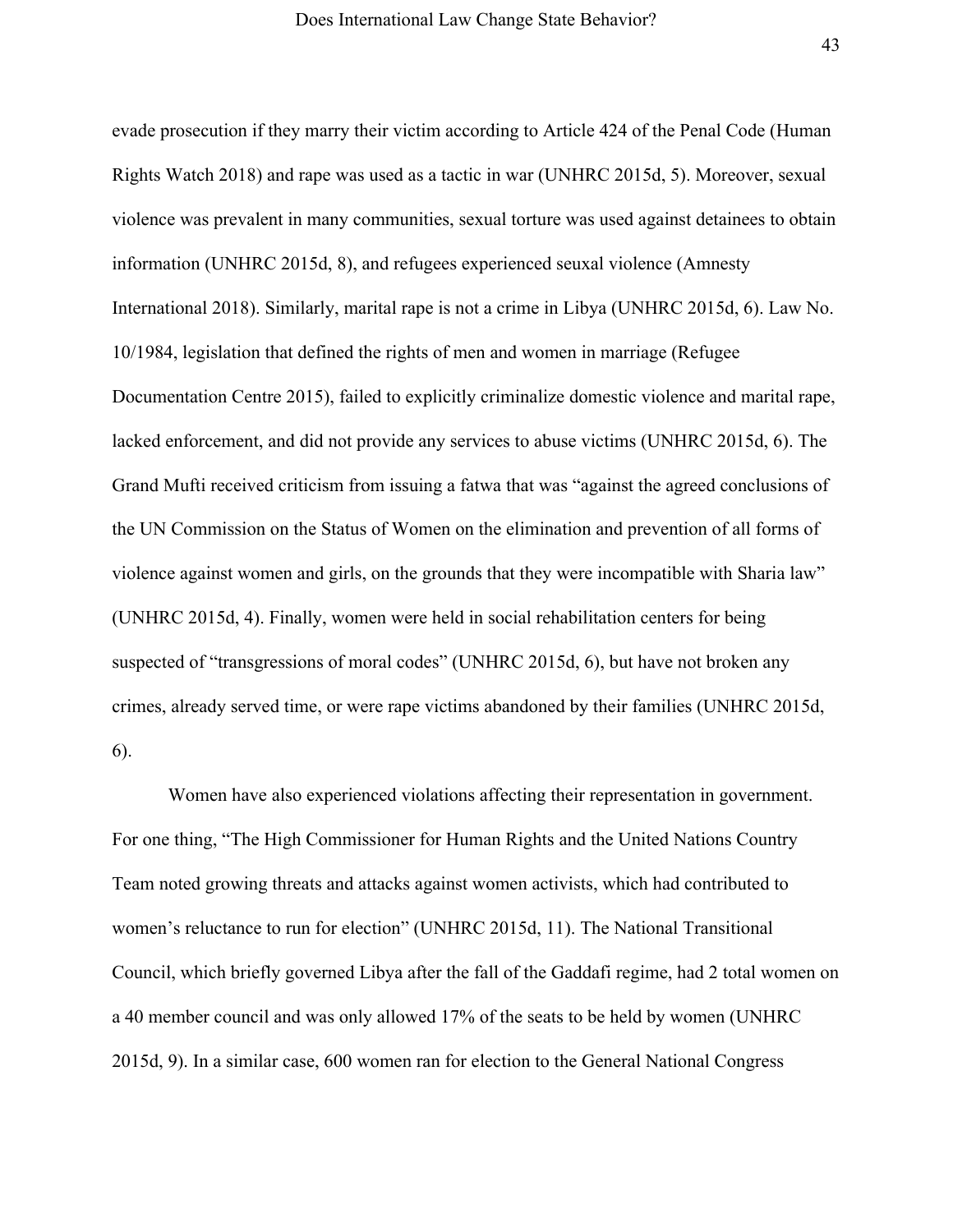evade prosecution if they marry their victim according to Article 424 of the Penal Code (Human Rights Watch 2018) and rape was used as a tactic in war (UNHRC 2015d, 5). Moreover, sexual violence was prevalent in many communities, sexual torture was used against detainees to obtain information (UNHRC 2015d, 8), and refugees experienced seuxal violence (Amnesty International 2018). Similarly, marital rape is not a crime in Libya (UNHRC 2015d, 6). Law No. 10/1984, legislation that defined the rights of men and women in marriage (Refugee Documentation Centre 2015), failed to explicitly criminalize domestic violence and marital rape, lacked enforcement, and did not provide any services to abuse victims (UNHRC 2015d, 6). The Grand Mufti received criticism from issuing a fatwa that was "against the agreed conclusions of the UN Commission on the Status of Women on the elimination and prevention of all forms of violence against women and girls, on the grounds that they were incompatible with Sharia law" (UNHRC 2015d, 4). Finally, women were held in social rehabilitation centers for being suspected of "transgressions of moral codes" (UNHRC 2015d, 6), but have not broken any crimes, already served time, or were rape victims abandoned by their families (UNHRC 2015d, 6).

Women have also experienced violations affecting their representation in government. For one thing, "The High Commissioner for Human Rights and the United Nations Country Team noted growing threats and attacks against women activists, which had contributed to women's reluctance to run for election" (UNHRC 2015d, 11). The National Transitional Council, which briefly governed Libya after the fall of the Gaddafi regime, had 2 total women on a 40 member council and was only allowed 17% of the seats to be held by women (UNHRC 2015d, 9). In a similar case, 600 women ran for election to the General National Congress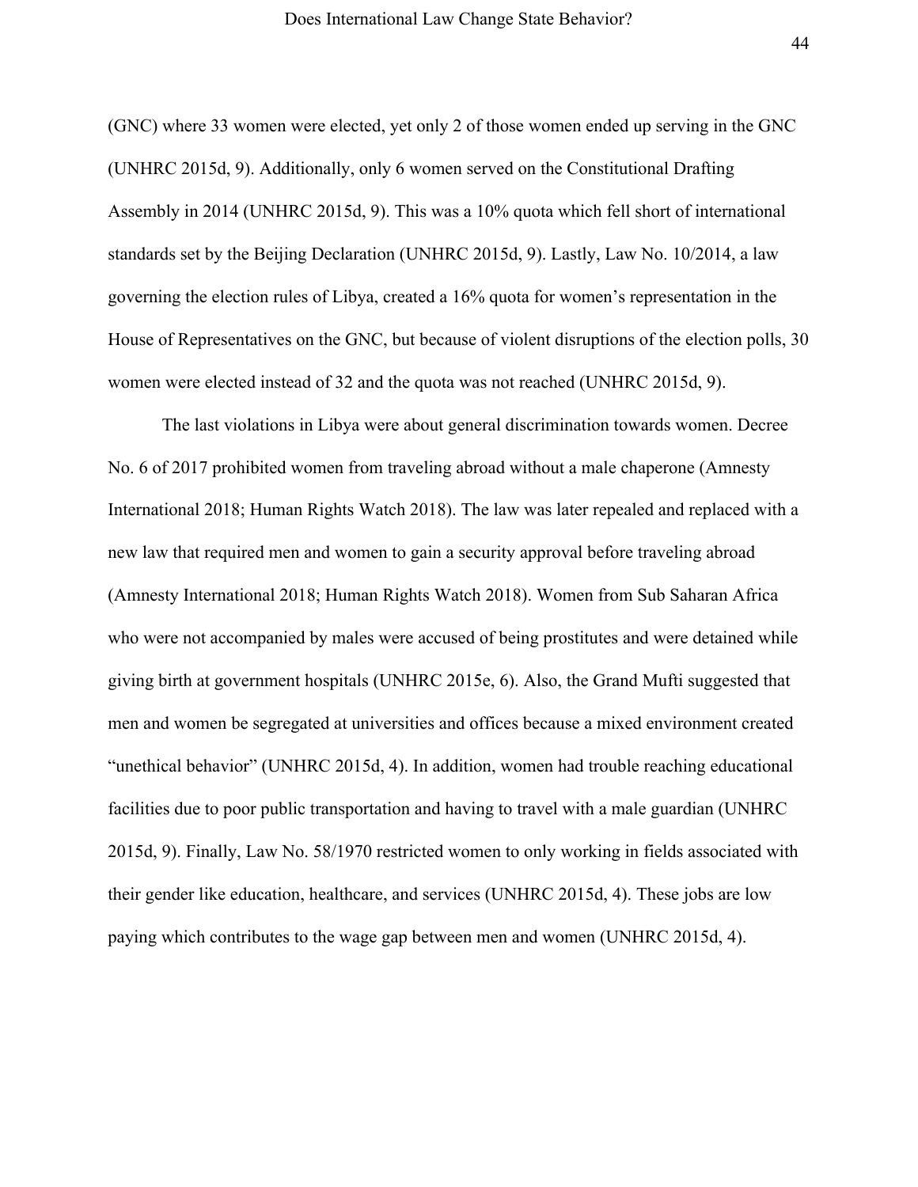(GNC) where 33 women were elected, yet only 2 of those women ended up serving in the GNC (UNHRC 2015d, 9). Additionally, only 6 women served on the Constitutional Drafting Assembly in 2014 (UNHRC 2015d, 9). This was a 10% quota which fell short of international standards set by the Beijing Declaration (UNHRC 2015d, 9). Lastly, Law No. 10/2014, a law governing the election rules of Libya, created a 16% quota for women's representation in the House of Representatives on the GNC, but because of violent disruptions of the election polls, 30 women were elected instead of 32 and the quota was not reached (UNHRC 2015d, 9).

The last violations in Libya were about general discrimination towards women. Decree No. 6 of 2017 prohibited women from traveling abroad without a male chaperone (Amnesty International 2018; Human Rights Watch 2018). The law was later repealed and replaced with a new law that required men and women to gain a security approval before traveling abroad (Amnesty International 2018; Human Rights Watch 2018). Women from Sub Saharan Africa who were not accompanied by males were accused of being prostitutes and were detained while giving birth at government hospitals (UNHRC 2015e, 6). Also, the Grand Mufti suggested that men and women be segregated at universities and offices because a mixed environment created "unethical behavior" (UNHRC 2015d, 4). In addition, women had trouble reaching educational facilities due to poor public transportation and having to travel with a male guardian (UNHRC 2015d, 9). Finally, Law No. 58/1970 restricted women to only working in fields associated with their gender like education, healthcare, and services (UNHRC 2015d, 4). These jobs are low paying which contributes to the wage gap between men and women (UNHRC 2015d, 4).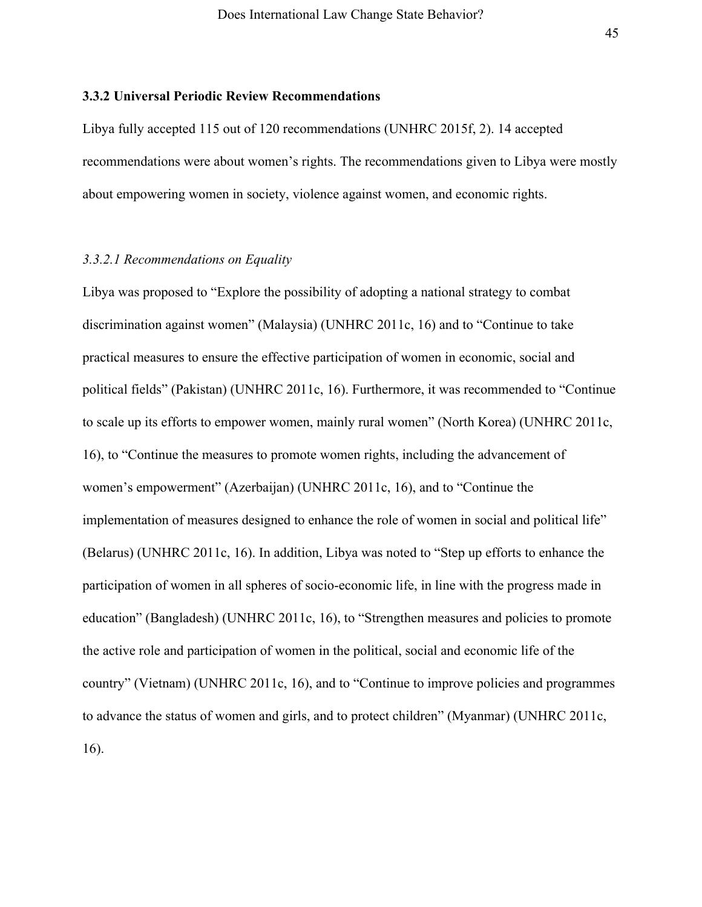### 3.3.2 Universal Periodic Review Recommendations

Libya fully accepted 115 out of 120 recommendations (UNHRC 2015f, 2). 14 accepted recommendations were about women's rights. The recommendations given to Libya were mostly about empowering women in society, violence against women, and economic rights.

#### *3.3.2.1 Recommendations on Equality*

Libya was proposed to "Explore the possibility of adopting a national strategy to combat discrimination against women" (Malaysia) (UNHRC 2011c, 16) and to "Continue to take practical measures to ensure the effective participation of women in economic, social and political fields" (Pakistan) (UNHRC 2011c, 16). Furthermore, it was recommended to "Continue to scale up its efforts to empower women, mainly rural women" (North Korea) (UNHRC 2011c, 16), to "Continue the measures to promote women rights, including the advancement of women's empowerment" (Azerbaijan) (UNHRC 2011c, 16), and to "Continue the implementation of measures designed to enhance the role of women in social and political life" (Belarus) (UNHRC 2011c, 16). In addition, Libya was noted to "Step up efforts to enhance the participation of women in all spheres of socio-economic life, in line with the progress made in education" (Bangladesh) (UNHRC 2011c, 16), to "Strengthen measures and policies to promote the active role and participation of women in the political, social and economic life of the country" (Vietnam) (UNHRC 2011c, 16), and to "Continue to improve policies and programmes to advance the status of women and girls, and to protect children" (Myanmar) (UNHRC 2011c, 16).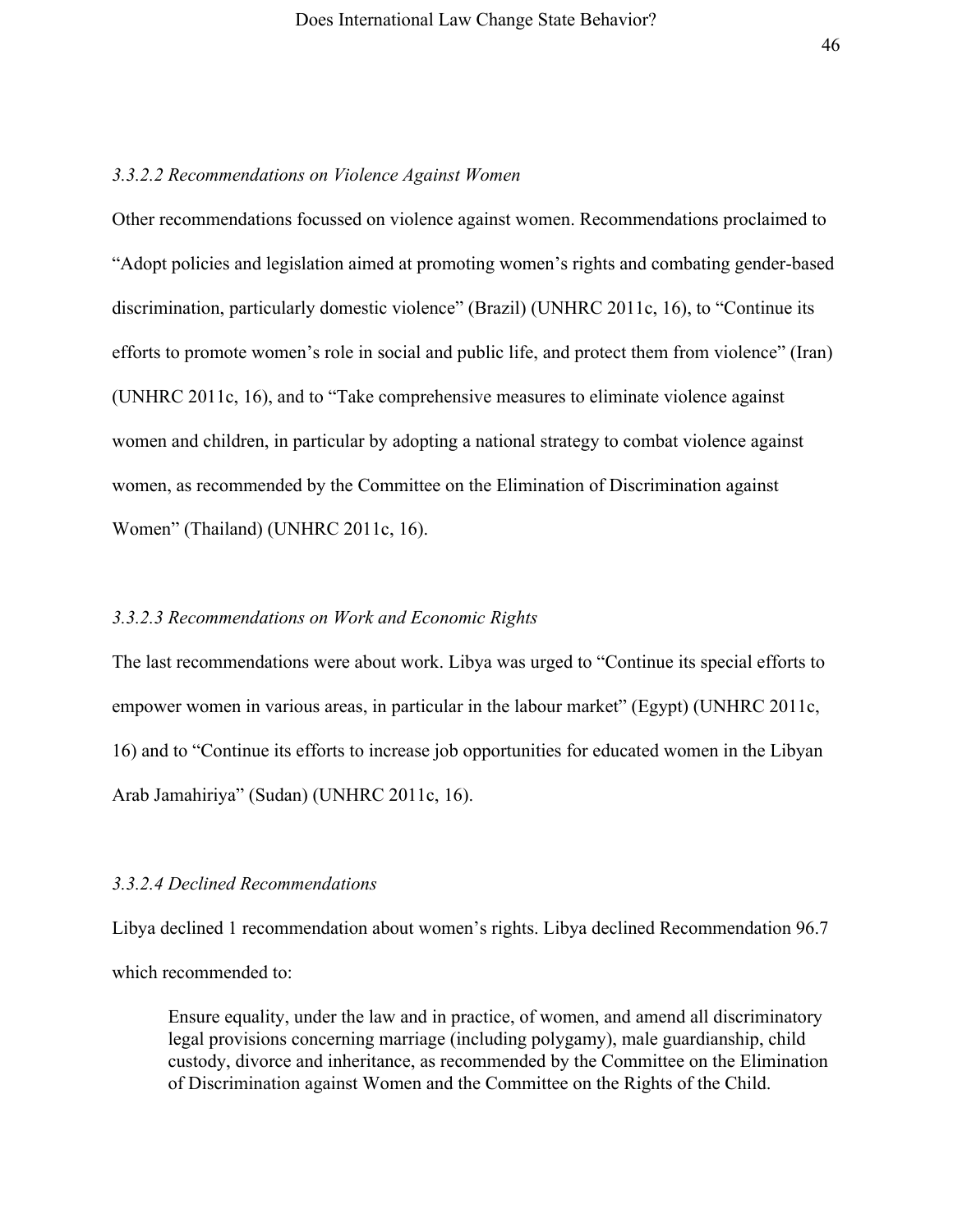*3.3.2.2 Recommendations on Violence Against Women*

Other recommendations focussed on violence against women. Recommendations proclaimed to "Adopt policies and legislation aimed at promoting women's rights and combating gender-based discrimination, particularly domestic violence" (Brazil) (UNHRC 2011c, 16), to "Continue its efforts to promote women's role in social and public life, and protect them from violence" (Iran) (UNHRC 2011c, 16), and to "Take comprehensive measures to eliminate violence against women and children, in particular by adopting a national strategy to combat violence against women, as recommended by the Committee on the Elimination of Discrimination against Women" (Thailand) (UNHRC 2011c, 16).

*3.3.2.3 Recommendations on Work and Economic Rights*

The last recommendations were about work. Libya was urged to "Continue its special efforts to empower women in various areas, in particular in the labour market" (Egypt) (UNHRC 2011c, 16) and to "Continue its efforts to increase job opportunities for educated women in the Libyan Arab Jamahiriya" (Sudan) (UNHRC 2011c, 16).

*3.3.2.4 Declined Recommendations*

Libya declined 1 recommendation about women's rights. Libya declined Recommendation 96.7 which recommended to:

> Ensure equality, under the law and in practice, of women, and amend all discriminatory legal provisions concerning marriage (including polygamy), male guardianship, child custody, divorce and inheritance, as recommended by the Committee on the Elimination of Discrimination against Women and the Committee on the Rights of the Child.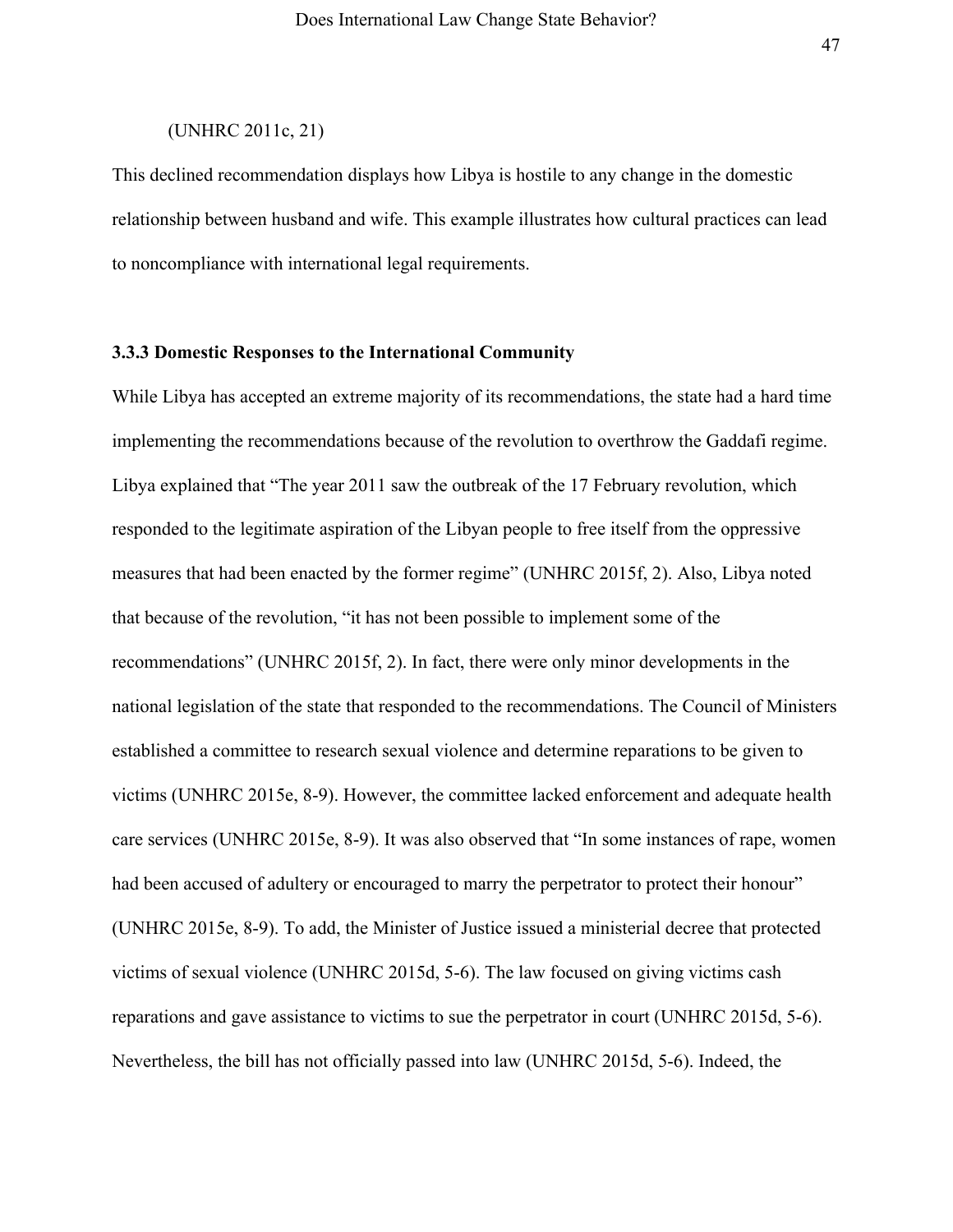(UNHRC 2011c, 21)

This declined recommendation displays how Libya is hostile to any change in the domestic relationship between husband and wife. This example illustrates how cultural practices can lead to noncompliance with international legal requirements.

### 3.3.3 Domestic Responses to the International Community

While Libya has accepted an extreme majority of its recommendations, the state had a hard time implementing the recommendations because of the revolution to overthrow the Gaddafi regime. Libya explained that "The year 2011 saw the outbreak of the 17 February revolution, which responded to the legitimate aspiration of the Libyan people to free itself from the oppressive measures that had been enacted by the former regime" (UNHRC 2015f, 2). Also, Libya noted that because of the revolution, "it has not been possible to implement some of the recommendations" (UNHRC 2015f, 2). In fact, there were only minor developments in the national legislation of the state that responded to the recommendations. The Council of Ministers established a committee to research sexual violence and determine reparations to be given to victims (UNHRC 2015e, 8-9). However, the committee lacked enforcement and adequate health care services (UNHRC 2015e, 8-9). It was also observed that "In some instances of rape, women had been accused of adultery or encouraged to marry the perpetrator to protect their honour" (UNHRC 2015e, 8-9). To add, the Minister of Justice issued a ministerial decree that protected victims of sexual violence (UNHRC 2015d, 5-6). The law focused on giving victims cash reparations and gave assistance to victims to sue the perpetrator in court (UNHRC 2015d, 5-6). Nevertheless, the bill has not officially passed into law (UNHRC 2015d, 5-6). Indeed, the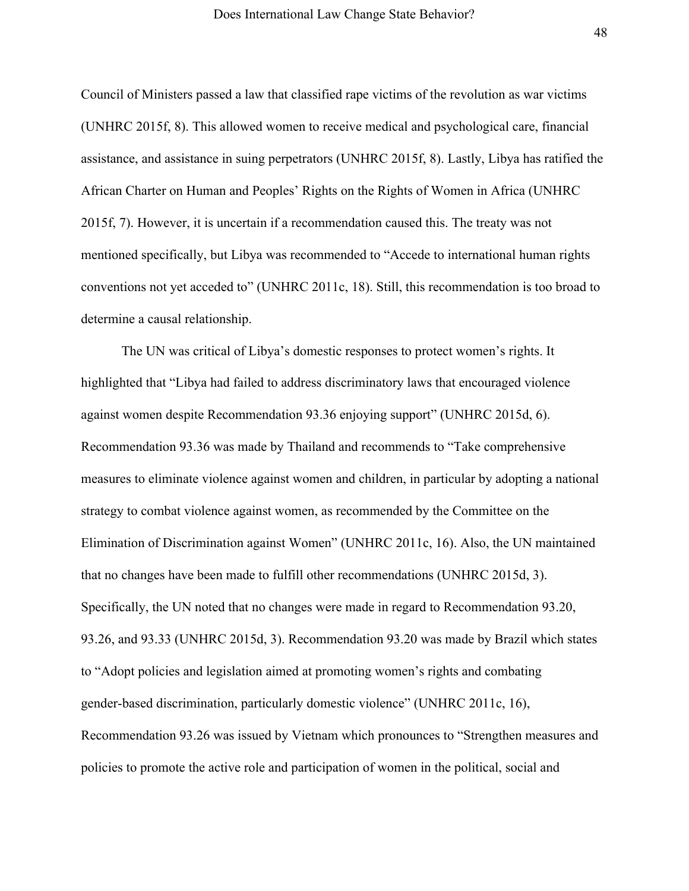Council of Ministers passed a law that classified rape victims of the revolution as war victims (UNHRC 2015f, 8). This allowed women to receive medical and psychological care, financial assistance, and assistance in suing perpetrators (UNHRC 2015f, 8). Lastly, Libya has ratified the African Charter on Human and Peoples' Rights on the Rights of Women in Africa (UNHRC 2015f, 7). However, it is uncertain if a recommendation caused this. The treaty was not mentioned specifically, but Libya was recommended to "Accede to international human rights conventions not yet acceded to" (UNHRC 2011c, 18). Still, this recommendation is too broad to determine a causal relationship.

The UN was critical of Libya's domestic responses to protect women's rights. It highlighted that "Libya had failed to address discriminatory laws that encouraged violence against women despite Recommendation 93.36 enjoying support" (UNHRC 2015d, 6). Recommendation 93.36 was made by Thailand and recommends to "Take comprehensive measures to eliminate violence against women and children, in particular by adopting a national strategy to combat violence against women, as recommended by the Committee on the Elimination of Discrimination against Women" (UNHRC 2011c, 16). Also, the UN maintained that no changes have been made to fulfill other recommendations (UNHRC 2015d, 3). Specifically, the UN noted that no changes were made in regard to Recommendation 93.20, 93.26, and 93.33 (UNHRC 2015d, 3). Recommendation 93.20 was made by Brazil which states to "Adopt policies and legislation aimed at promoting women's rights and combating gender-based discrimination, particularly domestic violence" (UNHRC 2011c, 16), Recommendation 93.26 was issued by Vietnam which pronounces to "Strengthen measures and policies to promote the active role and participation of women in the political, social and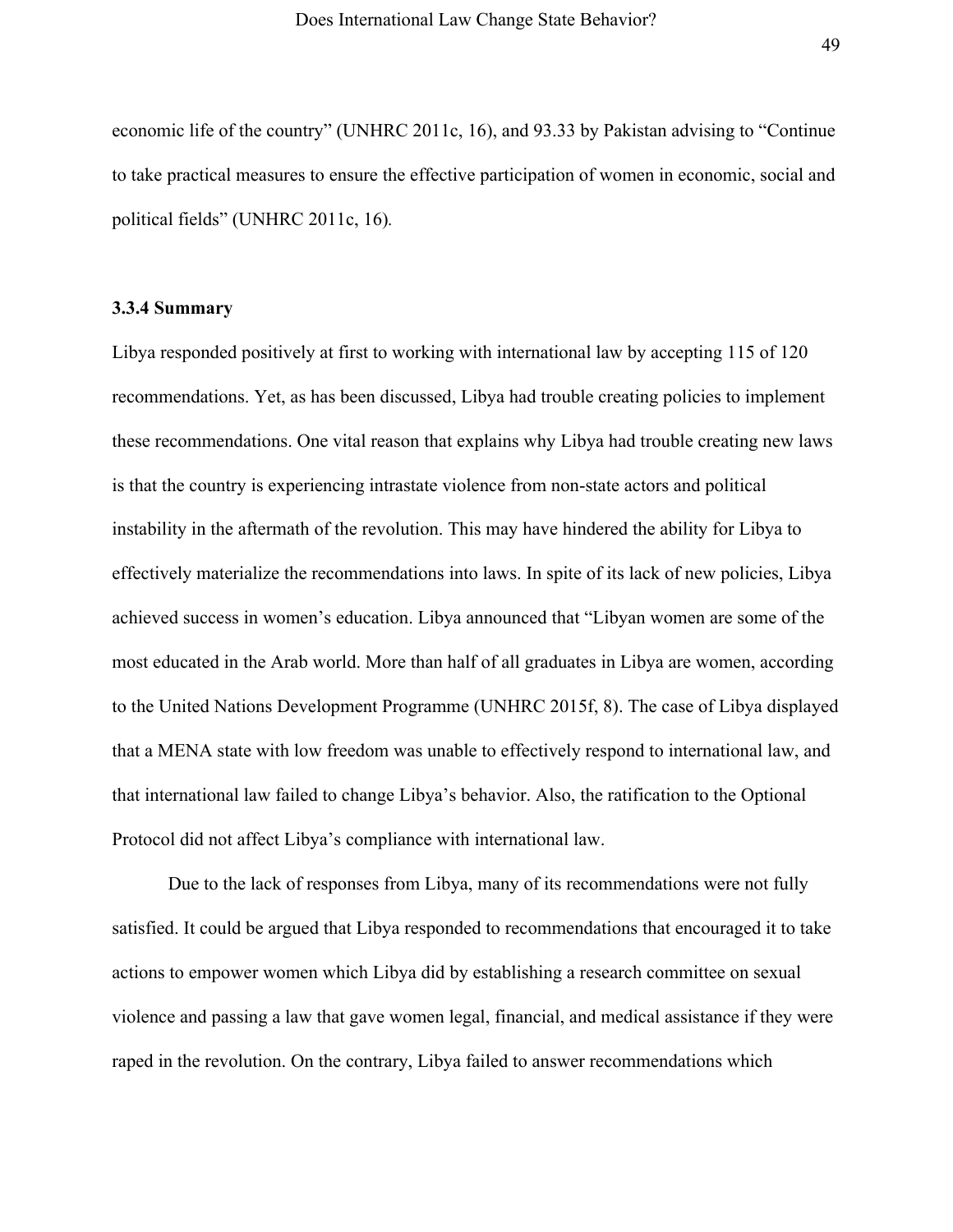economic life of the country" (UNHRC 2011c, 16), and 93.33 by Pakistan advising to "Continue to take practical measures to ensure the effective participation of women in economic, social and political fields" (UNHRC 2011c, 16).

### 3.3.4 Summary

Libya responded positively at first to working with international law by accepting 115 of 120 recommendations. Yet, as has been discussed, Libya had trouble creating policies to implement these recommendations. One vital reason that explains why Libya had trouble creating new laws is that the country is experiencing intrastate violence from non-state actors and political instability in the aftermath of the revolution. This may have hindered the ability for Libya to effectively materialize the recommendations into laws. In spite of its lack of new policies, Libya achieved success in women's education. Libya announced that "Libyan women are some of the most educated in the Arab world. More than half of all graduates in Libya are women, according to the United Nations Development Programme (UNHRC 2015f, 8). The case of Libya displayed that a MENA state with low freedom was unable to effectively respond to international law, and that international law failed to change Libya's behavior. Also, the ratification to the Optional Protocol did not affect Libya's compliance with international law.

Due to the lack of responses from Libya, many of its recommendations were not fully satisfied. It could be argued that Libya responded to recommendations that encouraged it to take actions to empower women which Libya did by establishing a research committee on sexual violence and passing a law that gave women legal, financial, and medical assistance if they were raped in the revolution. On the contrary, Libya failed to answer recommendations which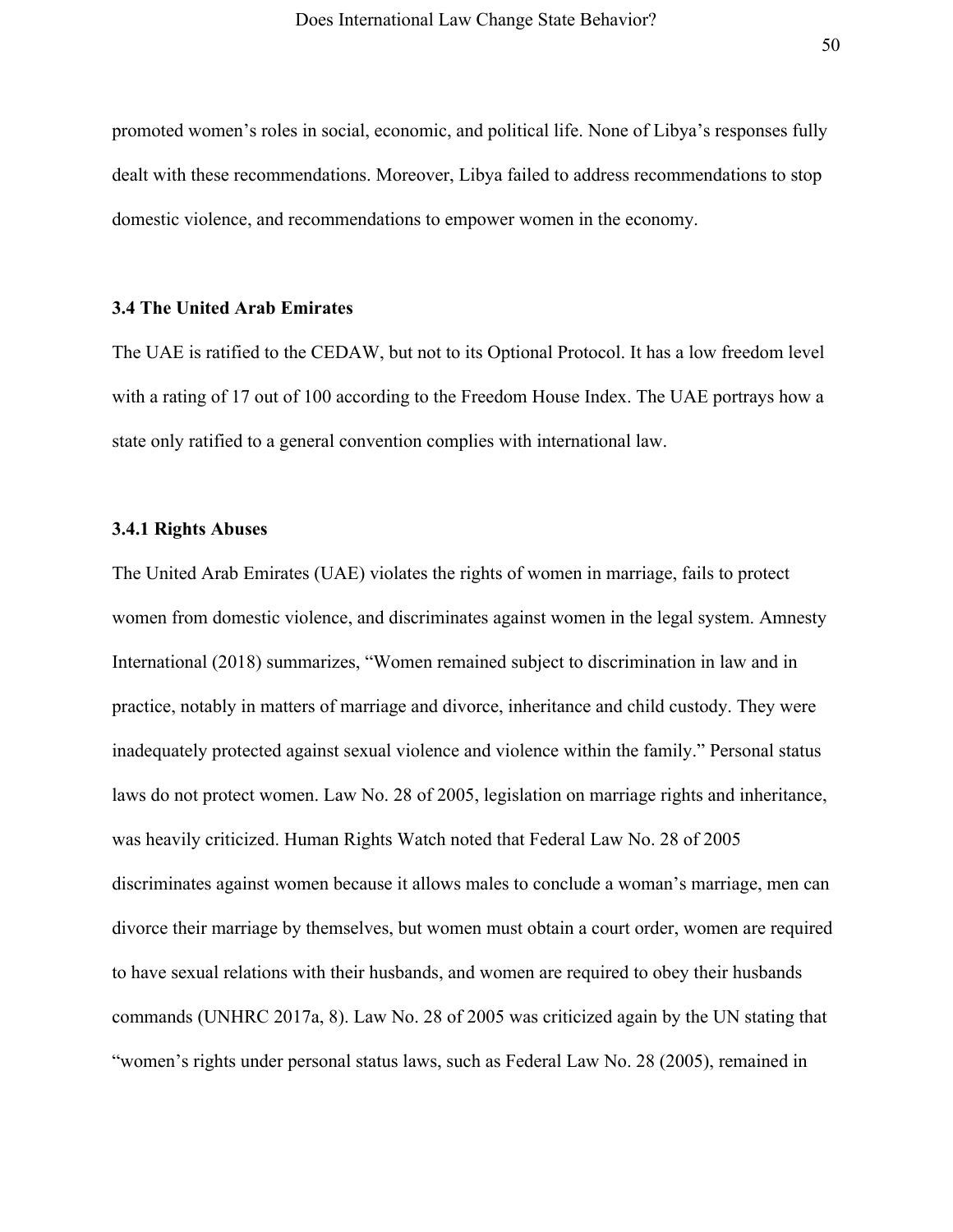promoted women's roles in social, economic, and political life. None of Libya's responses fully dealt with these recommendations. Moreover, Libya failed to address recommendations to stop domestic violence, and recommendations to empower women in the economy.

### 3.4 The United Arab Emirates

The UAE is ratified to the CEDAW, but not to its Optional Protocol. It has a low freedom level with a rating of 17 out of 100 according to the Freedom House Index. The UAE portrays how a state only ratified to a general convention complies with international law.

#### 3.4.1 Rights Abuses

The United Arab Emirates (UAE) violates the rights of women in marriage, fails to protect women from domestic violence, and discriminates against women in the legal system. Amnesty International (2018) summarizes, "Women remained subject to discrimination in law and in practice, notably in matters of marriage and divorce, inheritance and child custody. They were inadequately protected against sexual violence and violence within the family." Personal status laws do not protect women. Law No. 28 of 2005, legislation on marriage rights and inheritance, was heavily criticized. Human Rights Watch noted that Federal Law No. 28 of 2005 discriminates against women because it allows males to conclude a woman's marriage, men can divorce their marriage by themselves, but women must obtain a court order, women are required to have sexual relations with their husbands, and women are required to obey their husbands commands (UNHRC 2017a, 8). Law No. 28 of 2005 was criticized again by the UN stating that "women's rights under personal status laws, such as Federal Law No. 28 (2005), remained in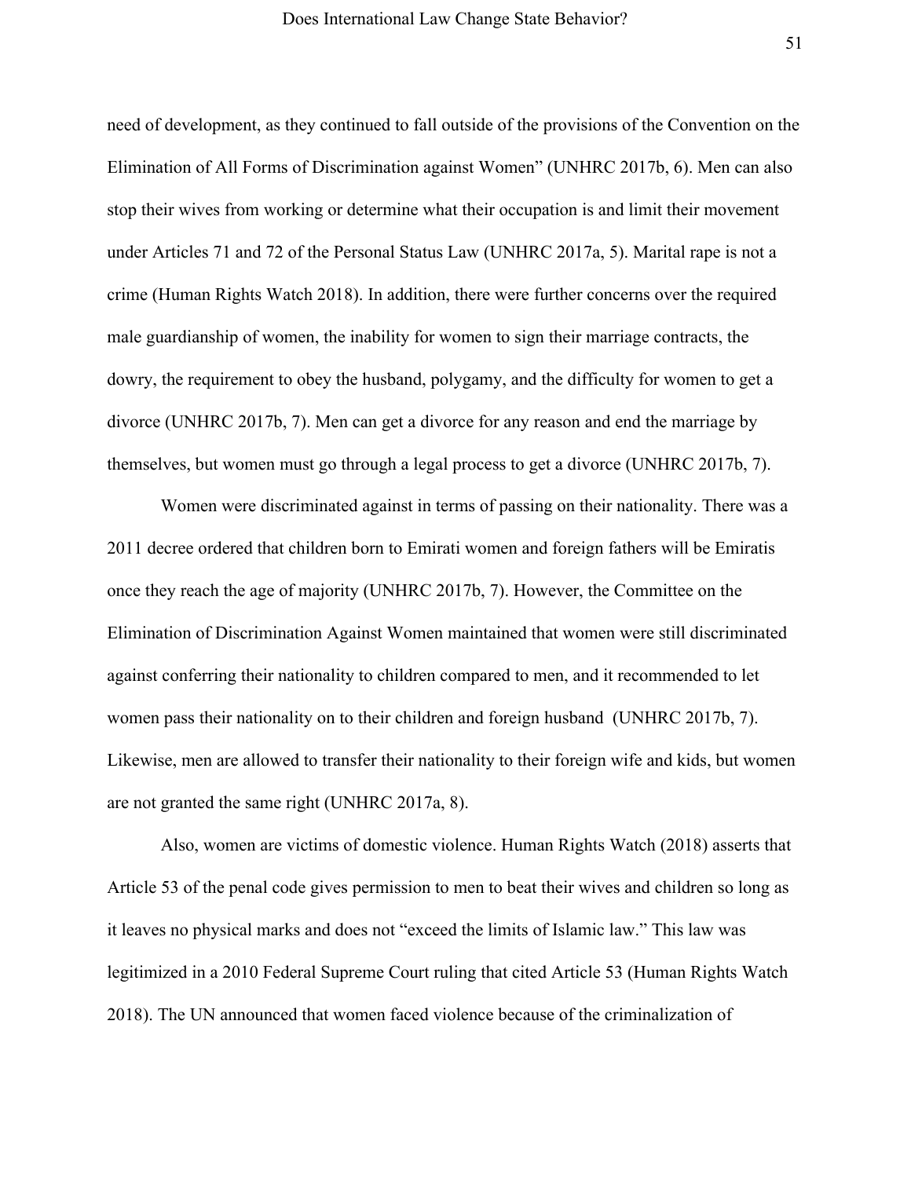need of development, as they continued to fall outside of the provisions of the Convention on the Elimination of All Forms of Discrimination against Women" (UNHRC 2017b, 6). Men can also stop their wives from working or determine what their occupation is and limit their movement under Articles 71 and 72 of the Personal Status Law (UNHRC 2017a, 5). Marital rape is not a crime (Human Rights Watch 2018). In addition, there were further concerns over the required male guardianship of women, the inability for women to sign their marriage contracts, the dowry, the requirement to obey the husband, polygamy, and the difficulty for women to get a divorce (UNHRC 2017b, 7). Men can get a divorce for any reason and end the marriage by themselves, but women must go through a legal process to get a divorce (UNHRC 2017b, 7).

Women were discriminated against in terms of passing on their nationality. There was a 2011 decree ordered that children born to Emirati women and foreign fathers will be Emiratis once they reach the age of majority (UNHRC 2017b, 7). However, the Committee on the Elimination of Discrimination Against Women maintained that women were still discriminated against conferring their nationality to children compared to men, and it recommended to let women pass their nationality on to their children and foreign husband (UNHRC 2017b, 7). Likewise, men are allowed to transfer their nationality to their foreign wife and kids, but women are not granted the same right (UNHRC 2017a, 8).

Also, women are victims of domestic violence. Human Rights Watch (2018) asserts that Article 53 of the penal code gives permission to men to beat their wives and children so long as it leaves no physical marks and does not "exceed the limits of Islamic law." This law was legitimized in a 2010 Federal Supreme Court ruling that cited Article 53 (Human Rights Watch 2018). The UN announced that women faced violence because of the criminalization of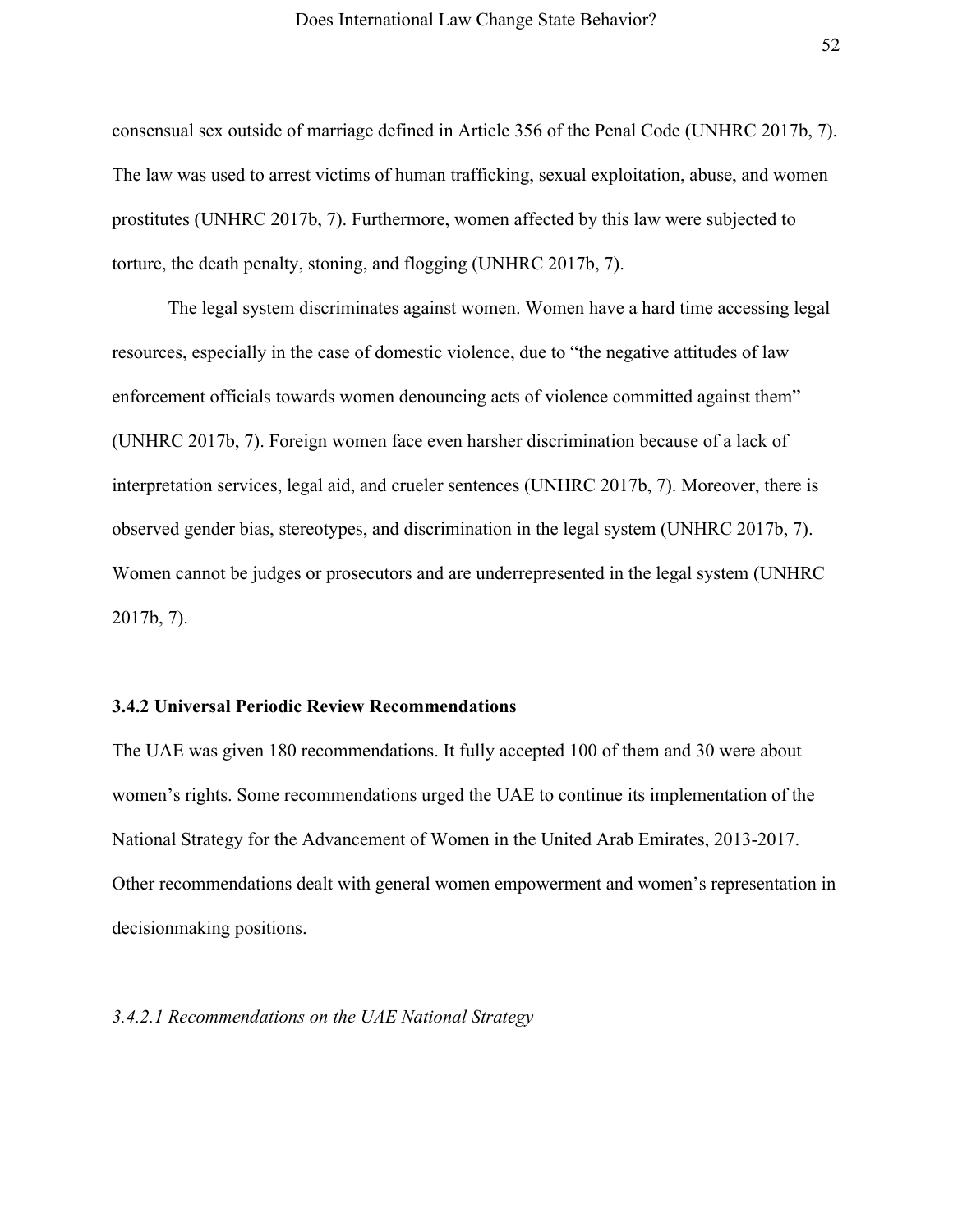consensual sex outside of marriage defined in Article 356 of the Penal Code (UNHRC 2017b, 7). The law was used to arrest victims of human trafficking, sexual exploitation, abuse, and women prostitutes (UNHRC 2017b, 7). Furthermore, women affected by this law were subjected to torture, the death penalty, stoning, and flogging (UNHRC 2017b, 7).

The legal system discriminates against women. Women have a hard time accessing legal resources, especially in the case of domestic violence, due to "the negative attitudes of law enforcement officials towards women denouncing acts of violence committed against them" (UNHRC 2017b, 7). Foreign women face even harsher discrimination because of a lack of interpretation services, legal aid, and crueler sentences (UNHRC 2017b, 7). Moreover, there is observed gender bias, stereotypes, and discrimination in the legal system (UNHRC 2017b, 7). Women cannot be judges or prosecutors and are underrepresented in the legal system (UNHRC 2017b, 7).

### 3.4.2 Universal Periodic Review Recommendations

The UAE was given 180 recommendations. It fully accepted 100 of them and 30 were about women's rights. Some recommendations urged the UAE to continue its implementation of the National Strategy for the Advancement of Women in the United Arab Emirates, 2013-2017. Other recommendations dealt with general women empowerment and women's representation in decisionmaking positions.

#### *3.4.2.1 Recommendations on the UAE National Strategy*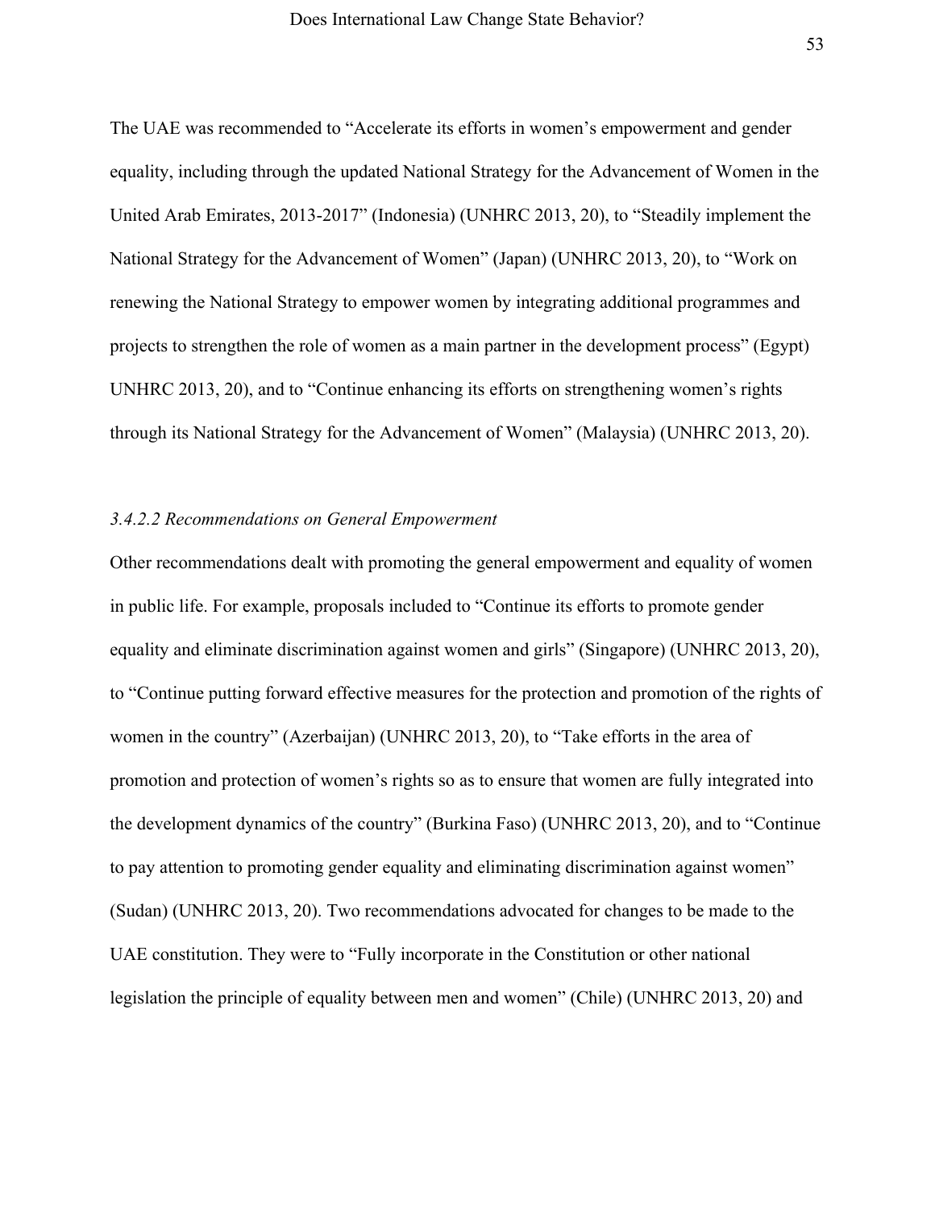The UAE was recommended to "Accelerate its efforts in women's empowerment and gender equality, including through the updated National Strategy for the Advancement of Women in the United Arab Emirates, 2013-2017" (Indonesia) (UNHRC 2013, 20), to "Steadily implement the National Strategy for the Advancement of Women" (Japan) (UNHRC 2013, 20), to "Work on renewing the National Strategy to empower women by integrating additional programmes and projects to strengthen the role of women as a main partner in the development process" (Egypt) UNHRC 2013, 20), and to "Continue enhancing its efforts on strengthening women's rights through its National Strategy for the Advancement of Women" (Malaysia) (UNHRC 2013, 20).

#### *3.4.2.2 Recommendations on General Empowerment*

Other recommendations dealt with promoting the general empowerment and equality of women in public life. For example, proposals included to "Continue its efforts to promote gender equality and eliminate discrimination against women and girls" (Singapore) (UNHRC 2013, 20), to "Continue putting forward effective measures for the protection and promotion of the rights of women in the country" (Azerbaijan) (UNHRC 2013, 20), to "Take efforts in the area of promotion and protection of women's rights so as to ensure that women are fully integrated into the development dynamics of the country" (Burkina Faso) (UNHRC 2013, 20), and to "Continue to pay attention to promoting gender equality and eliminating discrimination against women" (Sudan) (UNHRC 2013, 20). Two recommendations advocated for changes to be made to the UAE constitution. They were to "Fully incorporate in the Constitution or other national legislation the principle of equality between men and women" (Chile) (UNHRC 2013, 20) and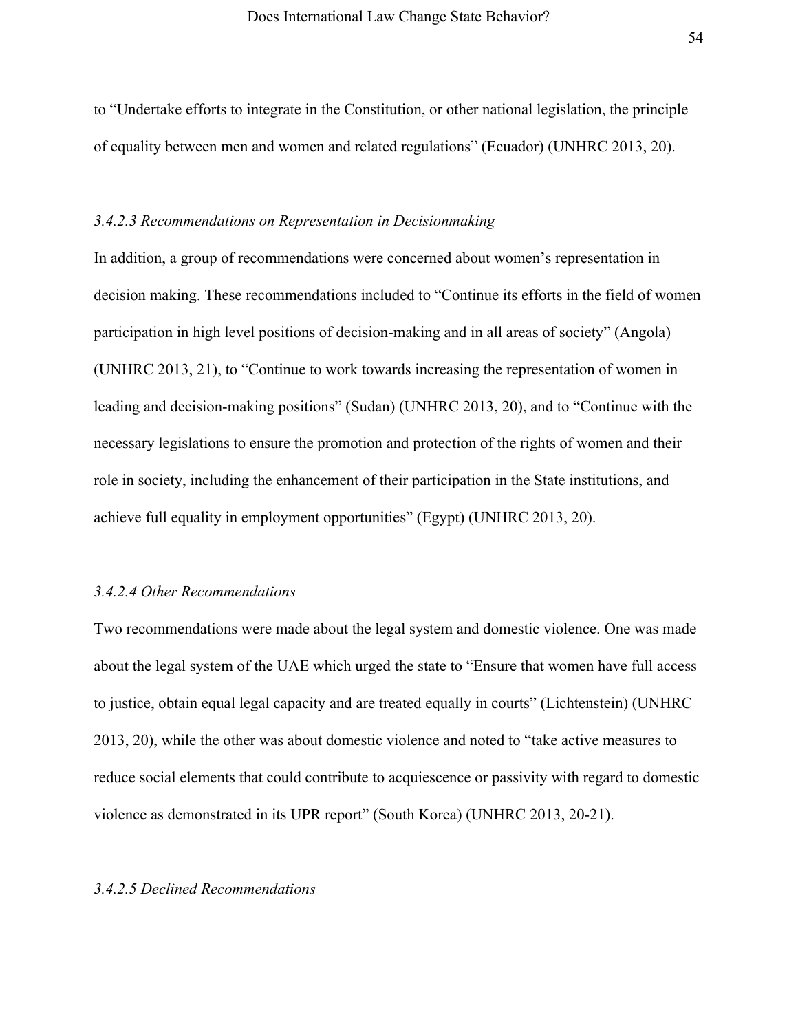to “Undertake efforts to integrate in the Constitution, or other national legislation, the principle of equality between men and women and related regulations” (Ecuador) (UNHRC 2013, 20).

#### *3.4.2.3 Recommendations on Representation in Decisionmaking*

In addition, a group of recommendations were concerned about women’s representation in decision making. These recommendations included to “Continue its efforts in the field of women participation in high level positions of decision-making and in all areas of society” (Angola) (UNHRC 2013, 21), to “Continue to work towards increasing the representation of women in leading and decision-making positions” (Sudan) (UNHRC 2013, 20), and to “Continue with the necessary legislations to ensure the promotion and protection of the rights of women and their role in society, including the enhancement of their participation in the State institutions, and achieve full equality in employment opportunities” (Egypt) (UNHRC 2013, 20).

#### *3.4.2.4 Other Recommendations*

Two recommendations were made about the legal system and domestic violence. One was made about the legal system of the UAE which urged the state to “Ensure that women have full access to justice, obtain equal legal capacity and are treated equally in courts” (Lichtenstein) (UNHRC 2013, 20), while the other was about domestic violence and noted to “take active measures to reduce social elements that could contribute to acquiescence or passivity with regard to domestic violence as demonstrated in its UPR report” (South Korea) (UNHRC 2013, 20-21).

#### *3.4.2.5 Declined Recommendations*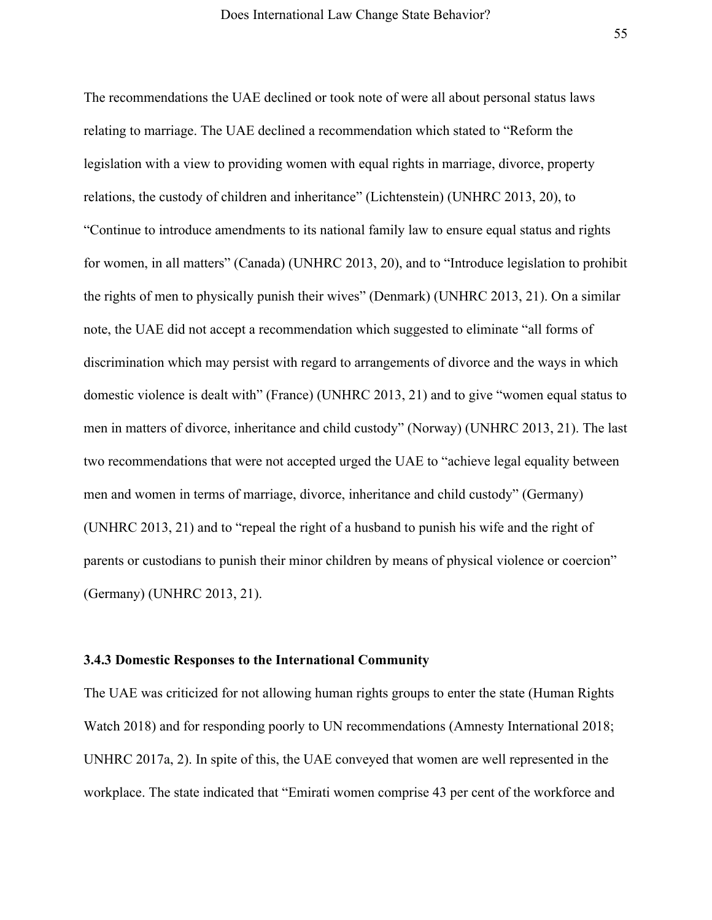The recommendations the UAE declined or took note of were all about personal status laws relating to marriage. The UAE declined a recommendation which stated to "Reform the legislation with a view to providing women with equal rights in marriage, divorce, property relations, the custody of children and inheritance" (Lichtenstein) (UNHRC 2013, 20), to "Continue to introduce amendments to its national family law to ensure equal status and rights for women, in all matters" (Canada) (UNHRC 2013, 20), and to "Introduce legislation to prohibit the rights of men to physically punish their wives" (Denmark) (UNHRC 2013, 21). On a similar note, the UAE did not accept a recommendation which suggested to eliminate "all forms of discrimination which may persist with regard to arrangements of divorce and the ways in which domestic violence is dealt with" (France) (UNHRC 2013, 21) and to give "women equal status to men in matters of divorce, inheritance and child custody" (Norway) (UNHRC 2013, 21). The last two recommendations that were not accepted urged the UAE to "achieve legal equality between men and women in terms of marriage, divorce, inheritance and child custody" (Germany) (UNHRC 2013, 21) and to "repeal the right of a husband to punish his wife and the right of parents or custodians to punish their minor children by means of physical violence or coercion" (Germany) (UNHRC 2013, 21).

### 3.4.3 Domestic Responses to the International Community

The UAE was criticized for not allowing human rights groups to enter the state (Human Rights Watch 2018) and for responding poorly to UN recommendations (Amnesty International 2018; UNHRC 2017a, 2). In spite of this, the UAE conveyed that women are well represented in the workplace. The state indicated that "Emirati women comprise 43 per cent of the workforce and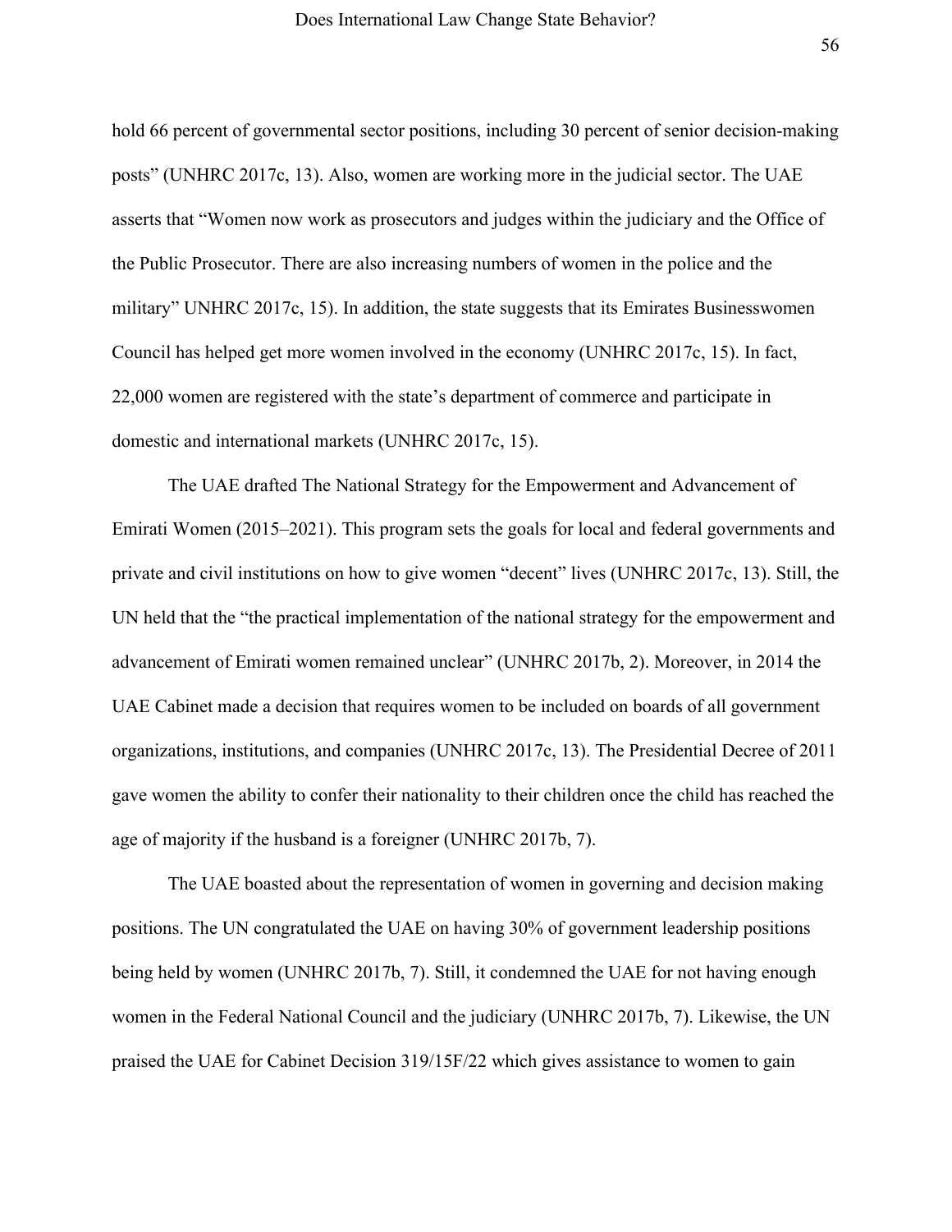hold 66 percent of governmental sector positions, including 30 percent of senior decision-making posts" (UNHRC 2017c, 13). Also, women are working more in the judicial sector. The UAE asserts that "Women now work as prosecutors and judges within the judiciary and the Office of the Public Prosecutor. There are also increasing numbers of women in the police and the military" UNHRC 2017c, 15). In addition, the state suggests that its Emirates Businesswomen Council has helped get more women involved in the economy (UNHRC 2017c, 15). In fact, 22,000 women are registered with the state's department of commerce and participate in domestic and international markets (UNHRC 2017c, 15).

The UAE drafted The National Strategy for the Empowerment and Advancement of Emirati Women (2015–2021). This program sets the goals for local and federal governments and private and civil institutions on how to give women "decent" lives (UNHRC 2017c, 13). Still, the UN held that the "the practical implementation of the national strategy for the empowerment and advancement of Emirati women remained unclear" (UNHRC 2017b, 2). Moreover, in 2014 the UAE Cabinet made a decision that requires women to be included on boards of all government organizations, institutions, and companies (UNHRC 2017c, 13). The Presidential Decree of 2011 gave women the ability to confer their nationality to their children once the child has reached the age of majority if the husband is a foreigner (UNHRC 2017b, 7).

The UAE boasted about the representation of women in governing and decision making positions. The UN congratulated the UAE on having 30% of government leadership positions being held by women (UNHRC 2017b, 7). Still, it condemned the UAE for not having enough women in the Federal National Council and the judiciary (UNHRC 2017b, 7). Likewise, the UN praised the UAE for Cabinet Decision 319/15F/22 which gives assistance to women to gain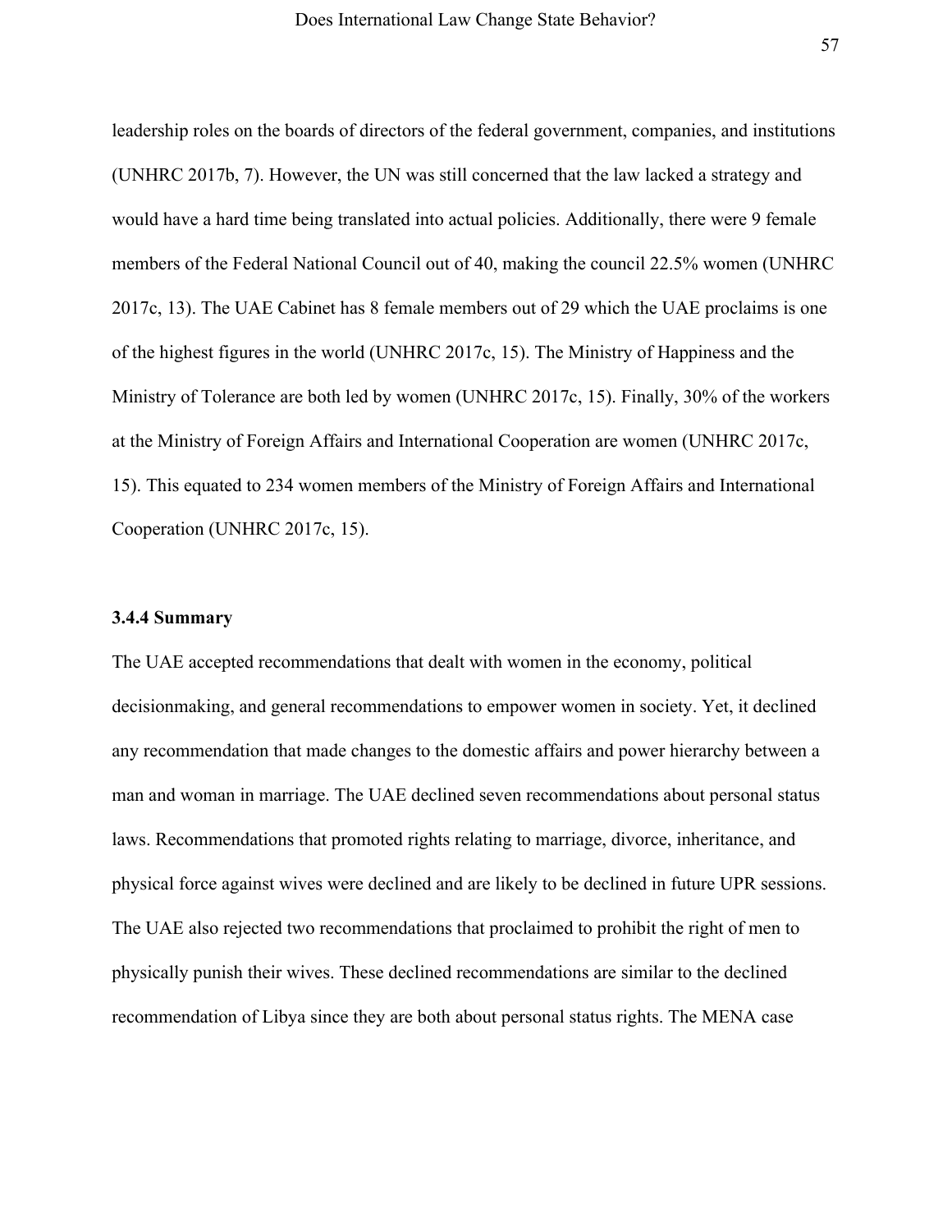leadership roles on the boards of directors of the federal government, companies, and institutions (UNHRC 2017b, 7). However, the UN was still concerned that the law lacked a strategy and would have a hard time being translated into actual policies. Additionally, there were 9 female members of the Federal National Council out of 40, making the council 22.5% women (UNHRC 2017c, 13). The UAE Cabinet has 8 female members out of 29 which the UAE proclaims is one of the highest figures in the world (UNHRC 2017c, 15). The Ministry of Happiness and the Ministry of Tolerance are both led by women (UNHRC 2017c, 15). Finally, 30% of the workers at the Ministry of Foreign Affairs and International Cooperation are women (UNHRC 2017c, 15). This equated to 234 women members of the Ministry of Foreign Affairs and International Cooperation (UNHRC 2017c, 15).

### 3.4.4 Summary

The UAE accepted recommendations that dealt with women in the economy, political decisionmaking, and general recommendations to empower women in society. Yet, it declined any recommendation that made changes to the domestic affairs and power hierarchy between a man and woman in marriage. The UAE declined seven recommendations about personal status laws. Recommendations that promoted rights relating to marriage, divorce, inheritance, and physical force against wives were declined and are likely to be declined in future UPR sessions. The UAE also rejected two recommendations that proclaimed to prohibit the right of men to physically punish their wives. These declined recommendations are similar to the declined recommendation of Libya since they are both about personal status rights. The MENA case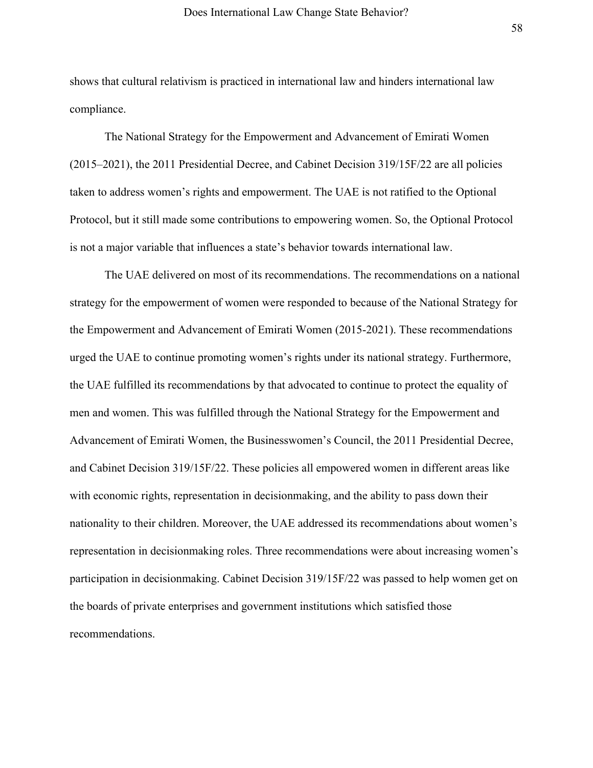shows that cultural relativism is practiced in international law and hinders international law compliance.

The National Strategy for the Empowerment and Advancement of Emirati Women (2015–2021), the 2011 Presidential Decree, and Cabinet Decision 319/15F/22 are all policies taken to address women's rights and empowerment. The UAE is not ratified to the Optional Protocol, but it still made some contributions to empowering women. So, the Optional Protocol is not a major variable that influences a state's behavior towards international law.

The UAE delivered on most of its recommendations. The recommendations on a national strategy for the empowerment of women were responded to because of the National Strategy for the Empowerment and Advancement of Emirati Women (2015-2021). These recommendations urged the UAE to continue promoting women's rights under its national strategy. Furthermore, the UAE fulfilled its recommendations by that advocated to continue to protect the equality of men and women. This was fulfilled through the National Strategy for the Empowerment and Advancement of Emirati Women, the Businesswomen's Council, the 2011 Presidential Decree, and Cabinet Decision 319/15F/22. These policies all empowered women in different areas like with economic rights, representation in decisionmaking, and the ability to pass down their nationality to their children. Moreover, the UAE addressed its recommendations about women's representation in decisionmaking roles. Three recommendations were about increasing women's participation in decisionmaking. Cabinet Decision 319/15F/22 was passed to help women get on the boards of private enterprises and government institutions which satisfied those recommendations.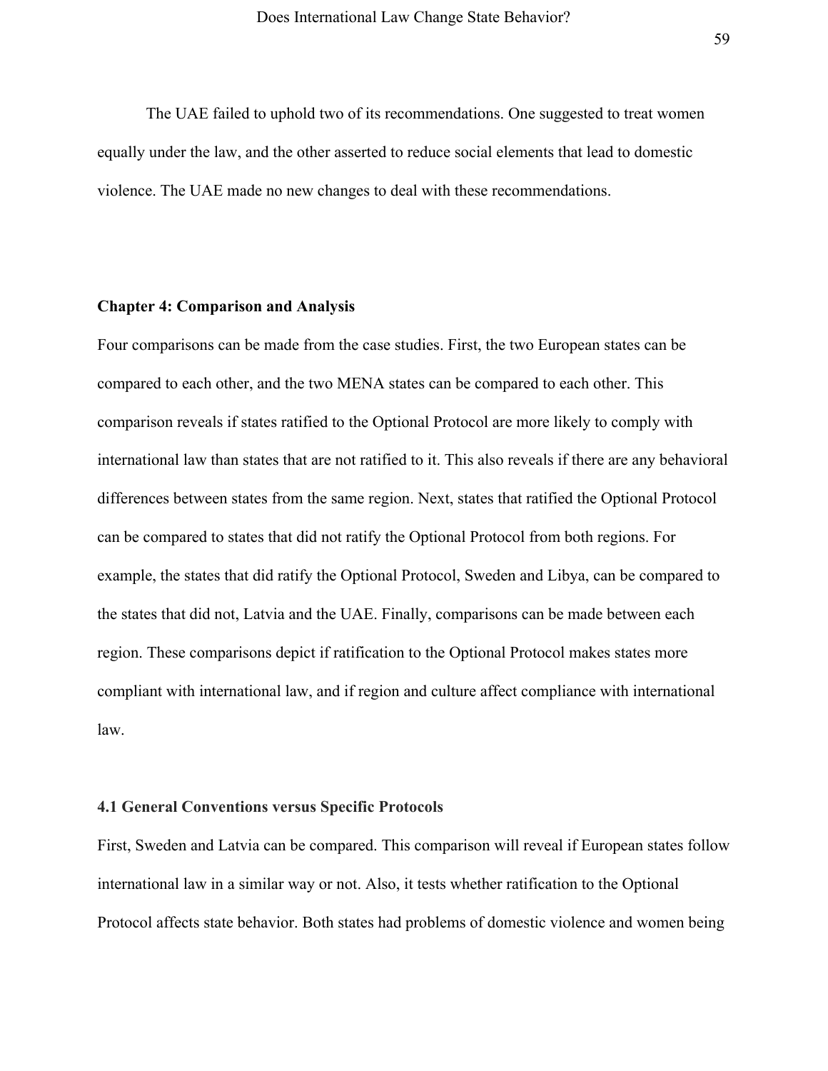The UAE failed to uphold two of its recommendations. One suggested to treat women equally under the law, and the other asserted to reduce social elements that lead to domestic violence. The UAE made no new changes to deal with these recommendations.

## Chapter 4: Comparison and Analysis

Four comparisons can be made from the case studies. First, the two European states can be compared to each other, and the two MENA states can be compared to each other. This comparison reveals if states ratified to the Optional Protocol are more likely to comply with international law than states that are not ratified to it. This also reveals if there are any behavioral differences between states from the same region. Next, states that ratified the Optional Protocol can be compared to states that did not ratify the Optional Protocol from both regions. For example, the states that did ratify the Optional Protocol, Sweden and Libya, can be compared to the states that did not, Latvia and the UAE. Finally, comparisons can be made between each region. These comparisons depict if ratification to the Optional Protocol makes states more compliant with international law, and if region and culture affect compliance with international law.

### 4.1 General Conventions versus Specific Protocols

First, Sweden and Latvia can be compared. This comparison will reveal if European states follow international law in a similar way or not. Also, it tests whether ratification to the Optional Protocol affects state behavior. Both states had problems of domestic violence and women being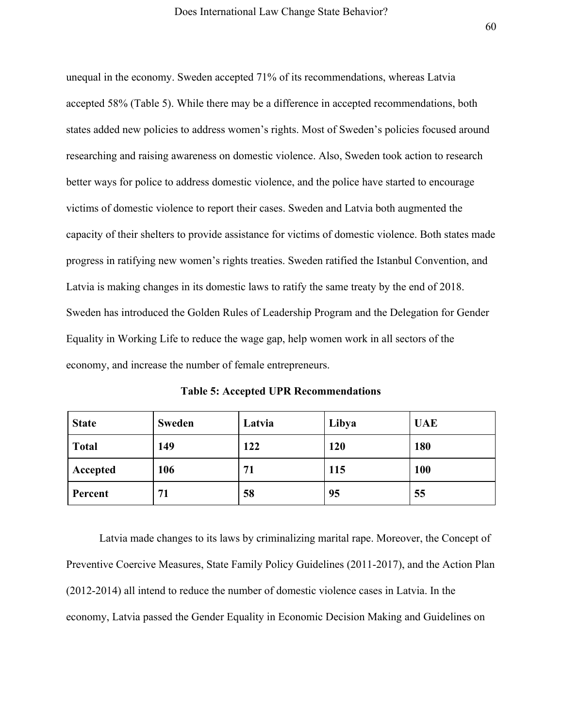unequal in the economy. Sweden accepted 71% of its recommendations, whereas Latvia accepted 58% (Table 5). While there may be a difference in accepted recommendations, both states added new policies to address women's rights. Most of Sweden's policies focused around researching and raising awareness on domestic violence. Also, Sweden took action to research better ways for police to address domestic violence, and the police have started to encourage victims of domestic violence to report their cases. Sweden and Latvia both augmented the capacity of their shelters to provide assistance for victims of domestic violence. Both states made progress in ratifying new women's rights treaties. Sweden ratified the Istanbul Convention, and Latvia is making changes in its domestic laws to ratify the same treaty by the end of 2018. Sweden has introduced the Golden Rules of Leadership Program and the Delegation for Gender Equality in Working Life to reduce the wage gap, help women work in all sectors of the economy, and increase the number of female entrepreneurs.

**Table 5: Accepted UPR Recommendations**

| **State** | **Sweden** | **Latvia** | **Libya** | **UAE** |
|---|---|---|---|---|
| **Total** | **149** | **122** | **120** | **180** |
| **Accepted** | **106** | **71** | **115** | **100** |
| **Percent** | **71** | **58** | **95** | **55** |

Latvia made changes to its laws by criminalizing marital rape. Moreover, the Concept of Preventive Coercive Measures, State Family Policy Guidelines (2011-2017), and the Action Plan (2012-2014) all intend to reduce the number of domestic violence cases in Latvia. In the economy, Latvia passed the Gender Equality in Economic Decision Making and Guidelines on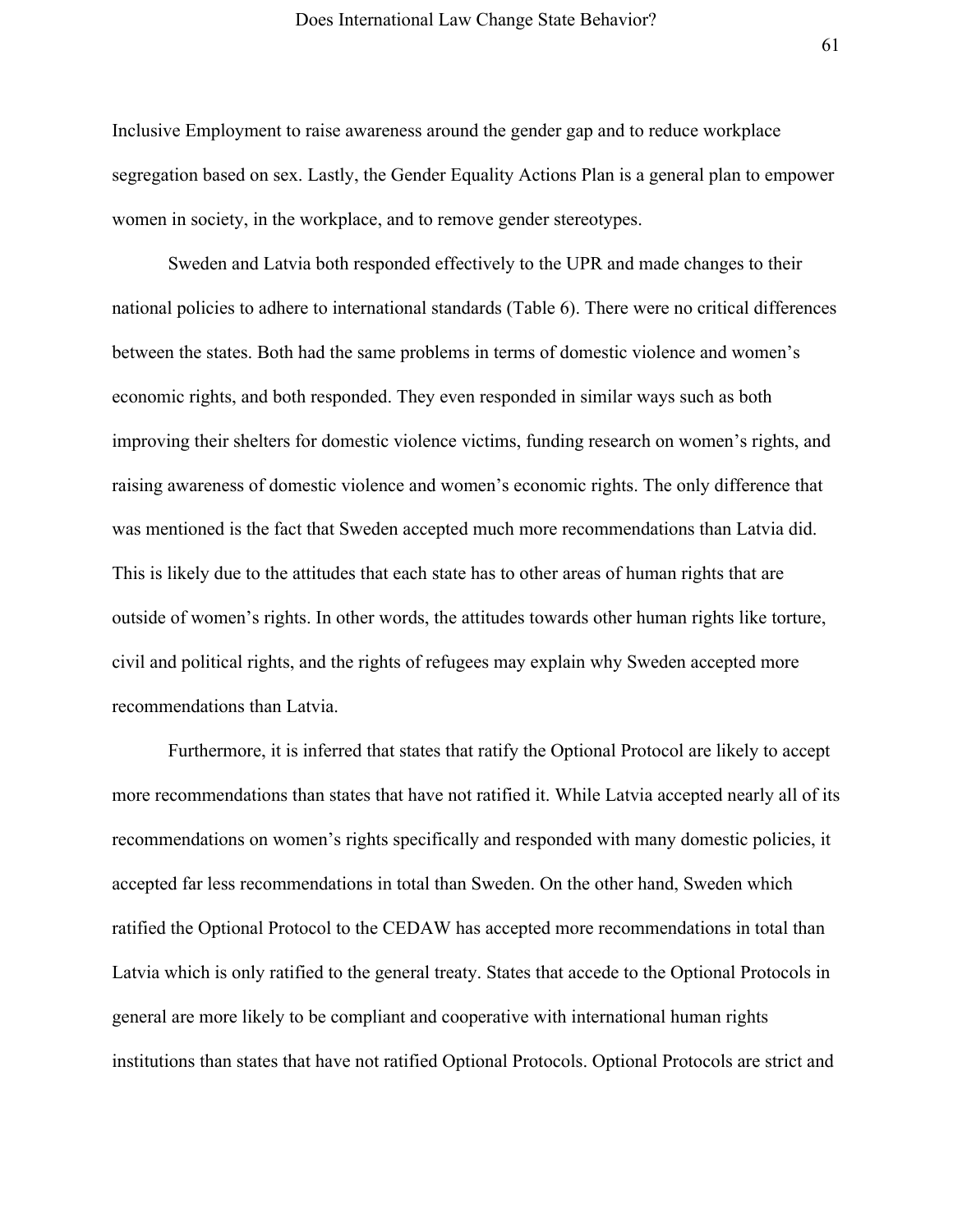Inclusive Employment to raise awareness around the gender gap and to reduce workplace segregation based on sex. Lastly, the Gender Equality Actions Plan is a general plan to empower women in society, in the workplace, and to remove gender stereotypes.

Sweden and Latvia both responded effectively to the UPR and made changes to their national policies to adhere to international standards (Table 6). There were no critical differences between the states. Both had the same problems in terms of domestic violence and women's economic rights, and both responded. They even responded in similar ways such as both improving their shelters for domestic violence victims, funding research on women's rights, and raising awareness of domestic violence and women's economic rights. The only difference that was mentioned is the fact that Sweden accepted much more recommendations than Latvia did. This is likely due to the attitudes that each state has to other areas of human rights that are outside of women's rights. In other words, the attitudes towards other human rights like torture, civil and political rights, and the rights of refugees may explain why Sweden accepted more recommendations than Latvia.

Furthermore, it is inferred that states that ratify the Optional Protocol are likely to accept more recommendations than states that have not ratified it. While Latvia accepted nearly all of its recommendations on women's rights specifically and responded with many domestic policies, it accepted far less recommendations in total than Sweden. On the other hand, Sweden which ratified the Optional Protocol to the CEDAW has accepted more recommendations in total than Latvia which is only ratified to the general treaty. States that accede to the Optional Protocols in general are more likely to be compliant and cooperative with international human rights institutions than states that have not ratified Optional Protocols. Optional Protocols are strict and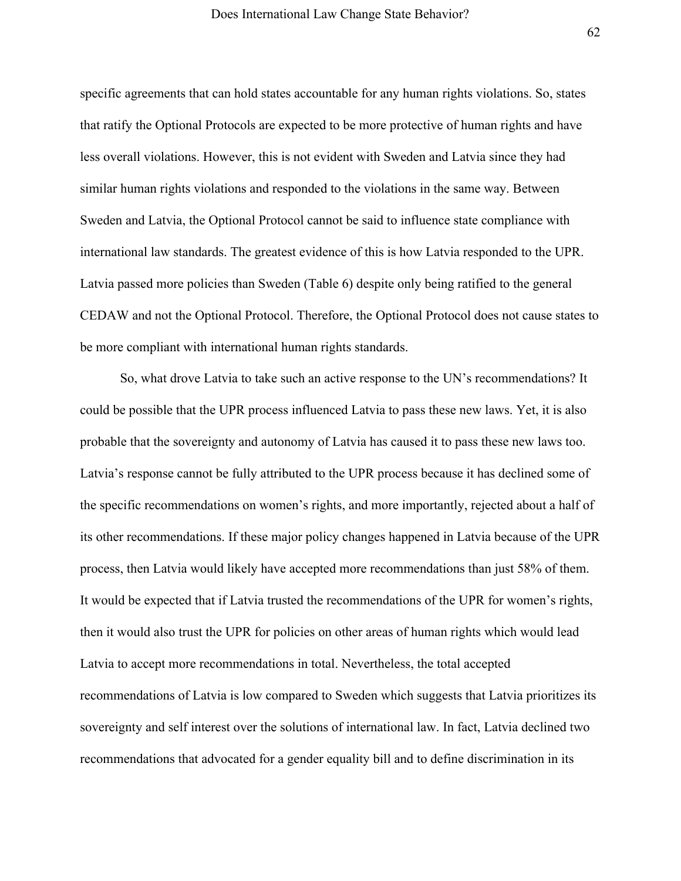specific agreements that can hold states accountable for any human rights violations. So, states that ratify the Optional Protocols are expected to be more protective of human rights and have less overall violations. However, this is not evident with Sweden and Latvia since they had similar human rights violations and responded to the violations in the same way. Between Sweden and Latvia, the Optional Protocol cannot be said to influence state compliance with international law standards. The greatest evidence of this is how Latvia responded to the UPR. Latvia passed more policies than Sweden (Table 6) despite only being ratified to the general CEDAW and not the Optional Protocol. Therefore, the Optional Protocol does not cause states to be more compliant with international human rights standards.

So, what drove Latvia to take such an active response to the UN's recommendations? It could be possible that the UPR process influenced Latvia to pass these new laws. Yet, it is also probable that the sovereignty and autonomy of Latvia has caused it to pass these new laws too. Latvia's response cannot be fully attributed to the UPR process because it has declined some of the specific recommendations on women's rights, and more importantly, rejected about a half of its other recommendations. If these major policy changes happened in Latvia because of the UPR process, then Latvia would likely have accepted more recommendations than just 58% of them. It would be expected that if Latvia trusted the recommendations of the UPR for women's rights, then it would also trust the UPR for policies on other areas of human rights which would lead Latvia to accept more recommendations in total. Nevertheless, the total accepted recommendations of Latvia is low compared to Sweden which suggests that Latvia prioritizes its sovereignty and self interest over the solutions of international law. In fact, Latvia declined two recommendations that advocated for a gender equality bill and to define discrimination in its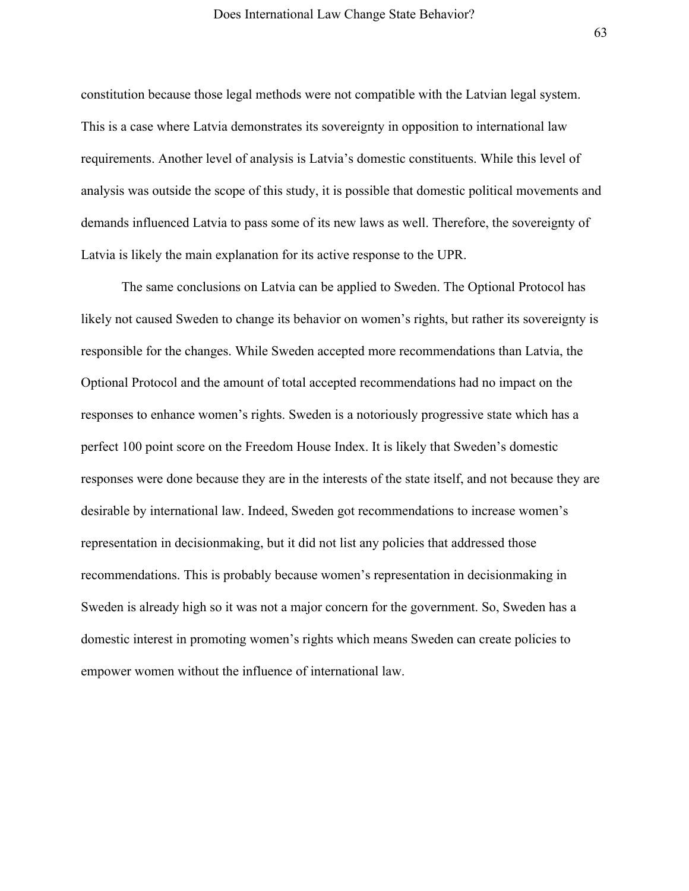constitution because those legal methods were not compatible with the Latvian legal system. This is a case where Latvia demonstrates its sovereignty in opposition to international law requirements. Another level of analysis is Latvia's domestic constituents. While this level of analysis was outside the scope of this study, it is possible that domestic political movements and demands influenced Latvia to pass some of its new laws as well. Therefore, the sovereignty of Latvia is likely the main explanation for its active response to the UPR.

The same conclusions on Latvia can be applied to Sweden. The Optional Protocol has likely not caused Sweden to change its behavior on women's rights, but rather its sovereignty is responsible for the changes. While Sweden accepted more recommendations than Latvia, the Optional Protocol and the amount of total accepted recommendations had no impact on the responses to enhance women's rights. Sweden is a notoriously progressive state which has a perfect 100 point score on the Freedom House Index. It is likely that Sweden's domestic responses were done because they are in the interests of the state itself, and not because they are desirable by international law. Indeed, Sweden got recommendations to increase women's representation in decisionmaking, but it did not list any policies that addressed those recommendations. This is probably because women's representation in decisionmaking in Sweden is already high so it was not a major concern for the government. So, Sweden has a domestic interest in promoting women's rights which means Sweden can create policies to empower women without the influence of international law.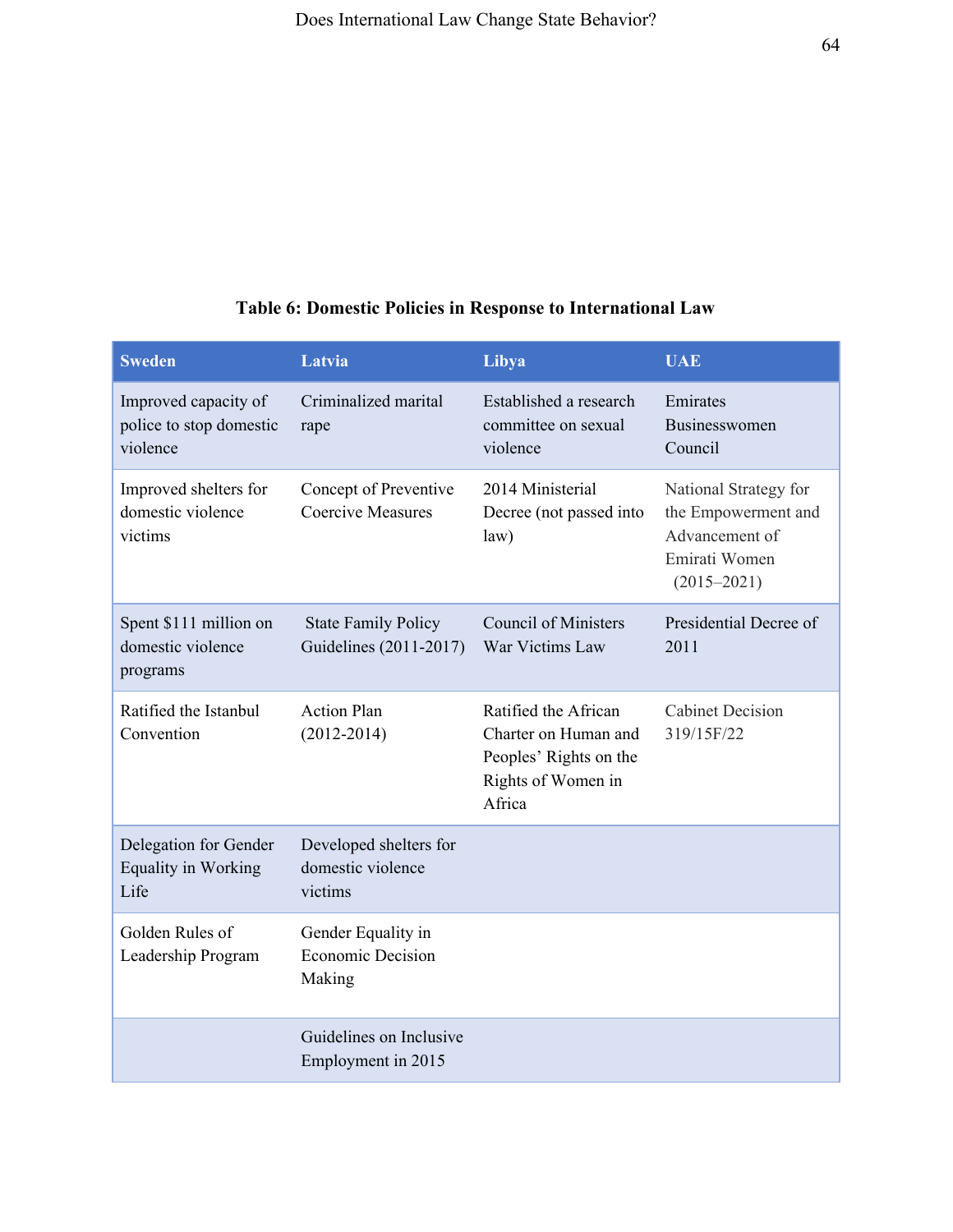**Table 6: Domestic Policies in Response to International Law**

| Sweden | Latvia | Libya | UAE |
|---|---|---|---|
| Improved capacity of police to stop domestic violence | Criminalized marital rape | Established a research committee on sexual violence | Emirates Businesswomen Council |
| Improved shelters for domestic violence victims | Concept of Preventive Coercive Measures | 2014 Ministerial Decree (not passed into law) | National Strategy for the Empowerment and Advancement of Emirati Women (2015–2021) |
| Spent $111 million on domestic violence programs | State Family Policy Guidelines (2011-2017) | Council of Ministers War Victims Law | Presidential Decree of 2011 |
| Ratified the Istanbul Convention | Action Plan (2012-2014) | Ratified the African Charter on Human and Peoples' Rights on the Rights of Women in Africa | Cabinet Decision 319/15F/22 |
| Delegation for Gender Equality in Working Life | Developed shelters for domestic violence victims | | |
| Golden Rules of Leadership Program | Gender Equality in Economic Decision Making | | |
| | Guidelines on Inclusive Employment in 2015 | | |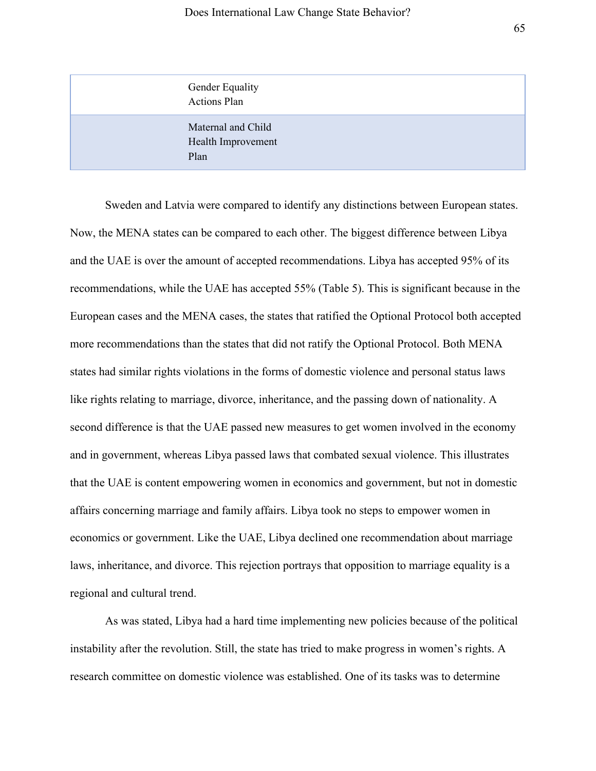| | |
|---|---|
| | Gender Equality Actions Plan |
| | Maternal and Child Health Improvement Plan |

Sweden and Latvia were compared to identify any distinctions between European states. Now, the MENA states can be compared to each other. The biggest difference between Libya and the UAE is over the amount of accepted recommendations. Libya has accepted 95% of its recommendations, while the UAE has accepted 55% (Table 5). This is significant because in the European cases and the MENA cases, the states that ratified the Optional Protocol both accepted more recommendations than the states that did not ratify the Optional Protocol. Both MENA states had similar rights violations in the forms of domestic violence and personal status laws like rights relating to marriage, divorce, inheritance, and the passing down of nationality. A second difference is that the UAE passed new measures to get women involved in the economy and in government, whereas Libya passed laws that combated sexual violence. This illustrates that the UAE is content empowering women in economics and government, but not in domestic affairs concerning marriage and family affairs. Libya took no steps to empower women in economics or government. Like the UAE, Libya declined one recommendation about marriage laws, inheritance, and divorce. This rejection portrays that opposition to marriage equality is a regional and cultural trend.

As was stated, Libya had a hard time implementing new policies because of the political instability after the revolution. Still, the state has tried to make progress in women's rights. A research committee on domestic violence was established. One of its tasks was to determine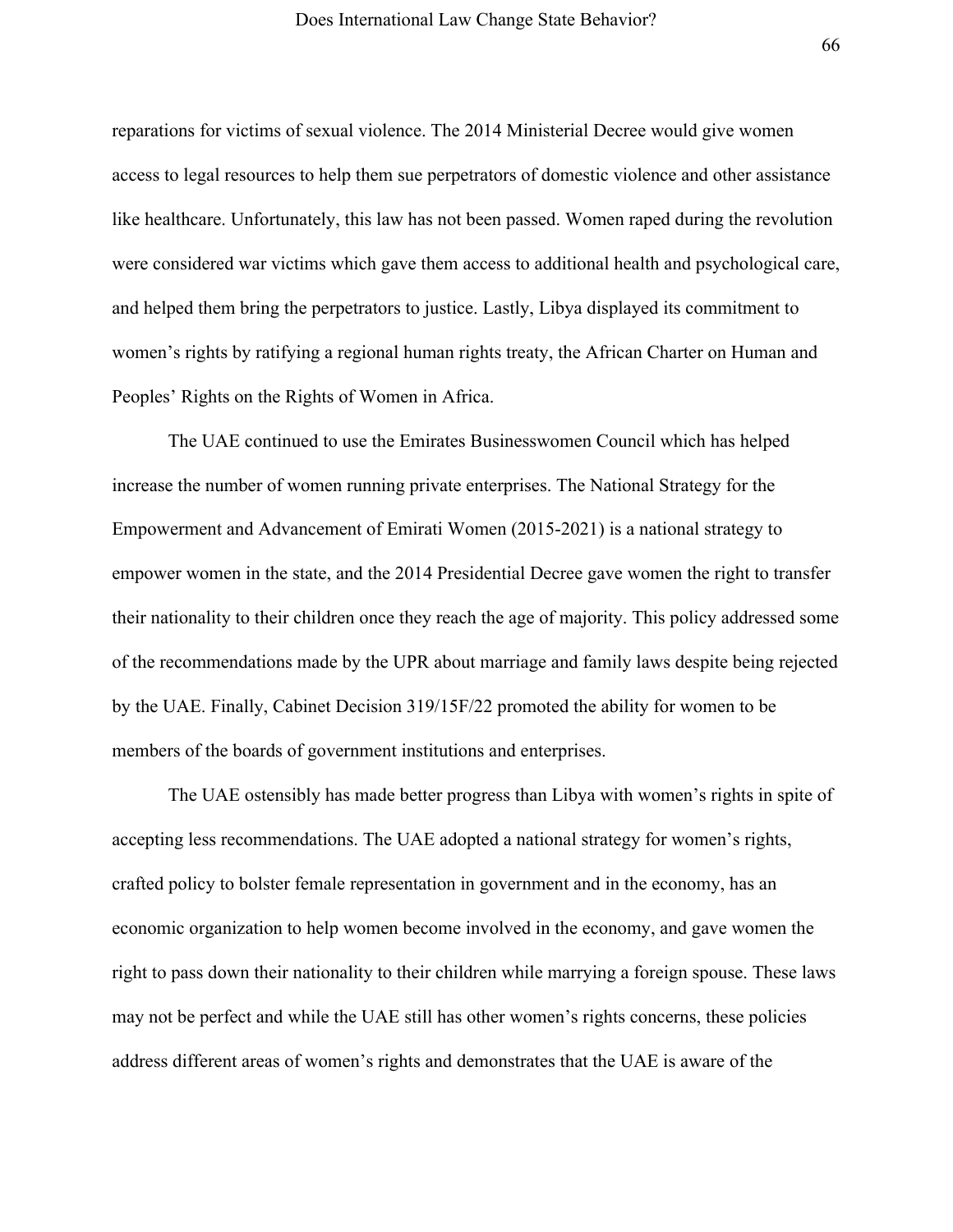reparations for victims of sexual violence. The 2014 Ministerial Decree would give women access to legal resources to help them sue perpetrators of domestic violence and other assistance like healthcare. Unfortunately, this law has not been passed. Women raped during the revolution were considered war victims which gave them access to additional health and psychological care, and helped them bring the perpetrators to justice. Lastly, Libya displayed its commitment to women's rights by ratifying a regional human rights treaty, the African Charter on Human and Peoples' Rights on the Rights of Women in Africa.

The UAE continued to use the Emirates Businesswomen Council which has helped increase the number of women running private enterprises. The National Strategy for the Empowerment and Advancement of Emirati Women (2015-2021) is a national strategy to empower women in the state, and the 2014 Presidential Decree gave women the right to transfer their nationality to their children once they reach the age of majority. This policy addressed some of the recommendations made by the UPR about marriage and family laws despite being rejected by the UAE. Finally, Cabinet Decision 319/15F/22 promoted the ability for women to be members of the boards of government institutions and enterprises.

The UAE ostensibly has made better progress than Libya with women's rights in spite of accepting less recommendations. The UAE adopted a national strategy for women's rights, crafted policy to bolster female representation in government and in the economy, has an economic organization to help women become involved in the economy, and gave women the right to pass down their nationality to their children while marrying a foreign spouse. These laws may not be perfect and while the UAE still has other women's rights concerns, these policies address different areas of women's rights and demonstrates that the UAE is aware of the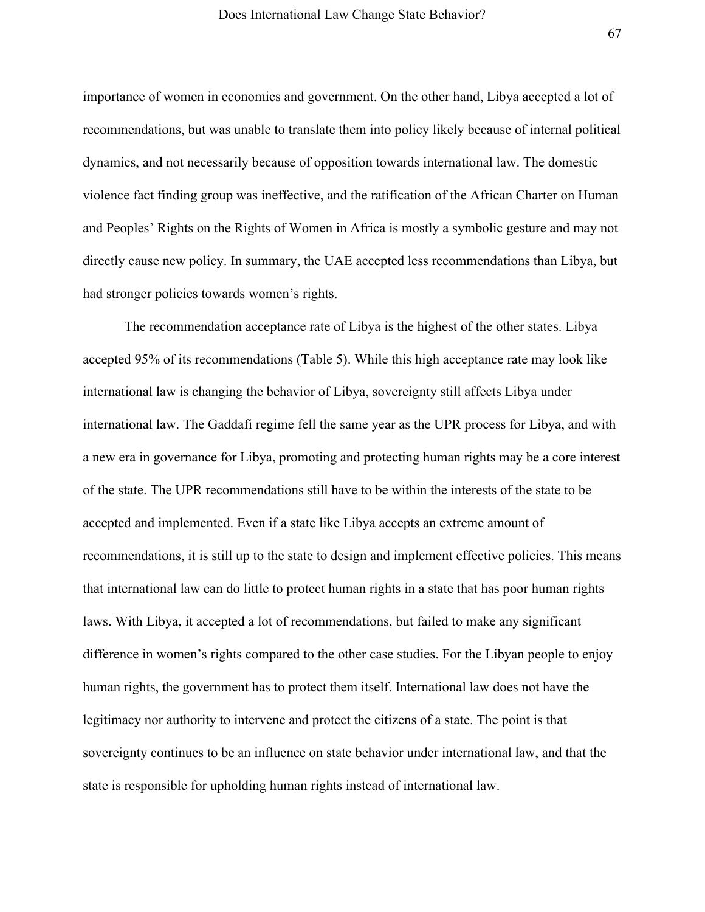importance of women in economics and government. On the other hand, Libya accepted a lot of recommendations, but was unable to translate them into policy likely because of internal political dynamics, and not necessarily because of opposition towards international law. The domestic violence fact finding group was ineffective, and the ratification of the African Charter on Human and Peoples' Rights on the Rights of Women in Africa is mostly a symbolic gesture and may not directly cause new policy. In summary, the UAE accepted less recommendations than Libya, but had stronger policies towards women's rights.

The recommendation acceptance rate of Libya is the highest of the other states. Libya accepted 95% of its recommendations (Table 5). While this high acceptance rate may look like international law is changing the behavior of Libya, sovereignty still affects Libya under international law. The Gaddafi regime fell the same year as the UPR process for Libya, and with a new era in governance for Libya, promoting and protecting human rights may be a core interest of the state. The UPR recommendations still have to be within the interests of the state to be accepted and implemented. Even if a state like Libya accepts an extreme amount of recommendations, it is still up to the state to design and implement effective policies. This means that international law can do little to protect human rights in a state that has poor human rights laws. With Libya, it accepted a lot of recommendations, but failed to make any significant difference in women's rights compared to the other case studies. For the Libyan people to enjoy human rights, the government has to protect them itself. International law does not have the legitimacy nor authority to intervene and protect the citizens of a state. The point is that sovereignty continues to be an influence on state behavior under international law, and that the state is responsible for upholding human rights instead of international law.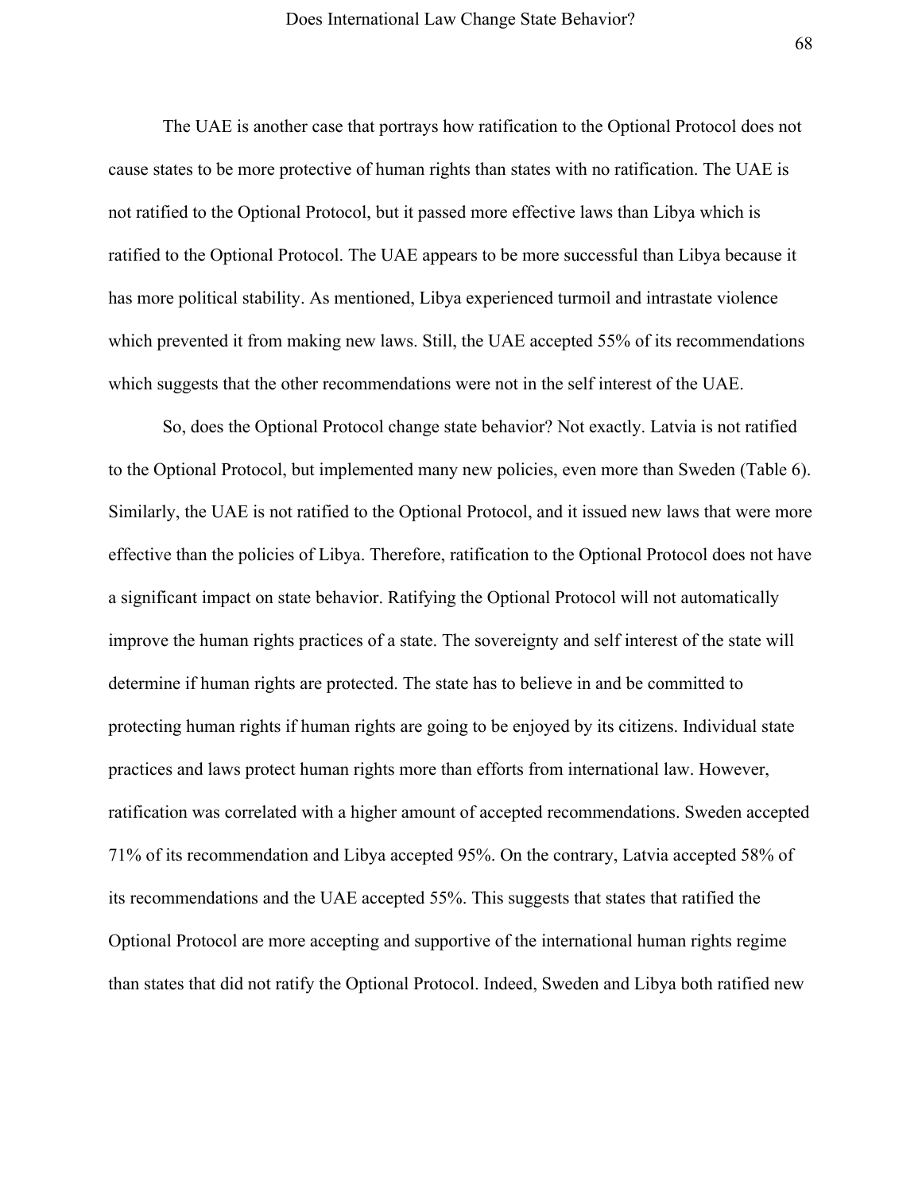The UAE is another case that portrays how ratification to the Optional Protocol does not cause states to be more protective of human rights than states with no ratification. The UAE is not ratified to the Optional Protocol, but it passed more effective laws than Libya which is ratified to the Optional Protocol. The UAE appears to be more successful than Libya because it has more political stability. As mentioned, Libya experienced turmoil and intrastate violence which prevented it from making new laws. Still, the UAE accepted 55% of its recommendations which suggests that the other recommendations were not in the self interest of the UAE.

So, does the Optional Protocol change state behavior? Not exactly. Latvia is not ratified to the Optional Protocol, but implemented many new policies, even more than Sweden (Table 6). Similarly, the UAE is not ratified to the Optional Protocol, and it issued new laws that were more effective than the policies of Libya. Therefore, ratification to the Optional Protocol does not have a significant impact on state behavior. Ratifying the Optional Protocol will not automatically improve the human rights practices of a state. The sovereignty and self interest of the state will determine if human rights are protected. The state has to believe in and be committed to protecting human rights if human rights are going to be enjoyed by its citizens. Individual state practices and laws protect human rights more than efforts from international law. However, ratification was correlated with a higher amount of accepted recommendations. Sweden accepted 71% of its recommendation and Libya accepted 95%. On the contrary, Latvia accepted 58% of its recommendations and the UAE accepted 55%. This suggests that states that ratified the Optional Protocol are more accepting and supportive of the international human rights regime than states that did not ratify the Optional Protocol. Indeed, Sweden and Libya both ratified new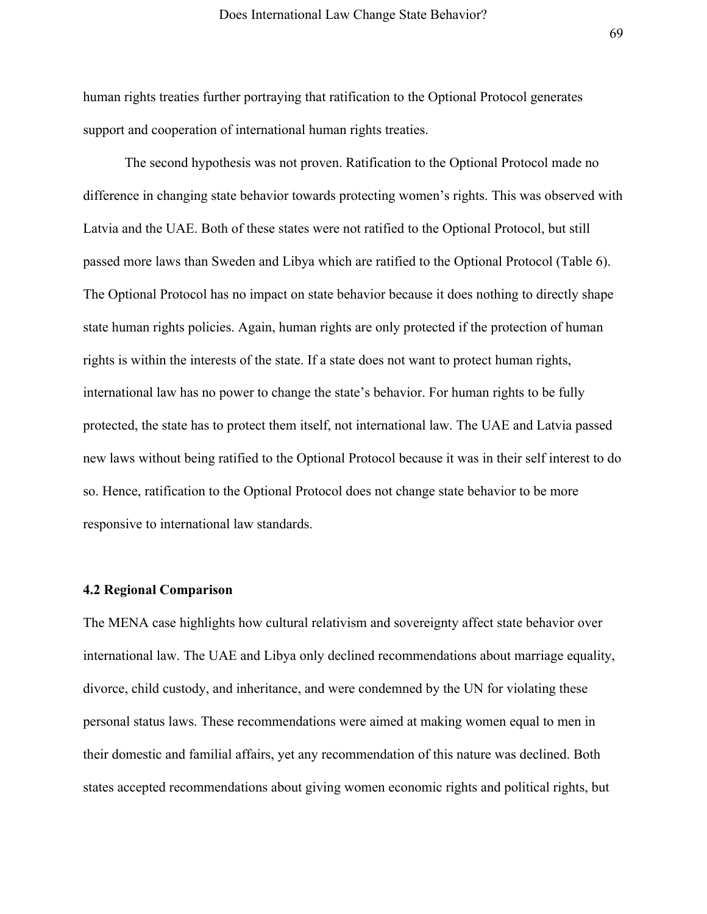human rights treaties further portraying that ratification to the Optional Protocol generates support and cooperation of international human rights treaties.

The second hypothesis was not proven. Ratification to the Optional Protocol made no difference in changing state behavior towards protecting women's rights. This was observed with Latvia and the UAE. Both of these states were not ratified to the Optional Protocol, but still passed more laws than Sweden and Libya which are ratified to the Optional Protocol (Table 6). The Optional Protocol has no impact on state behavior because it does nothing to directly shape state human rights policies. Again, human rights are only protected if the protection of human rights is within the interests of the state. If a state does not want to protect human rights, international law has no power to change the state's behavior. For human rights to be fully protected, the state has to protect them itself, not international law. The UAE and Latvia passed new laws without being ratified to the Optional Protocol because it was in their self interest to do so. Hence, ratification to the Optional Protocol does not change state behavior to be more responsive to international law standards.

### 4.2 Regional Comparison

The MENA case highlights how cultural relativism and sovereignty affect state behavior over international law. The UAE and Libya only declined recommendations about marriage equality, divorce, child custody, and inheritance, and were condemned by the UN for violating these personal status laws. These recommendations were aimed at making women equal to men in their domestic and familial affairs, yet any recommendation of this nature was declined. Both states accepted recommendations about giving women economic rights and political rights, but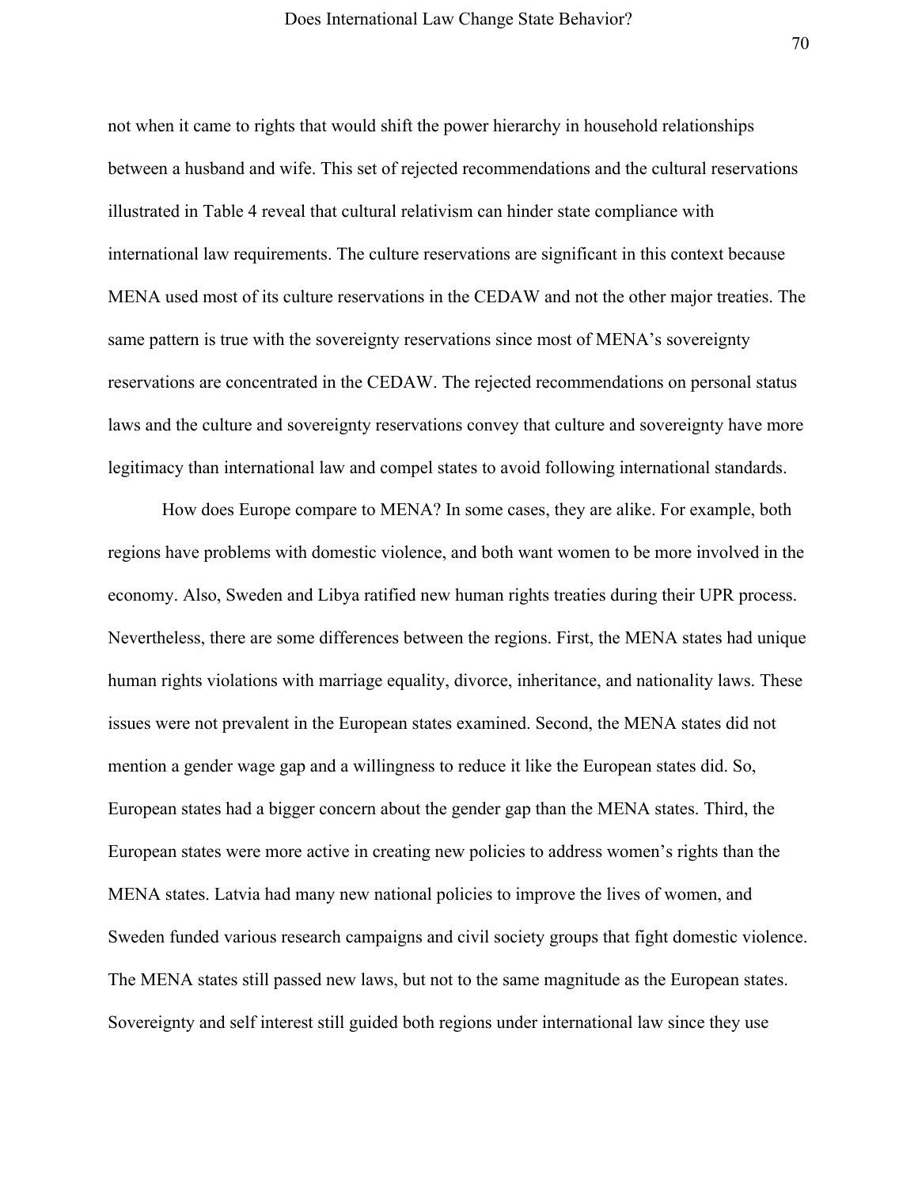not when it came to rights that would shift the power hierarchy in household relationships between a husband and wife. This set of rejected recommendations and the cultural reservations illustrated in Table 4 reveal that cultural relativism can hinder state compliance with international law requirements. The culture reservations are significant in this context because MENA used most of its culture reservations in the CEDAW and not the other major treaties. The same pattern is true with the sovereignty reservations since most of MENA's sovereignty reservations are concentrated in the CEDAW. The rejected recommendations on personal status laws and the culture and sovereignty reservations convey that culture and sovereignty have more legitimacy than international law and compel states to avoid following international standards.

How does Europe compare to MENA? In some cases, they are alike. For example, both regions have problems with domestic violence, and both want women to be more involved in the economy. Also, Sweden and Libya ratified new human rights treaties during their UPR process. Nevertheless, there are some differences between the regions. First, the MENA states had unique human rights violations with marriage equality, divorce, inheritance, and nationality laws. These issues were not prevalent in the European states examined. Second, the MENA states did not mention a gender wage gap and a willingness to reduce it like the European states did. So, European states had a bigger concern about the gender gap than the MENA states. Third, the European states were more active in creating new policies to address women's rights than the MENA states. Latvia had many new national policies to improve the lives of women, and Sweden funded various research campaigns and civil society groups that fight domestic violence. The MENA states still passed new laws, but not to the same magnitude as the European states. Sovereignty and self interest still guided both regions under international law since they use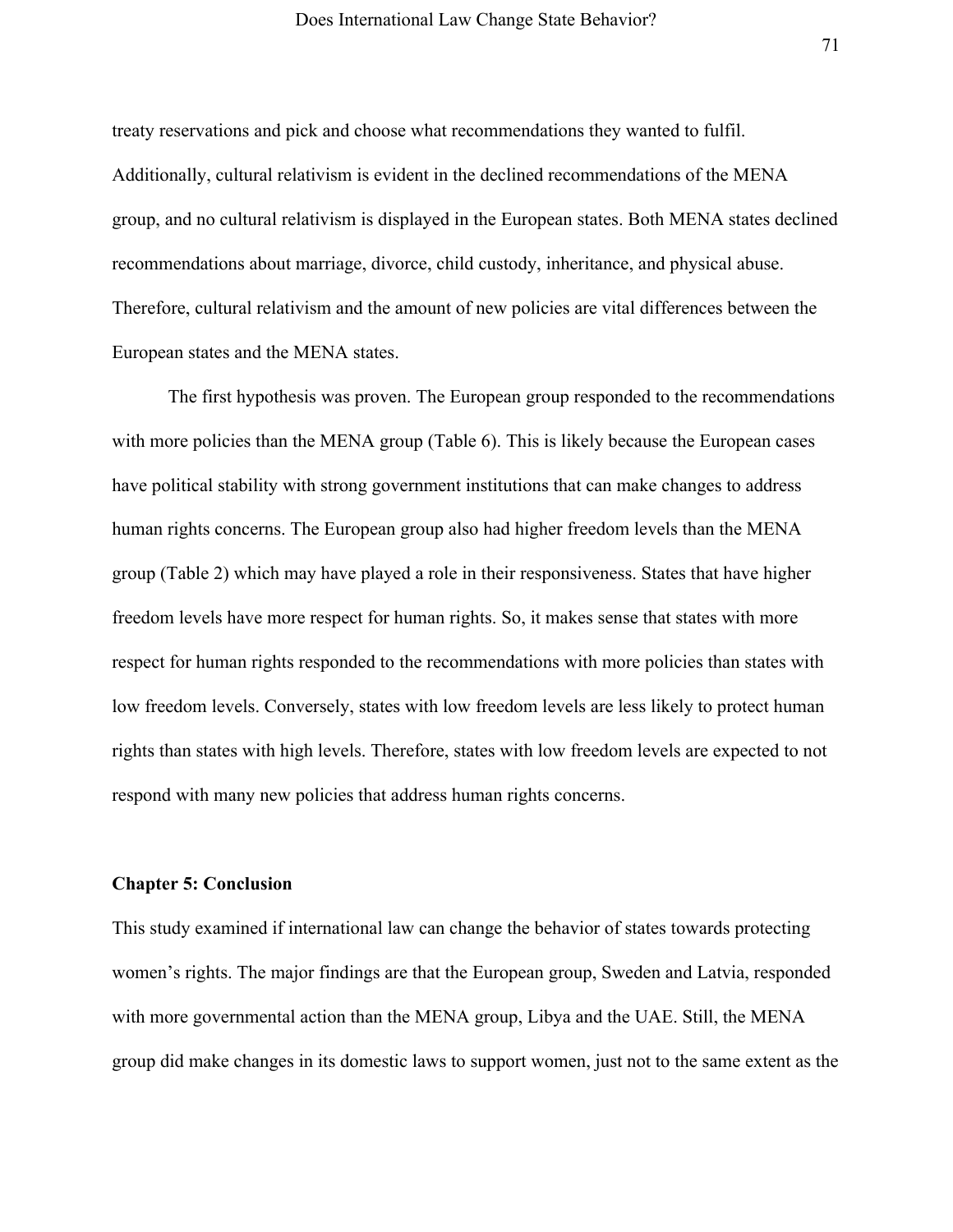treaty reservations and pick and choose what recommendations they wanted to fulfil. Additionally, cultural relativism is evident in the declined recommendations of the MENA group, and no cultural relativism is displayed in the European states. Both MENA states declined recommendations about marriage, divorce, child custody, inheritance, and physical abuse. Therefore, cultural relativism and the amount of new policies are vital differences between the European states and the MENA states.

The first hypothesis was proven. The European group responded to the recommendations with more policies than the MENA group (Table 6). This is likely because the European cases have political stability with strong government institutions that can make changes to address human rights concerns. The European group also had higher freedom levels than the MENA group (Table 2) which may have played a role in their responsiveness. States that have higher freedom levels have more respect for human rights. So, it makes sense that states with more respect for human rights responded to the recommendations with more policies than states with low freedom levels. Conversely, states with low freedom levels are less likely to protect human rights than states with high levels. Therefore, states with low freedom levels are expected to not respond with many new policies that address human rights concerns.

## Chapter 5: Conclusion

This study examined if international law can change the behavior of states towards protecting women's rights. The major findings are that the European group, Sweden and Latvia, responded with more governmental action than the MENA group, Libya and the UAE. Still, the MENA group did make changes in its domestic laws to support women, just not to the same extent as the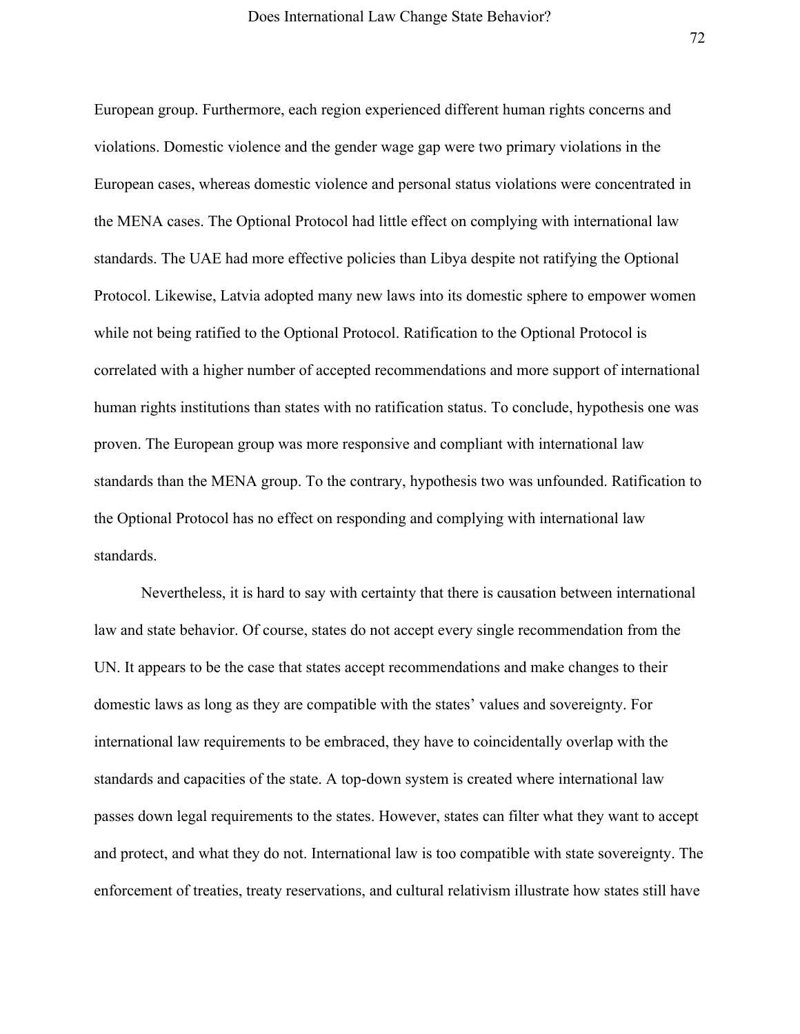European group. Furthermore, each region experienced different human rights concerns and violations. Domestic violence and the gender wage gap were two primary violations in the European cases, whereas domestic violence and personal status violations were concentrated in the MENA cases. The Optional Protocol had little effect on complying with international law standards. The UAE had more effective policies than Libya despite not ratifying the Optional Protocol. Likewise, Latvia adopted many new laws into its domestic sphere to empower women while not being ratified to the Optional Protocol. Ratification to the Optional Protocol is correlated with a higher number of accepted recommendations and more support of international human rights institutions than states with no ratification status. To conclude, hypothesis one was proven. The European group was more responsive and compliant with international law standards than the MENA group. To the contrary, hypothesis two was unfounded. Ratification to the Optional Protocol has no effect on responding and complying with international law standards.

Nevertheless, it is hard to say with certainty that there is causation between international law and state behavior. Of course, states do not accept every single recommendation from the UN. It appears to be the case that states accept recommendations and make changes to their domestic laws as long as they are compatible with the states' values and sovereignty. For international law requirements to be embraced, they have to coincidentally overlap with the standards and capacities of the state. A top-down system is created where international law passes down legal requirements to the states. However, states can filter what they want to accept and protect, and what they do not. International law is too compatible with state sovereignty. The enforcement of treaties, treaty reservations, and cultural relativism illustrate how states still have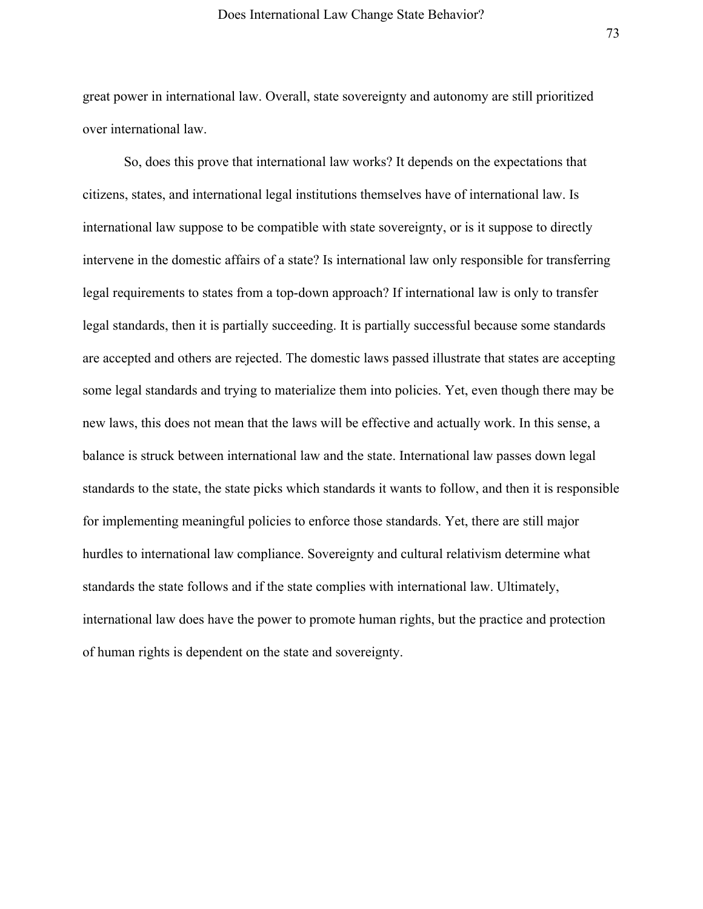great power in international law. Overall, state sovereignty and autonomy are still prioritized over international law.

So, does this prove that international law works? It depends on the expectations that citizens, states, and international legal institutions themselves have of international law. Is international law suppose to be compatible with state sovereignty, or is it suppose to directly intervene in the domestic affairs of a state? Is international law only responsible for transferring legal requirements to states from a top-down approach? If international law is only to transfer legal standards, then it is partially succeeding. It is partially successful because some standards are accepted and others are rejected. The domestic laws passed illustrate that states are accepting some legal standards and trying to materialize them into policies. Yet, even though there may be new laws, this does not mean that the laws will be effective and actually work. In this sense, a balance is struck between international law and the state. International law passes down legal standards to the state, the state picks which standards it wants to follow, and then it is responsible for implementing meaningful policies to enforce those standards. Yet, there are still major hurdles to international law compliance. Sovereignty and cultural relativism determine what standards the state follows and if the state complies with international law. Ultimately, international law does have the power to promote human rights, but the practice and protection of human rights is dependent on the state and sovereignty.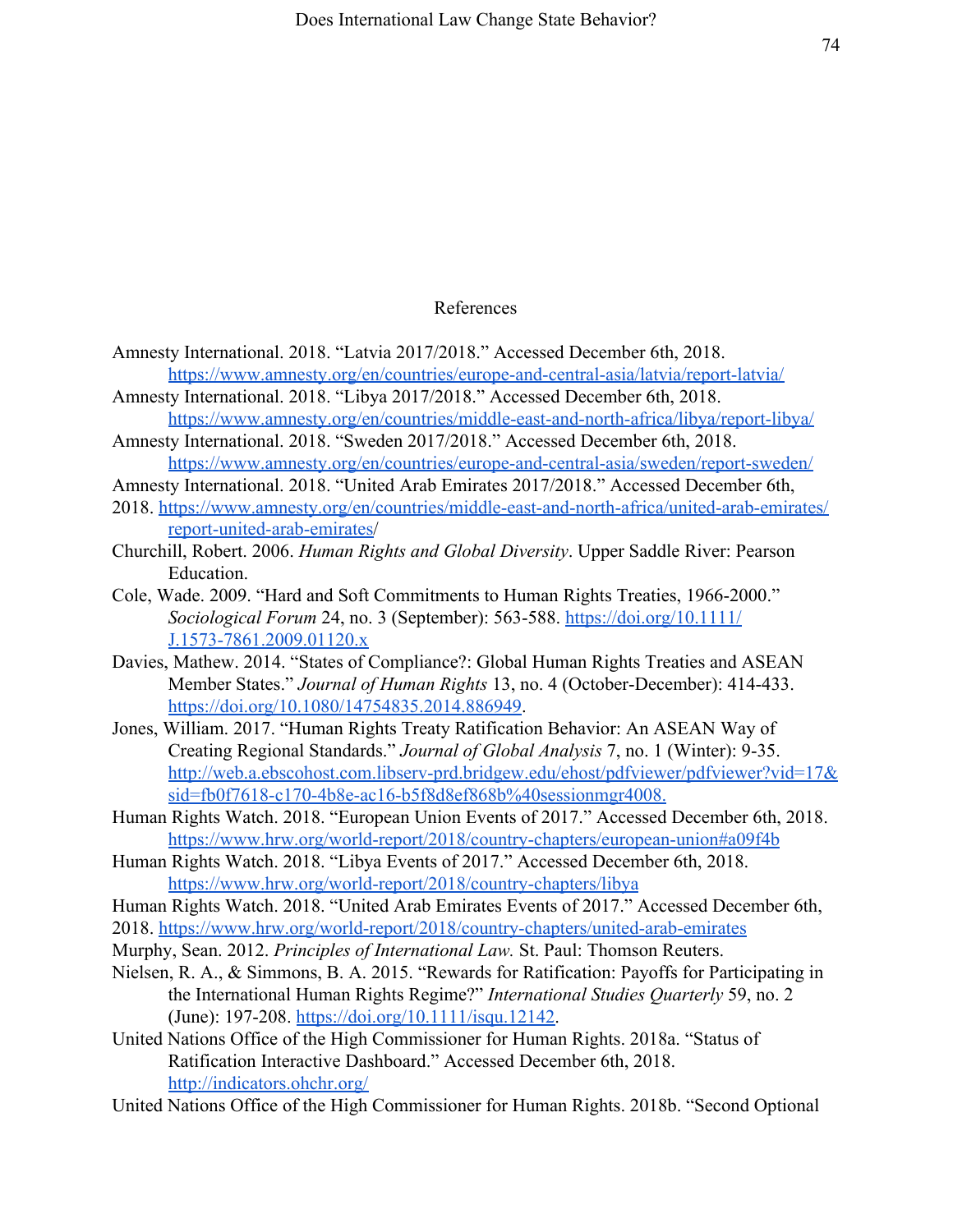# References

Amnesty International. 2018. “Latvia 2017/2018.” Accessed December 6th, 2018. https://www.amnesty.org/en/countries/europe-and-central-asia/latvia/report-latvia/

Amnesty International. 2018. “Libya 2017/2018.” Accessed December 6th, 2018. https://www.amnesty.org/en/countries/middle-east-and-north-africa/libya/report-libya/

Amnesty International. 2018. “Sweden 2017/2018.” Accessed December 6th, 2018. https://www.amnesty.org/en/countries/europe-and-central-asia/sweden/report-sweden/

Amnesty International. 2018. “United Arab Emirates 2017/2018.” Accessed December 6th, 2018. https://www.amnesty.org/en/countries/middle-east-and-north-africa/united-arab-emirates/report-united-arab-emirates/

Churchill, Robert. 2006. *Human Rights and Global Diversity*. Upper Saddle River: Pearson Education.

Cole, Wade. 2009. “Hard and Soft Commitments to Human Rights Treaties, 1966-2000.” *Sociological Forum* 24, no. 3 (September): 563-588. https://doi.org/10.1111/J.1573-7861.2009.01120.x

Davies, Mathew. 2014. “States of Compliance?: Global Human Rights Treaties and ASEAN Member States.” *Journal of Human Rights* 13, no. 4 (October-December): 414-433. https://doi.org/10.1080/14754835.2014.886949.

Jones, William. 2017. “Human Rights Treaty Ratification Behavior: An ASEAN Way of Creating Regional Standards.” *Journal of Global Analysis* 7, no. 1 (Winter): 9-35. http://web.a.ebscohost.com.libserv-prd.bridgew.edu/ehost/pdfviewer/pdfviewer?vid=17&sid=fb0f7618-c170-4b8e-ac16-b5f8d8ef868b%40sessionmgr4008.

Human Rights Watch. 2018. “European Union Events of 2017.” Accessed December 6th, 2018. https://www.hrw.org/world-report/2018/country-chapters/european-union#a09f4b

Human Rights Watch. 2018. “Libya Events of 2017.” Accessed December 6th, 2018. https://www.hrw.org/world-report/2018/country-chapters/libya

Human Rights Watch. 2018. “United Arab Emirates Events of 2017.” Accessed December 6th, 2018. https://www.hrw.org/world-report/2018/country-chapters/united-arab-emirates

Murphy, Sean. 2012. *Principles of International Law.* St. Paul: Thomson Reuters.

Nielsen, R. A., & Simmons, B. A. 2015. “Rewards for Ratification: Payoffs for Participating in the International Human Rights Regime?” *International Studies Quarterly* 59, no. 2 (June): 197-208. https://doi.org/10.1111/isqu.12142.

United Nations Office of the High Commissioner for Human Rights. 2018a. “Status of Ratification Interactive Dashboard.” Accessed December 6th, 2018. http://indicators.ohchr.org/

United Nations Office of the High Commissioner for Human Rights. 2018b. “Second Optional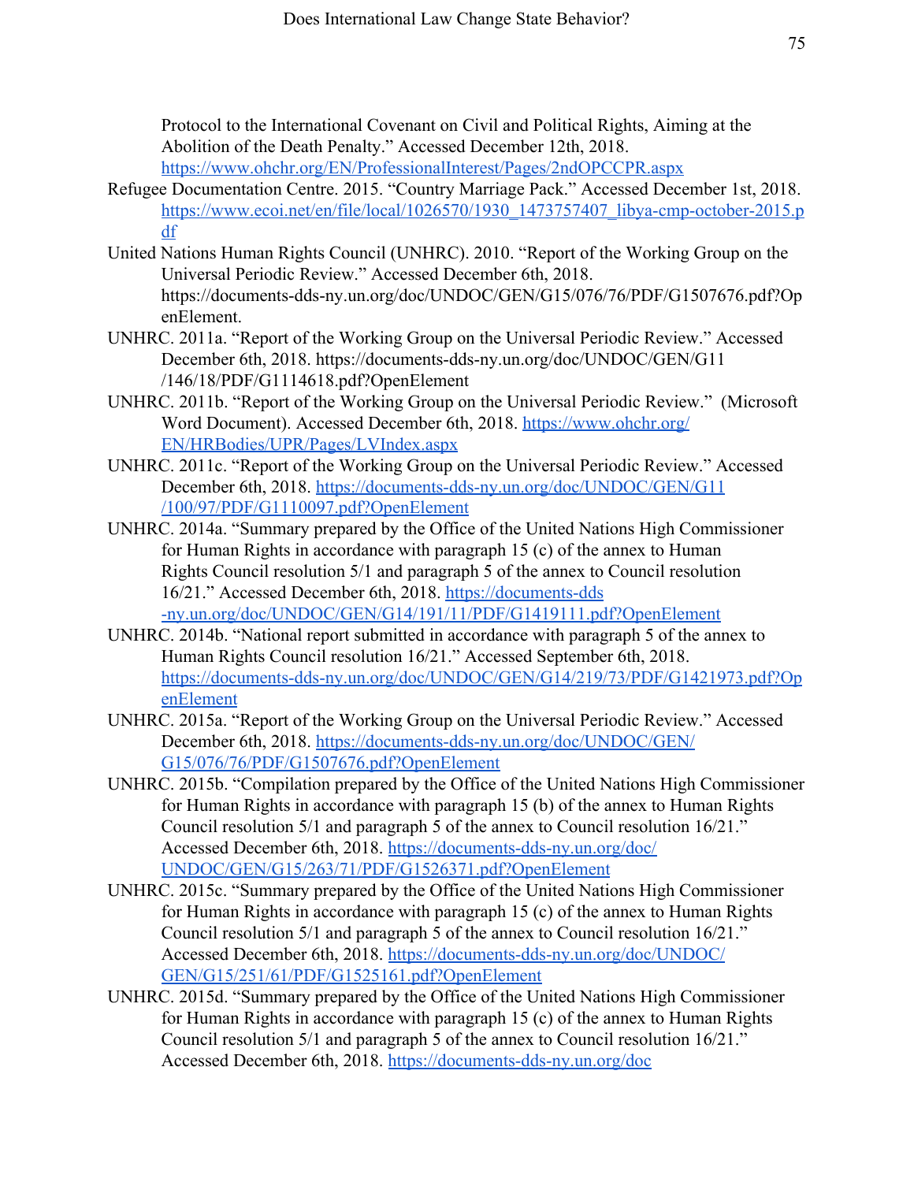Protocol to the International Covenant on Civil and Political Rights, Aiming at the Abolition of the Death Penalty." Accessed December 12th, 2018. https://www.ohchr.org/EN/ProfessionalInterest/Pages/2ndOPCCPR.aspx

Refugee Documentation Centre. 2015. "Country Marriage Pack." Accessed December 1st, 2018. https://www.ecoi.net/en/file/local/1026570/1930_1473757407_libya-cmp-october-2015.pdf

United Nations Human Rights Council (UNHRC). 2010. "Report of the Working Group on the Universal Periodic Review." Accessed December 6th, 2018. https://documents-dds-ny.un.org/doc/UNDOC/GEN/G15/076/76/PDF/G1507676.pdf?OpenElement.

UNHRC. 2011a. "Report of the Working Group on the Universal Periodic Review." Accessed December 6th, 2018. https://documents-dds-ny.un.org/doc/UNDOC/GEN/G11/146/18/PDF/G1114618.pdf?OpenElement

UNHRC. 2011b. "Report of the Working Group on the Universal Periodic Review." (Microsoft Word Document). Accessed December 6th, 2018. https://www.ohchr.org/EN/HRBodies/UPR/Pages/LVIndex.aspx

UNHRC. 2011c. "Report of the Working Group on the Universal Periodic Review." Accessed December 6th, 2018. https://documents-dds-ny.un.org/doc/UNDOC/GEN/G11/100/97/PDF/G1110097.pdf?OpenElement

UNHRC. 2014a. "Summary prepared by the Office of the United Nations High Commissioner for Human Rights in accordance with paragraph 15 (c) of the annex to Human Rights Council resolution 5/1 and paragraph 5 of the annex to Council resolution 16/21." Accessed December 6th, 2018. https://documents-dds-ny.un.org/doc/UNDOC/GEN/G14/191/11/PDF/G1419111.pdf?OpenElement

UNHRC. 2014b. "National report submitted in accordance with paragraph 5 of the annex to Human Rights Council resolution 16/21." Accessed September 6th, 2018. https://documents-dds-ny.un.org/doc/UNDOC/GEN/G14/219/73/PDF/G1421973.pdf?OpenElement

UNHRC. 2015a. "Report of the Working Group on the Universal Periodic Review." Accessed December 6th, 2018. https://documents-dds-ny.un.org/doc/UNDOC/GEN/G15/076/76/PDF/G1507676.pdf?OpenElement

UNHRC. 2015b. "Compilation prepared by the Office of the United Nations High Commissioner for Human Rights in accordance with paragraph 15 (b) of the annex to Human Rights Council resolution 5/1 and paragraph 5 of the annex to Council resolution 16/21." Accessed December 6th, 2018. https://documents-dds-ny.un.org/doc/UNDOC/GEN/G15/263/71/PDF/G1526371.pdf?OpenElement

UNHRC. 2015c. "Summary prepared by the Office of the United Nations High Commissioner for Human Rights in accordance with paragraph 15 (c) of the annex to Human Rights Council resolution 5/1 and paragraph 5 of the annex to Council resolution 16/21." Accessed December 6th, 2018. https://documents-dds-ny.un.org/doc/UNDOC/GEN/G15/251/61/PDF/G1525161.pdf?OpenElement

UNHRC. 2015d. "Summary prepared by the Office of the United Nations High Commissioner for Human Rights in accordance with paragraph 15 (c) of the annex to Human Rights Council resolution 5/1 and paragraph 5 of the annex to Council resolution 16/21." Accessed December 6th, 2018. https://documents-dds-ny.un.org/doc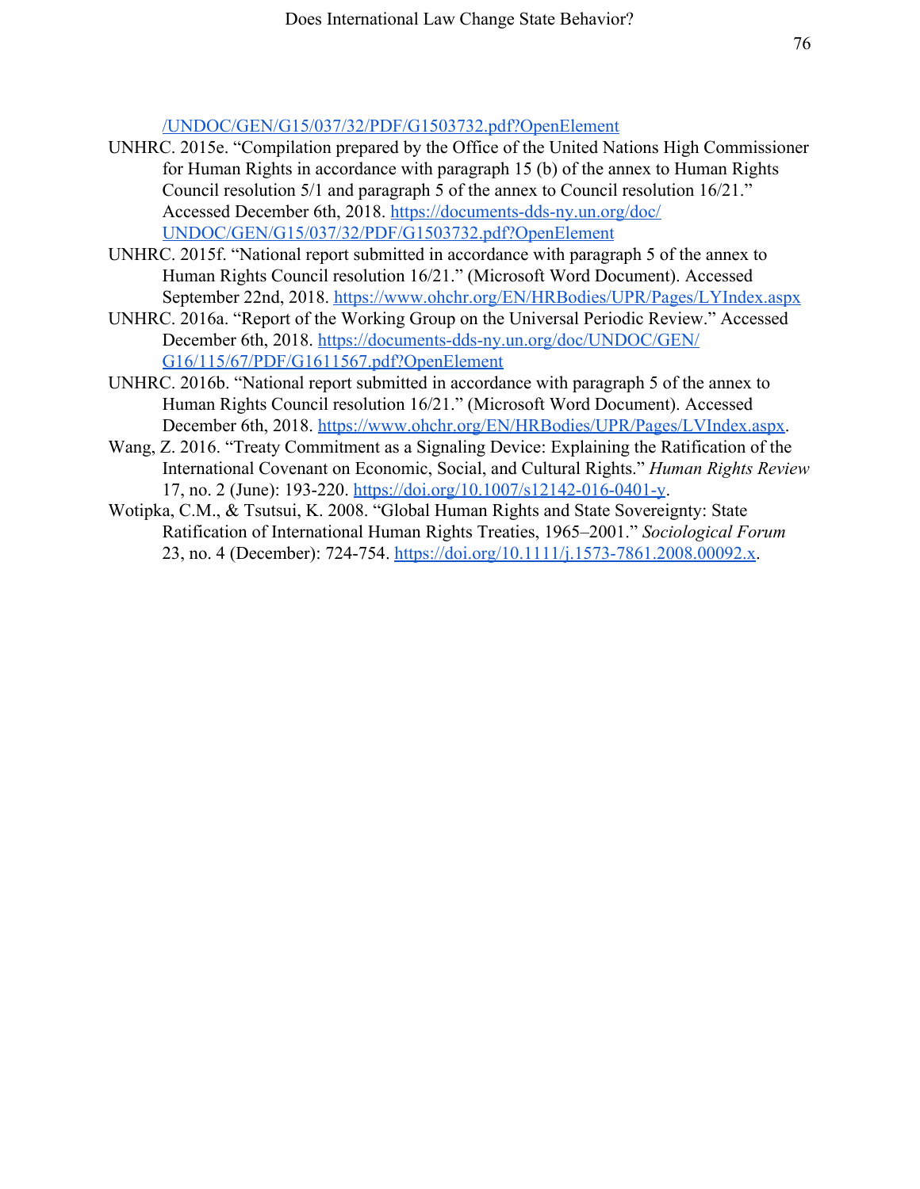/UNDOC/GEN/G15/037/32/PDF/G1503732.pdf?OpenElement

UNHRC. 2015e. "Compilation prepared by the Office of the United Nations High Commissioner for Human Rights in accordance with paragraph 15 (b) of the annex to Human Rights Council resolution 5/1 and paragraph 5 of the annex to Council resolution 16/21." Accessed December 6th, 2018. https://documents-dds-ny.un.org/doc/UNDOC/GEN/G15/037/32/PDF/G1503732.pdf?OpenElement

UNHRC. 2015f. "National report submitted in accordance with paragraph 5 of the annex to Human Rights Council resolution 16/21." (Microsoft Word Document). Accessed September 22nd, 2018. https://www.ohchr.org/EN/HRBodies/UPR/Pages/LYIndex.aspx

UNHRC. 2016a. "Report of the Working Group on the Universal Periodic Review." Accessed December 6th, 2018. https://documents-dds-ny.un.org/doc/UNDOC/GEN/G16/115/67/PDF/G1611567.pdf?OpenElement

UNHRC. 2016b. "National report submitted in accordance with paragraph 5 of the annex to Human Rights Council resolution 16/21." (Microsoft Word Document). Accessed December 6th, 2018. https://www.ohchr.org/EN/HRBodies/UPR/Pages/LVIndex.aspx.

Wang, Z. 2016. "Treaty Commitment as a Signaling Device: Explaining the Ratification of the International Covenant on Economic, Social, and Cultural Rights." *Human Rights Review* 17, no. 2 (June): 193-220. https://doi.org/10.1007/s12142-016-0401-y.

Wotipka, C.M., & Tsutsui, K. 2008. "Global Human Rights and State Sovereignty: State Ratification of International Human Rights Treaties, 1965–2001." *Sociological Forum* 23, no. 4 (December): 724-754. https://doi.org/10.1111/j.1573-7861.2008.00092.x.